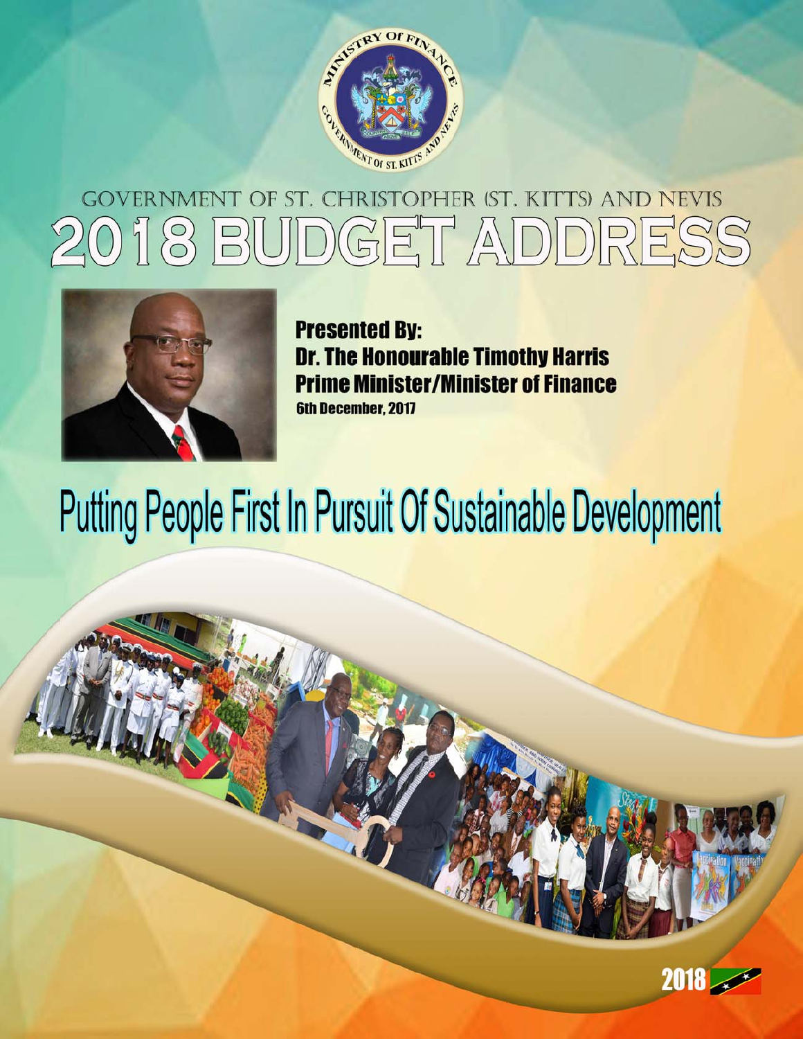# GOVERNMENT OF ST. CHRISTOPHER (ST. KITTS) AND NEVIS

# 2018 BUDGET ADDRESS

**Presented By:**
**Dr. The Honourable Timothy Harris**
**Prime Minister/Minister of Finance**
**6th December, 2017**

## Putting People First In Pursuit Of Sustainable Development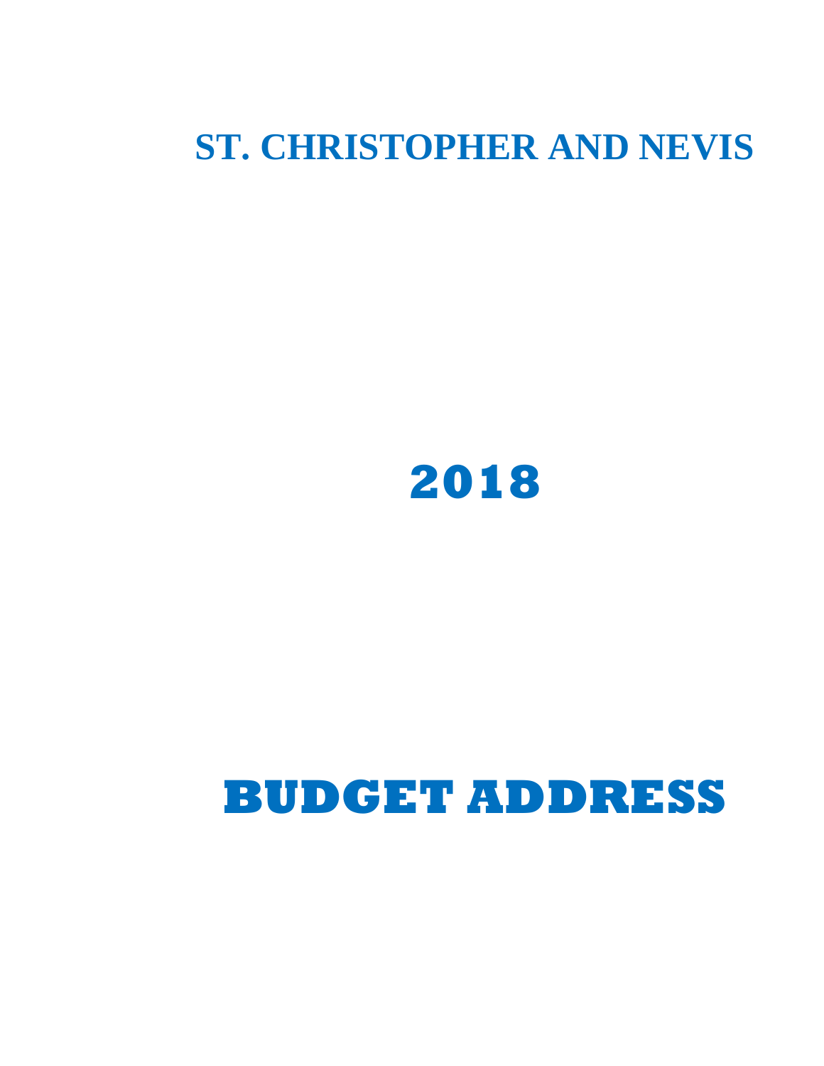# ST. CHRISTOPHER AND NEVIS

# 2018

# BUDGET ADDRESS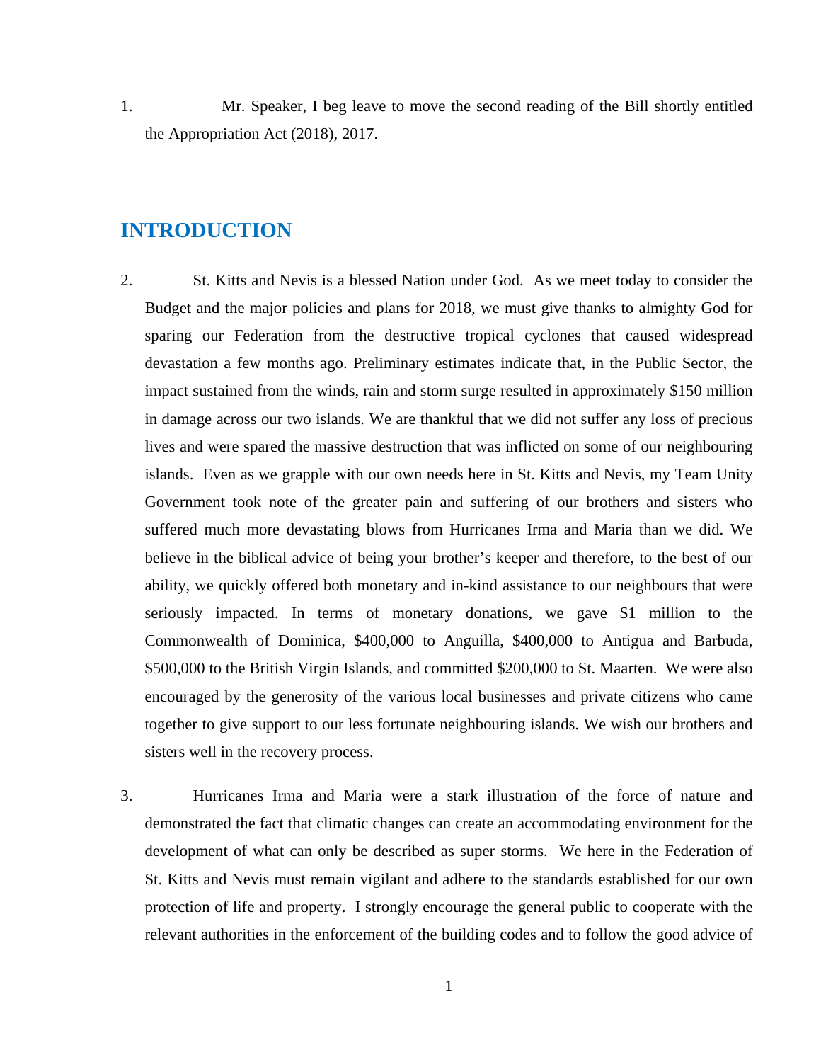1. Mr. Speaker, I beg leave to move the second reading of the Bill shortly entitled the Appropriation Act (2018), 2017.

## INTRODUCTION

2. St. Kitts and Nevis is a blessed Nation under God. As we meet today to consider the Budget and the major policies and plans for 2018, we must give thanks to almighty God for sparing our Federation from the destructive tropical cyclones that caused widespread devastation a few months ago. Preliminary estimates indicate that, in the Public Sector, the impact sustained from the winds, rain and storm surge resulted in approximately $150 million in damage across our two islands. We are thankful that we did not suffer any loss of precious lives and were spared the massive destruction that was inflicted on some of our neighbouring islands. Even as we grapple with our own needs here in St. Kitts and Nevis, my Team Unity Government took note of the greater pain and suffering of our brothers and sisters who suffered much more devastating blows from Hurricanes Irma and Maria than we did. We believe in the biblical advice of being your brother's keeper and therefore, to the best of our ability, we quickly offered both monetary and in-kind assistance to our neighbours that were seriously impacted. In terms of monetary donations, we gave $1 million to the Commonwealth of Dominica, $400,000 to Anguilla, $400,000 to Antigua and Barbuda, $500,000 to the British Virgin Islands, and committed $200,000 to St. Maarten. We were also encouraged by the generosity of the various local businesses and private citizens who came together to give support to our less fortunate neighbouring islands. We wish our brothers and sisters well in the recovery process.

3. Hurricanes Irma and Maria were a stark illustration of the force of nature and demonstrated the fact that climatic changes can create an accommodating environment for the development of what can only be described as super storms. We here in the Federation of St. Kitts and Nevis must remain vigilant and adhere to the standards established for our own protection of life and property. I strongly encourage the general public to cooperate with the relevant authorities in the enforcement of the building codes and to follow the good advice of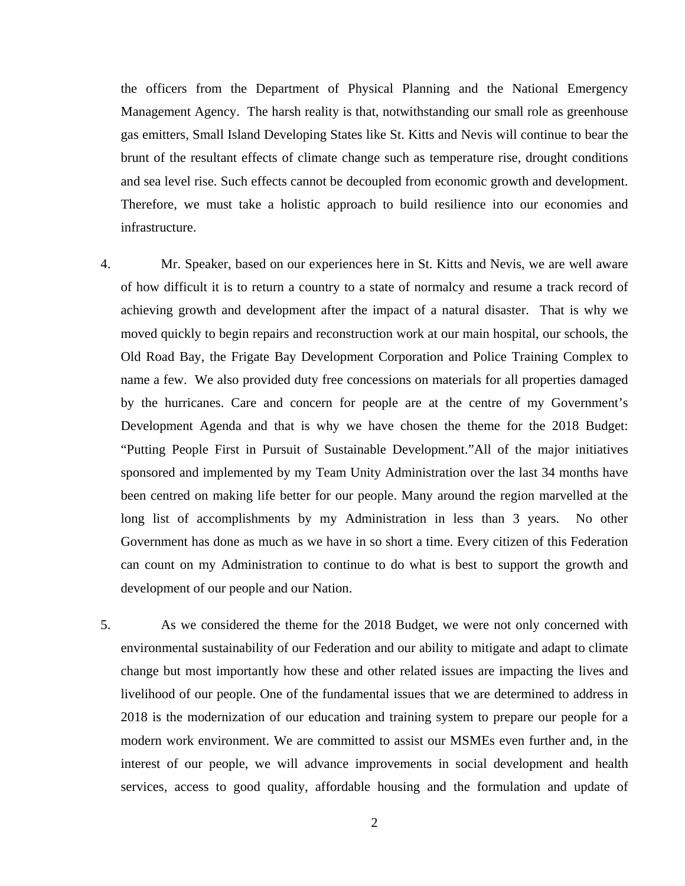the officers from the Department of Physical Planning and the National Emergency Management Agency. The harsh reality is that, notwithstanding our small role as greenhouse gas emitters, Small Island Developing States like St. Kitts and Nevis will continue to bear the brunt of the resultant effects of climate change such as temperature rise, drought conditions and sea level rise. Such effects cannot be decoupled from economic growth and development. Therefore, we must take a holistic approach to build resilience into our economies and infrastructure.

4. Mr. Speaker, based on our experiences here in St. Kitts and Nevis, we are well aware of how difficult it is to return a country to a state of normalcy and resume a track record of achieving growth and development after the impact of a natural disaster. That is why we moved quickly to begin repairs and reconstruction work at our main hospital, our schools, the Old Road Bay, the Frigate Bay Development Corporation and Police Training Complex to name a few. We also provided duty free concessions on materials for all properties damaged by the hurricanes. Care and concern for people are at the centre of my Government's Development Agenda and that is why we have chosen the theme for the 2018 Budget: "Putting People First in Pursuit of Sustainable Development."All of the major initiatives sponsored and implemented by my Team Unity Administration over the last 34 months have been centred on making life better for our people. Many around the region marvelled at the long list of accomplishments by my Administration in less than 3 years. No other Government has done as much as we have in so short a time. Every citizen of this Federation can count on my Administration to continue to do what is best to support the growth and development of our people and our Nation.

5. As we considered the theme for the 2018 Budget, we were not only concerned with environmental sustainability of our Federation and our ability to mitigate and adapt to climate change but most importantly how these and other related issues are impacting the lives and livelihood of our people. One of the fundamental issues that we are determined to address in 2018 is the modernization of our education and training system to prepare our people for a modern work environment. We are committed to assist our MSMEs even further and, in the interest of our people, we will advance improvements in social development and health services, access to good quality, affordable housing and the formulation and update of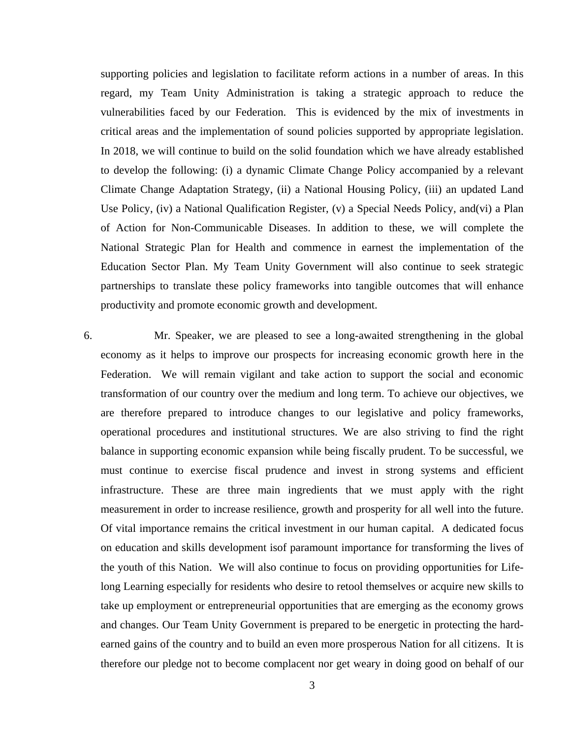supporting policies and legislation to facilitate reform actions in a number of areas. In this regard, my Team Unity Administration is taking a strategic approach to reduce the vulnerabilities faced by our Federation. This is evidenced by the mix of investments in critical areas and the implementation of sound policies supported by appropriate legislation. In 2018, we will continue to build on the solid foundation which we have already established to develop the following: (i) a dynamic Climate Change Policy accompanied by a relevant Climate Change Adaptation Strategy, (ii) a National Housing Policy, (iii) an updated Land Use Policy, (iv) a National Qualification Register, (v) a Special Needs Policy, and(vi) a Plan of Action for Non-Communicable Diseases. In addition to these, we will complete the National Strategic Plan for Health and commence in earnest the implementation of the Education Sector Plan. My Team Unity Government will also continue to seek strategic partnerships to translate these policy frameworks into tangible outcomes that will enhance productivity and promote economic growth and development.

6. Mr. Speaker, we are pleased to see a long-awaited strengthening in the global economy as it helps to improve our prospects for increasing economic growth here in the Federation. We will remain vigilant and take action to support the social and economic transformation of our country over the medium and long term. To achieve our objectives, we are therefore prepared to introduce changes to our legislative and policy frameworks, operational procedures and institutional structures. We are also striving to find the right balance in supporting economic expansion while being fiscally prudent. To be successful, we must continue to exercise fiscal prudence and invest in strong systems and efficient infrastructure. These are three main ingredients that we must apply with the right measurement in order to increase resilience, growth and prosperity for all well into the future. Of vital importance remains the critical investment in our human capital. A dedicated focus on education and skills development isof paramount importance for transforming the lives of the youth of this Nation. We will also continue to focus on providing opportunities for Life-long Learning especially for residents who desire to retool themselves or acquire new skills to take up employment or entrepreneurial opportunities that are emerging as the economy grows and changes. Our Team Unity Government is prepared to be energetic in protecting the hard-earned gains of the country and to build an even more prosperous Nation for all citizens. It is therefore our pledge not to become complacent nor get weary in doing good on behalf of our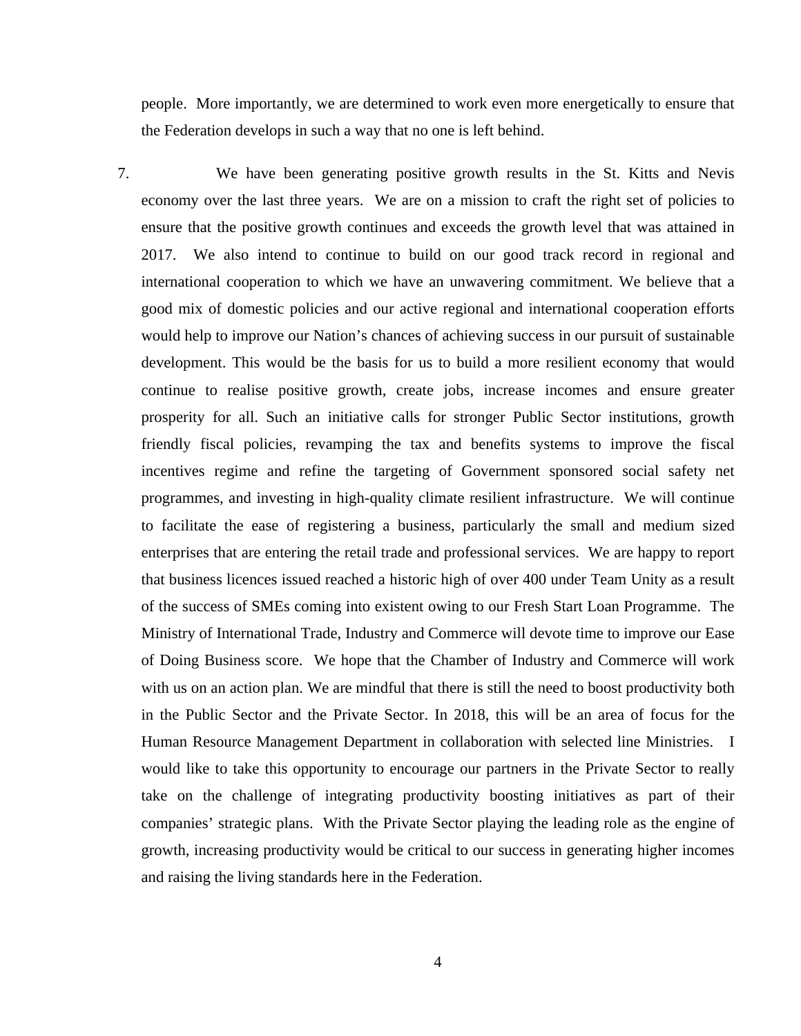people. More importantly, we are determined to work even more energetically to ensure that the Federation develops in such a way that no one is left behind.

7. We have been generating positive growth results in the St. Kitts and Nevis economy over the last three years. We are on a mission to craft the right set of policies to ensure that the positive growth continues and exceeds the growth level that was attained in 2017. We also intend to continue to build on our good track record in regional and international cooperation to which we have an unwavering commitment. We believe that a good mix of domestic policies and our active regional and international cooperation efforts would help to improve our Nation's chances of achieving success in our pursuit of sustainable development. This would be the basis for us to build a more resilient economy that would continue to realise positive growth, create jobs, increase incomes and ensure greater prosperity for all. Such an initiative calls for stronger Public Sector institutions, growth friendly fiscal policies, revamping the tax and benefits systems to improve the fiscal incentives regime and refine the targeting of Government sponsored social safety net programmes, and investing in high-quality climate resilient infrastructure. We will continue to facilitate the ease of registering a business, particularly the small and medium sized enterprises that are entering the retail trade and professional services. We are happy to report that business licences issued reached a historic high of over 400 under Team Unity as a result of the success of SMEs coming into existent owing to our Fresh Start Loan Programme. The Ministry of International Trade, Industry and Commerce will devote time to improve our Ease of Doing Business score. We hope that the Chamber of Industry and Commerce will work with us on an action plan. We are mindful that there is still the need to boost productivity both in the Public Sector and the Private Sector. In 2018, this will be an area of focus for the Human Resource Management Department in collaboration with selected line Ministries. I would like to take this opportunity to encourage our partners in the Private Sector to really take on the challenge of integrating productivity boosting initiatives as part of their companies' strategic plans. With the Private Sector playing the leading role as the engine of growth, increasing productivity would be critical to our success in generating higher incomes and raising the living standards here in the Federation.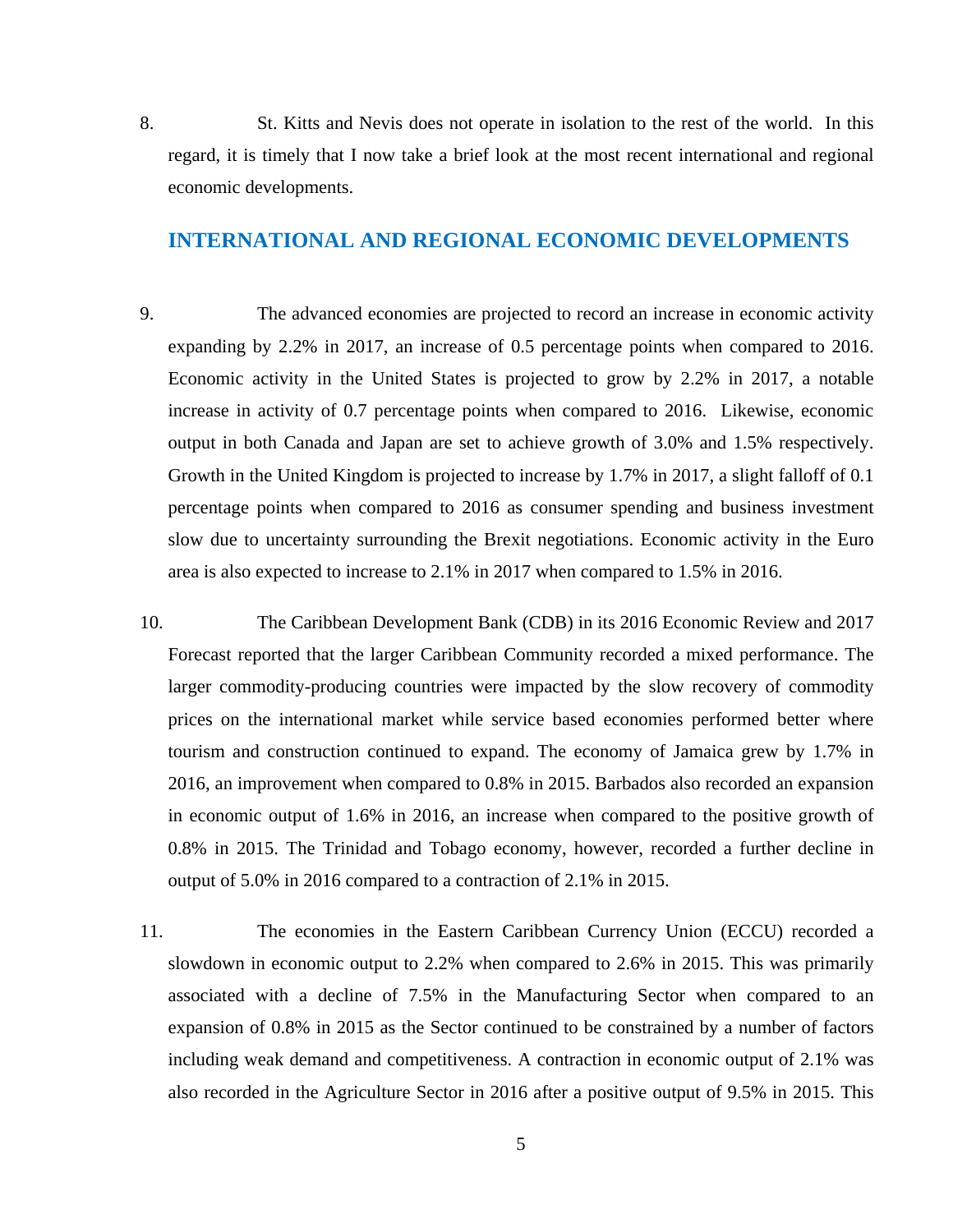8. St. Kitts and Nevis does not operate in isolation to the rest of the world. In this regard, it is timely that I now take a brief look at the most recent international and regional economic developments.

## INTERNATIONAL AND REGIONAL ECONOMIC DEVELOPMENTS

9. The advanced economies are projected to record an increase in economic activity expanding by 2.2% in 2017, an increase of 0.5 percentage points when compared to 2016. Economic activity in the United States is projected to grow by 2.2% in 2017, a notable increase in activity of 0.7 percentage points when compared to 2016. Likewise, economic output in both Canada and Japan are set to achieve growth of 3.0% and 1.5% respectively. Growth in the United Kingdom is projected to increase by 1.7% in 2017, a slight falloff of 0.1 percentage points when compared to 2016 as consumer spending and business investment slow due to uncertainty surrounding the Brexit negotiations. Economic activity in the Euro area is also expected to increase to 2.1% in 2017 when compared to 1.5% in 2016.

10. The Caribbean Development Bank (CDB) in its 2016 Economic Review and 2017 Forecast reported that the larger Caribbean Community recorded a mixed performance. The larger commodity-producing countries were impacted by the slow recovery of commodity prices on the international market while service based economies performed better where tourism and construction continued to expand. The economy of Jamaica grew by 1.7% in 2016, an improvement when compared to 0.8% in 2015. Barbados also recorded an expansion in economic output of 1.6% in 2016, an increase when compared to the positive growth of 0.8% in 2015. The Trinidad and Tobago economy, however, recorded a further decline in output of 5.0% in 2016 compared to a contraction of 2.1% in 2015.

11. The economies in the Eastern Caribbean Currency Union (ECCU) recorded a slowdown in economic output to 2.2% when compared to 2.6% in 2015. This was primarily associated with a decline of 7.5% in the Manufacturing Sector when compared to an expansion of 0.8% in 2015 as the Sector continued to be constrained by a number of factors including weak demand and competitiveness. A contraction in economic output of 2.1% was also recorded in the Agriculture Sector in 2016 after a positive output of 9.5% in 2015. This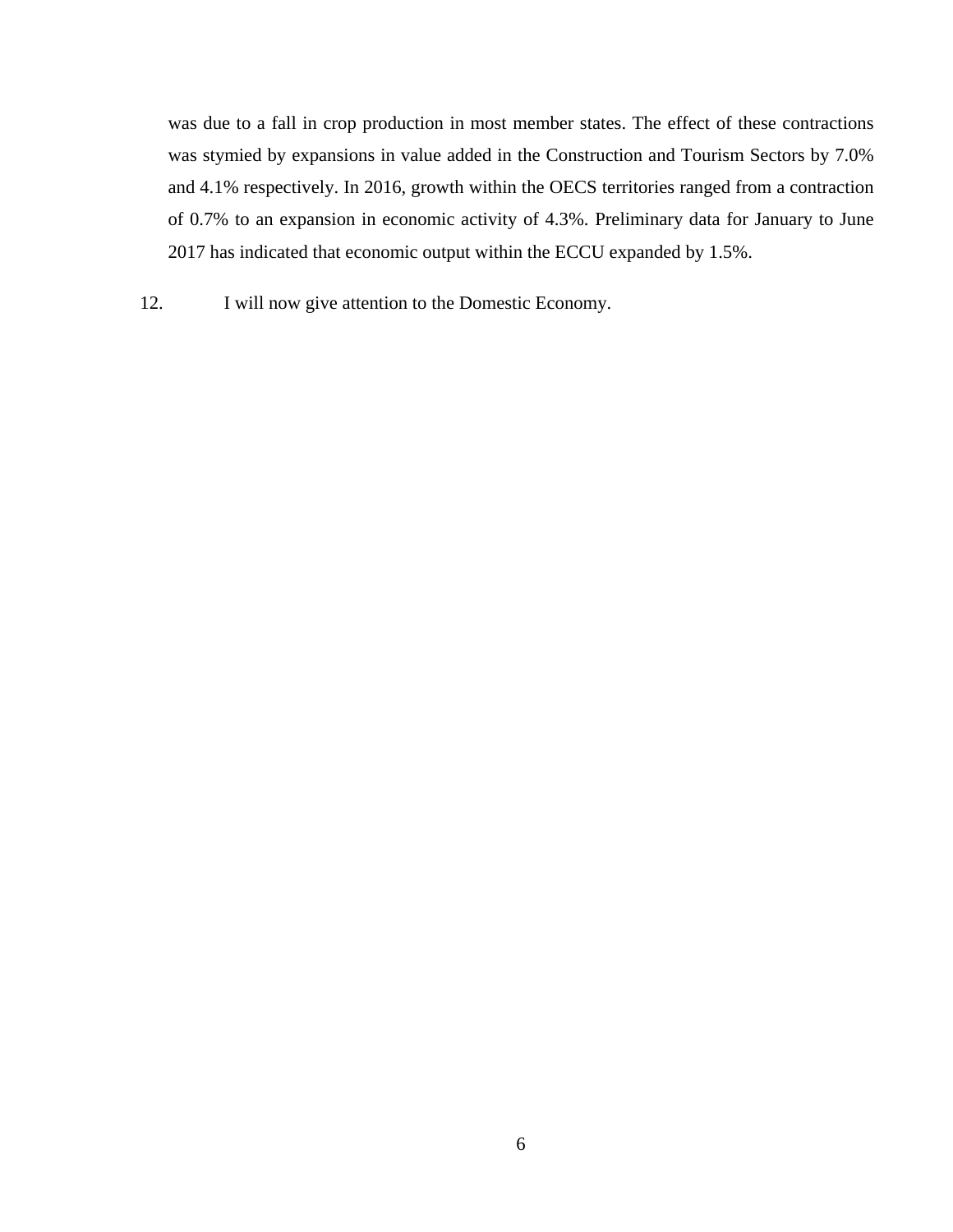was due to a fall in crop production in most member states. The effect of these contractions was stymied by expansions in value added in the Construction and Tourism Sectors by 7.0% and 4.1% respectively. In 2016, growth within the OECS territories ranged from a contraction of 0.7% to an expansion in economic activity of 4.3%. Preliminary data for January to June 2017 has indicated that economic output within the ECCU expanded by 1.5%.

12. I will now give attention to the Domestic Economy.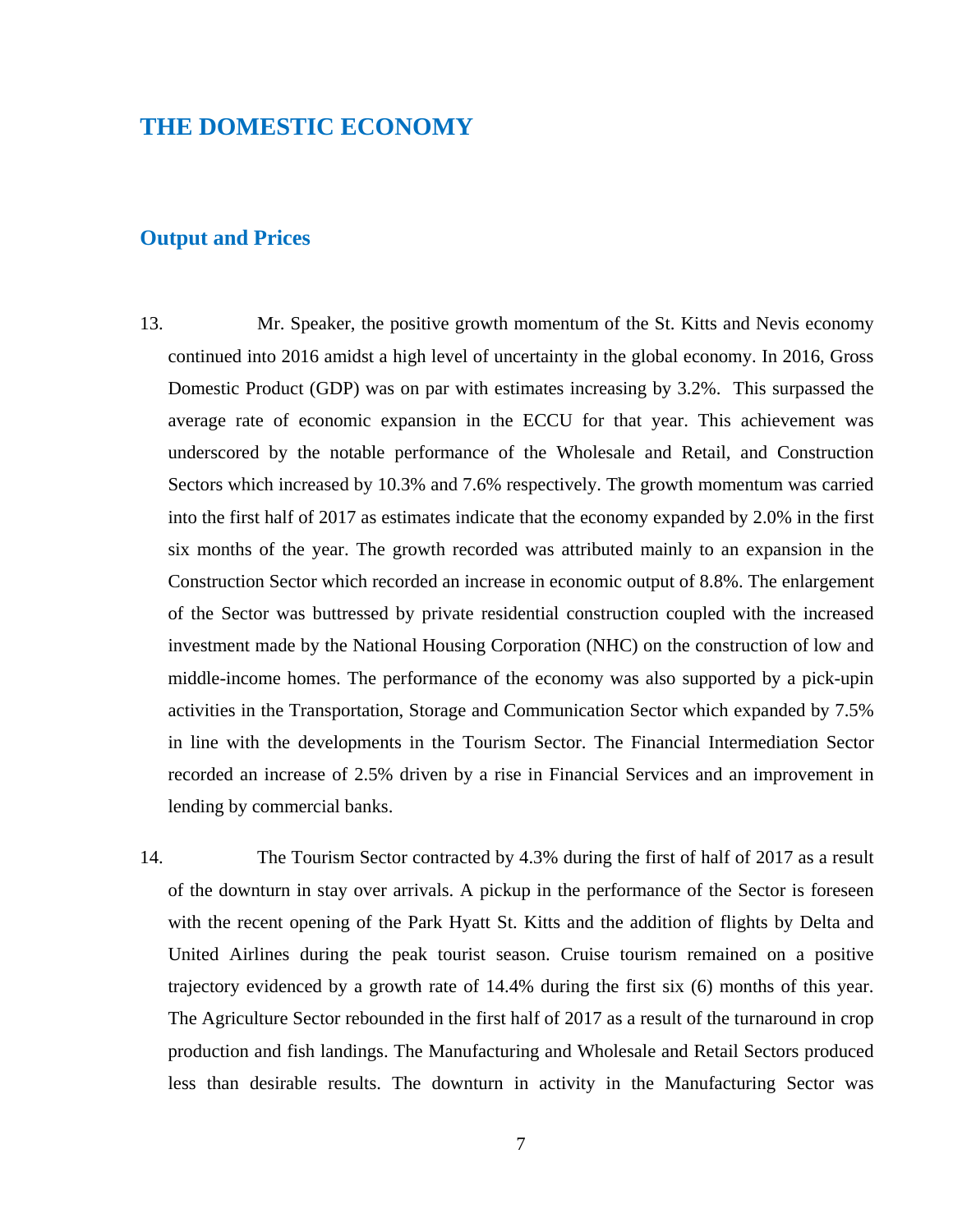## THE DOMESTIC ECONOMY

### Output and Prices

13. Mr. Speaker, the positive growth momentum of the St. Kitts and Nevis economy continued into 2016 amidst a high level of uncertainty in the global economy. In 2016, Gross Domestic Product (GDP) was on par with estimates increasing by 3.2%. This surpassed the average rate of economic expansion in the ECCU for that year. This achievement was underscored by the notable performance of the Wholesale and Retail, and Construction Sectors which increased by 10.3% and 7.6% respectively. The growth momentum was carried into the first half of 2017 as estimates indicate that the economy expanded by 2.0% in the first six months of the year. The growth recorded was attributed mainly to an expansion in the Construction Sector which recorded an increase in economic output of 8.8%. The enlargement of the Sector was buttressed by private residential construction coupled with the increased investment made by the National Housing Corporation (NHC) on the construction of low and middle-income homes. The performance of the economy was also supported by a pick-upin activities in the Transportation, Storage and Communication Sector which expanded by 7.5% in line with the developments in the Tourism Sector. The Financial Intermediation Sector recorded an increase of 2.5% driven by a rise in Financial Services and an improvement in lending by commercial banks.

14. The Tourism Sector contracted by 4.3% during the first of half of 2017 as a result of the downturn in stay over arrivals. A pickup in the performance of the Sector is foreseen with the recent opening of the Park Hyatt St. Kitts and the addition of flights by Delta and United Airlines during the peak tourist season. Cruise tourism remained on a positive trajectory evidenced by a growth rate of 14.4% during the first six (6) months of this year. The Agriculture Sector rebounded in the first half of 2017 as a result of the turnaround in crop production and fish landings. The Manufacturing and Wholesale and Retail Sectors produced less than desirable results. The downturn in activity in the Manufacturing Sector was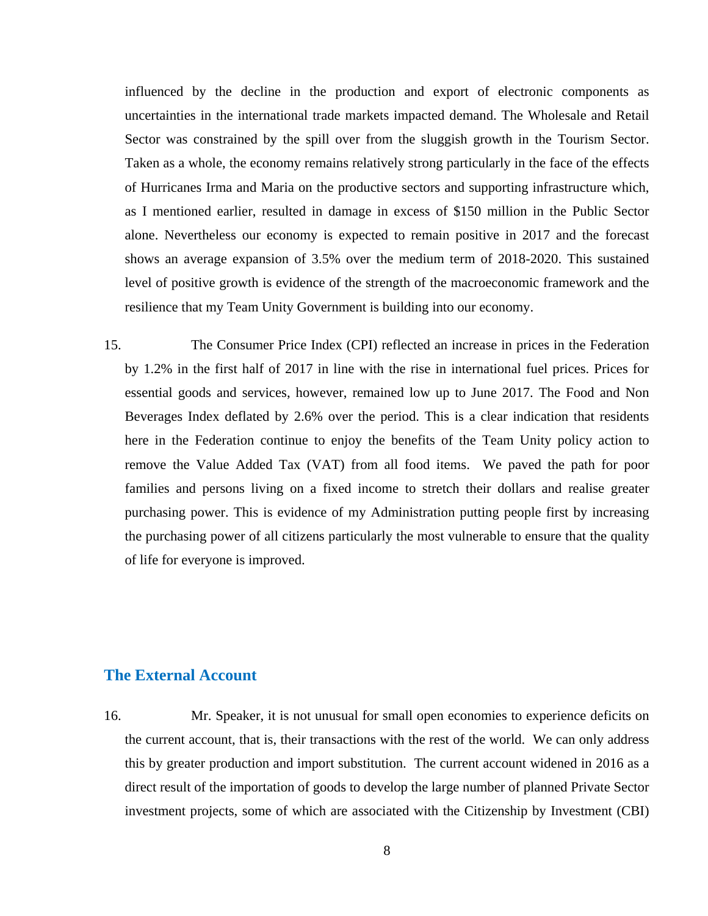influenced by the decline in the production and export of electronic components as uncertainties in the international trade markets impacted demand. The Wholesale and Retail Sector was constrained by the spill over from the sluggish growth in the Tourism Sector. Taken as a whole, the economy remains relatively strong particularly in the face of the effects of Hurricanes Irma and Maria on the productive sectors and supporting infrastructure which, as I mentioned earlier, resulted in damage in excess of $150 million in the Public Sector alone. Nevertheless our economy is expected to remain positive in 2017 and the forecast shows an average expansion of 3.5% over the medium term of 2018-2020. This sustained level of positive growth is evidence of the strength of the macroeconomic framework and the resilience that my Team Unity Government is building into our economy.

15. The Consumer Price Index (CPI) reflected an increase in prices in the Federation by 1.2% in the first half of 2017 in line with the rise in international fuel prices. Prices for essential goods and services, however, remained low up to June 2017. The Food and Non Beverages Index deflated by 2.6% over the period. This is a clear indication that residents here in the Federation continue to enjoy the benefits of the Team Unity policy action to remove the Value Added Tax (VAT) from all food items. We paved the path for poor families and persons living on a fixed income to stretch their dollars and realise greater purchasing power. This is evidence of my Administration putting people first by increasing the purchasing power of all citizens particularly the most vulnerable to ensure that the quality of life for everyone is improved.

## The External Account

16. Mr. Speaker, it is not unusual for small open economies to experience deficits on the current account, that is, their transactions with the rest of the world. We can only address this by greater production and import substitution. The current account widened in 2016 as a direct result of the importation of goods to develop the large number of planned Private Sector investment projects, some of which are associated with the Citizenship by Investment (CBI)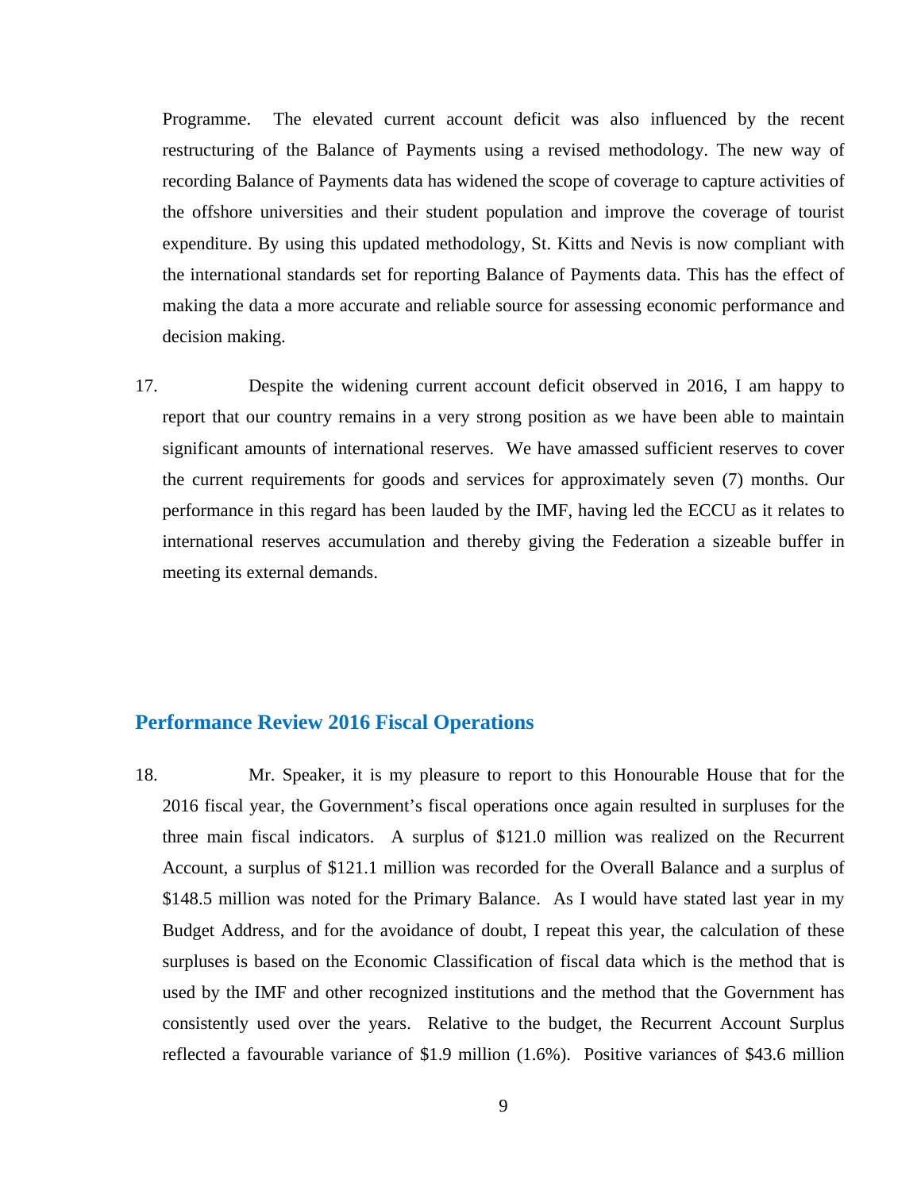Programme. The elevated current account deficit was also influenced by the recent restructuring of the Balance of Payments using a revised methodology. The new way of recording Balance of Payments data has widened the scope of coverage to capture activities of the offshore universities and their student population and improve the coverage of tourist expenditure. By using this updated methodology, St. Kitts and Nevis is now compliant with the international standards set for reporting Balance of Payments data. This has the effect of making the data a more accurate and reliable source for assessing economic performance and decision making.

17. Despite the widening current account deficit observed in 2016, I am happy to report that our country remains in a very strong position as we have been able to maintain significant amounts of international reserves. We have amassed sufficient reserves to cover the current requirements for goods and services for approximately seven (7) months. Our performance in this regard has been lauded by the IMF, having led the ECCU as it relates to international reserves accumulation and thereby giving the Federation a sizeable buffer in meeting its external demands.

## Performance Review 2016 Fiscal Operations

18. Mr. Speaker, it is my pleasure to report to this Honourable House that for the 2016 fiscal year, the Government's fiscal operations once again resulted in surpluses for the three main fiscal indicators. A surplus of $121.0 million was realized on the Recurrent Account, a surplus of $121.1 million was recorded for the Overall Balance and a surplus of $148.5 million was noted for the Primary Balance. As I would have stated last year in my Budget Address, and for the avoidance of doubt, I repeat this year, the calculation of these surpluses is based on the Economic Classification of fiscal data which is the method that is used by the IMF and other recognized institutions and the method that the Government has consistently used over the years. Relative to the budget, the Recurrent Account Surplus reflected a favourable variance of $1.9 million (1.6%). Positive variances of $43.6 million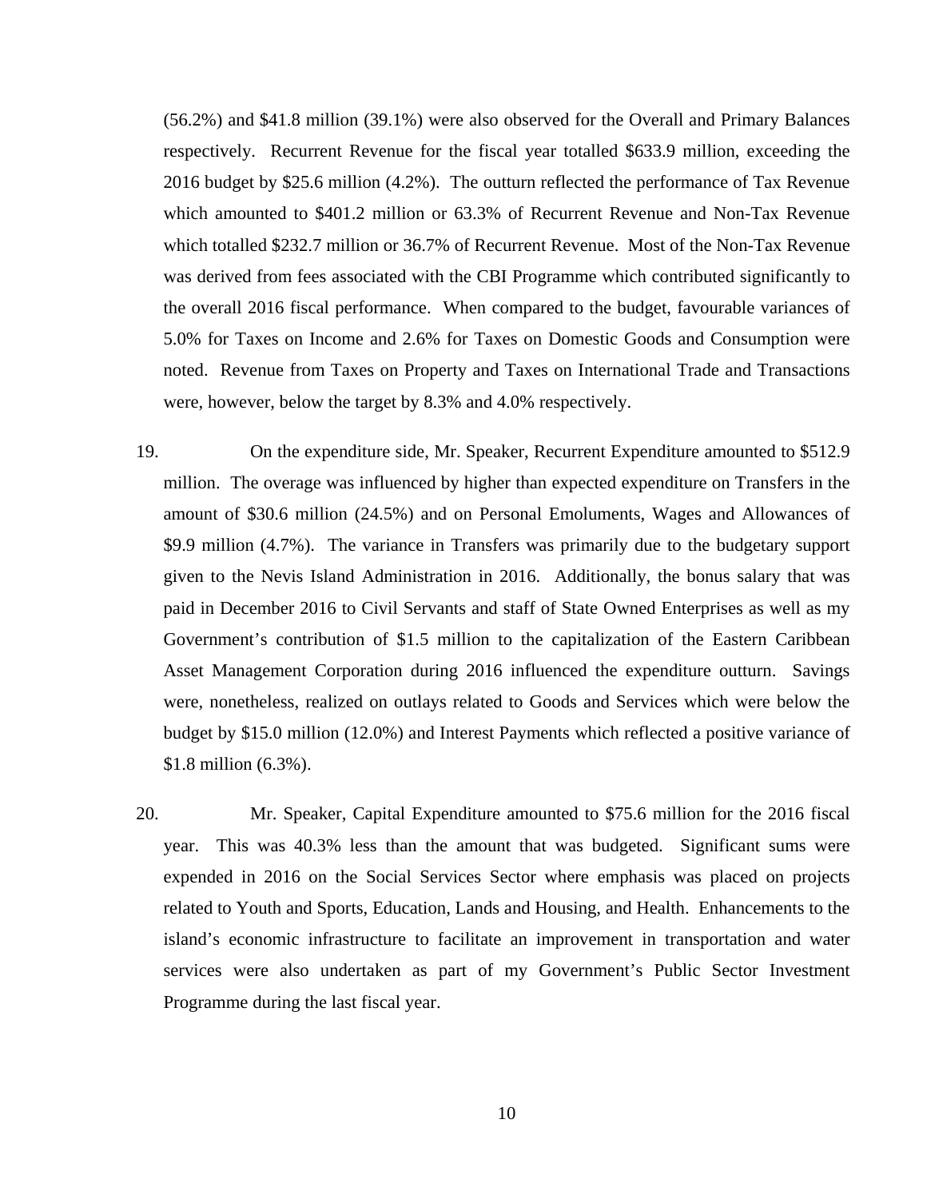(56.2%) and $41.8 million (39.1%) were also observed for the Overall and Primary Balances respectively. Recurrent Revenue for the fiscal year totalled $633.9 million, exceeding the 2016 budget by $25.6 million (4.2%). The outturn reflected the performance of Tax Revenue which amounted to $401.2 million or 63.3% of Recurrent Revenue and Non-Tax Revenue which totalled $232.7 million or 36.7% of Recurrent Revenue. Most of the Non-Tax Revenue was derived from fees associated with the CBI Programme which contributed significantly to the overall 2016 fiscal performance. When compared to the budget, favourable variances of 5.0% for Taxes on Income and 2.6% for Taxes on Domestic Goods and Consumption were noted. Revenue from Taxes on Property and Taxes on International Trade and Transactions were, however, below the target by 8.3% and 4.0% respectively.

19. On the expenditure side, Mr. Speaker, Recurrent Expenditure amounted to $512.9 million. The overage was influenced by higher than expected expenditure on Transfers in the amount of $30.6 million (24.5%) and on Personal Emoluments, Wages and Allowances of $9.9 million (4.7%). The variance in Transfers was primarily due to the budgetary support given to the Nevis Island Administration in 2016. Additionally, the bonus salary that was paid in December 2016 to Civil Servants and staff of State Owned Enterprises as well as my Government's contribution of $1.5 million to the capitalization of the Eastern Caribbean Asset Management Corporation during 2016 influenced the expenditure outturn. Savings were, nonetheless, realized on outlays related to Goods and Services which were below the budget by $15.0 million (12.0%) and Interest Payments which reflected a positive variance of $1.8 million (6.3%).

20. Mr. Speaker, Capital Expenditure amounted to $75.6 million for the 2016 fiscal year. This was 40.3% less than the amount that was budgeted. Significant sums were expended in 2016 on the Social Services Sector where emphasis was placed on projects related to Youth and Sports, Education, Lands and Housing, and Health. Enhancements to the island's economic infrastructure to facilitate an improvement in transportation and water services were also undertaken as part of my Government's Public Sector Investment Programme during the last fiscal year.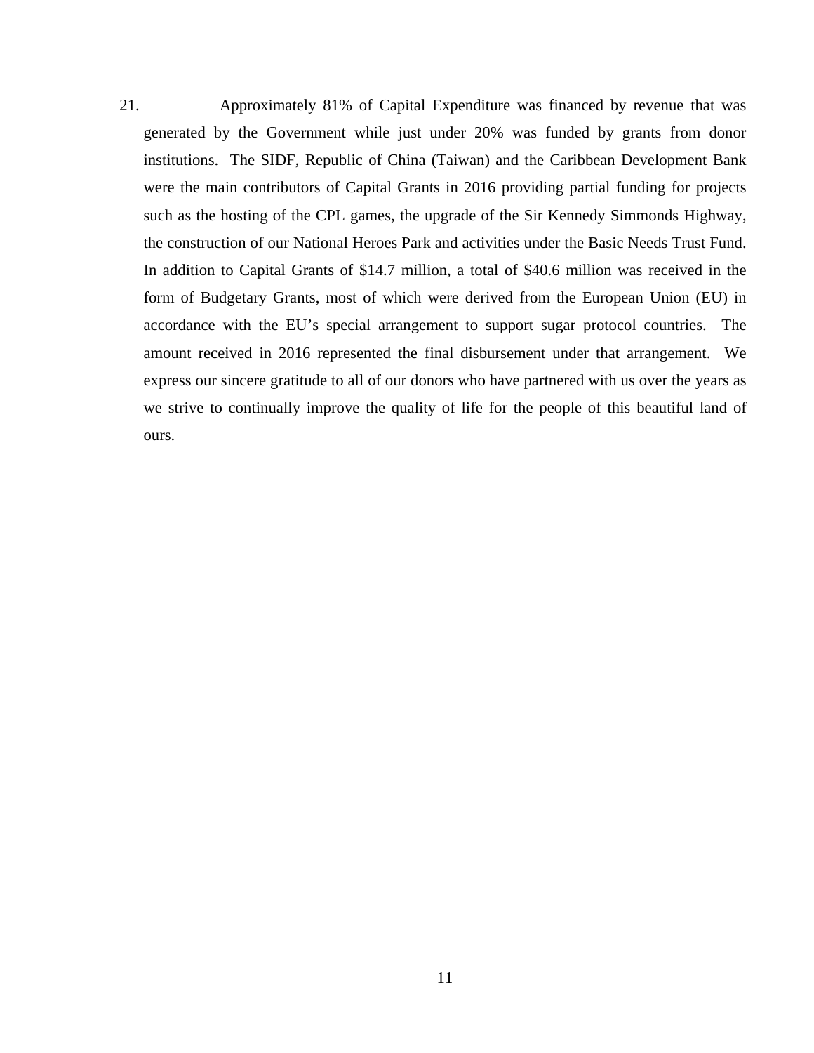21. Approximately 81% of Capital Expenditure was financed by revenue that was generated by the Government while just under 20% was funded by grants from donor institutions. The SIDF, Republic of China (Taiwan) and the Caribbean Development Bank were the main contributors of Capital Grants in 2016 providing partial funding for projects such as the hosting of the CPL games, the upgrade of the Sir Kennedy Simmonds Highway, the construction of our National Heroes Park and activities under the Basic Needs Trust Fund. In addition to Capital Grants of $14.7 million, a total of $40.6 million was received in the form of Budgetary Grants, most of which were derived from the European Union (EU) in accordance with the EU's special arrangement to support sugar protocol countries. The amount received in 2016 represented the final disbursement under that arrangement. We express our sincere gratitude to all of our donors who have partnered with us over the years as we strive to continually improve the quality of life for the people of this beautiful land of ours.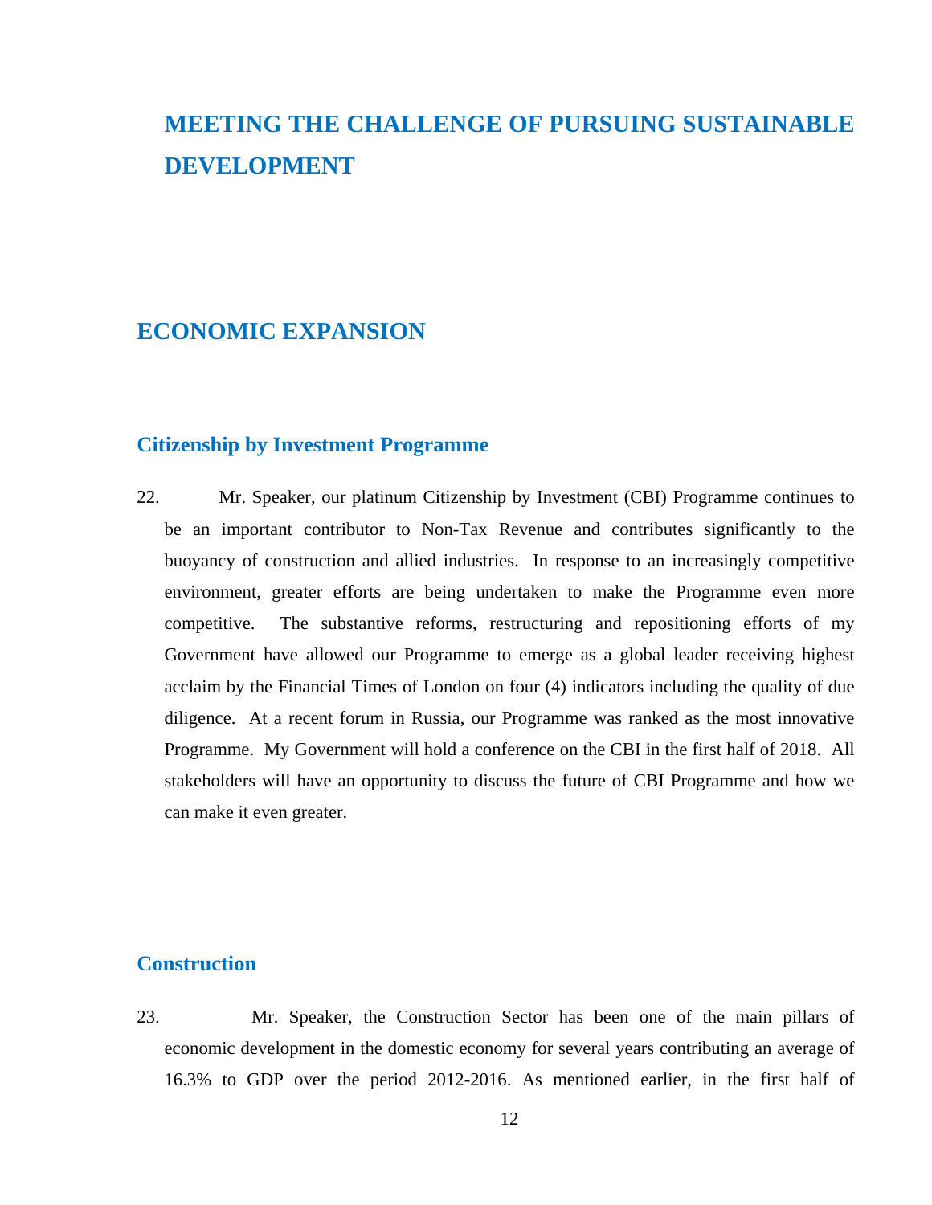# MEETING THE CHALLENGE OF PURSUING SUSTAINABLE DEVELOPMENT

## ECONOMIC EXPANSION

### Citizenship by Investment Programme

22. Mr. Speaker, our platinum Citizenship by Investment (CBI) Programme continues to be an important contributor to Non-Tax Revenue and contributes significantly to the buoyancy of construction and allied industries. In response to an increasingly competitive environment, greater efforts are being undertaken to make the Programme even more competitive. The substantive reforms, restructuring and repositioning efforts of my Government have allowed our Programme to emerge as a global leader receiving highest acclaim by the Financial Times of London on four (4) indicators including the quality of due diligence. At a recent forum in Russia, our Programme was ranked as the most innovative Programme. My Government will hold a conference on the CBI in the first half of 2018. All stakeholders will have an opportunity to discuss the future of CBI Programme and how we can make it even greater.

### Construction

23. Mr. Speaker, the Construction Sector has been one of the main pillars of economic development in the domestic economy for several years contributing an average of 16.3% to GDP over the period 2012-2016. As mentioned earlier, in the first half of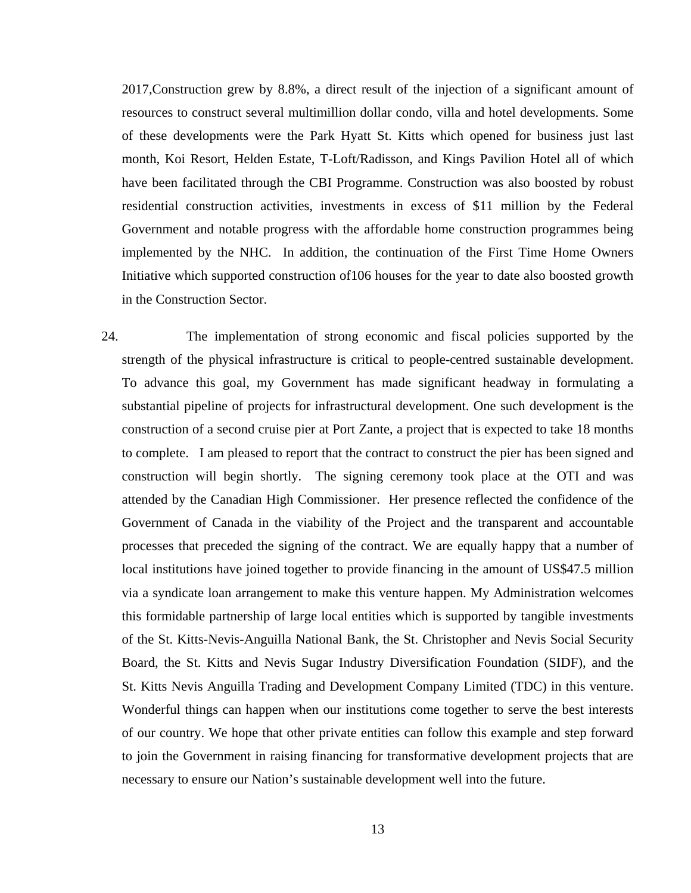2017,Construction grew by 8.8%, a direct result of the injection of a significant amount of resources to construct several multimillion dollar condo, villa and hotel developments. Some of these developments were the Park Hyatt St. Kitts which opened for business just last month, Koi Resort, Helden Estate, T-Loft/Radisson, and Kings Pavilion Hotel all of which have been facilitated through the CBI Programme. Construction was also boosted by robust residential construction activities, investments in excess of $11 million by the Federal Government and notable progress with the affordable home construction programmes being implemented by the NHC. In addition, the continuation of the First Time Home Owners Initiative which supported construction of106 houses for the year to date also boosted growth in the Construction Sector.

24. The implementation of strong economic and fiscal policies supported by the strength of the physical infrastructure is critical to people-centred sustainable development. To advance this goal, my Government has made significant headway in formulating a substantial pipeline of projects for infrastructural development. One such development is the construction of a second cruise pier at Port Zante, a project that is expected to take 18 months to complete. I am pleased to report that the contract to construct the pier has been signed and construction will begin shortly. The signing ceremony took place at the OTI and was attended by the Canadian High Commissioner. Her presence reflected the confidence of the Government of Canada in the viability of the Project and the transparent and accountable processes that preceded the signing of the contract. We are equally happy that a number of local institutions have joined together to provide financing in the amount of US$47.5 million via a syndicate loan arrangement to make this venture happen. My Administration welcomes this formidable partnership of large local entities which is supported by tangible investments of the St. Kitts-Nevis-Anguilla National Bank, the St. Christopher and Nevis Social Security Board, the St. Kitts and Nevis Sugar Industry Diversification Foundation (SIDF), and the St. Kitts Nevis Anguilla Trading and Development Company Limited (TDC) in this venture. Wonderful things can happen when our institutions come together to serve the best interests of our country. We hope that other private entities can follow this example and step forward to join the Government in raising financing for transformative development projects that are necessary to ensure our Nation's sustainable development well into the future.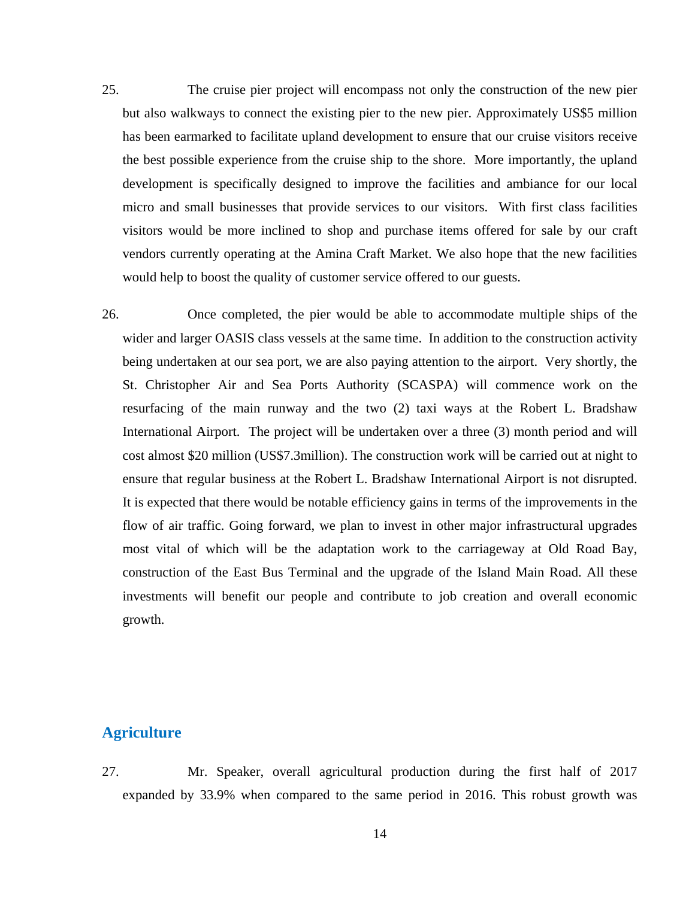25. The cruise pier project will encompass not only the construction of the new pier but also walkways to connect the existing pier to the new pier. Approximately US$5 million has been earmarked to facilitate upland development to ensure that our cruise visitors receive the best possible experience from the cruise ship to the shore. More importantly, the upland development is specifically designed to improve the facilities and ambiance for our local micro and small businesses that provide services to our visitors. With first class facilities visitors would be more inclined to shop and purchase items offered for sale by our craft vendors currently operating at the Amina Craft Market. We also hope that the new facilities would help to boost the quality of customer service offered to our guests.

26. Once completed, the pier would be able to accommodate multiple ships of the wider and larger OASIS class vessels at the same time. In addition to the construction activity being undertaken at our sea port, we are also paying attention to the airport. Very shortly, the St. Christopher Air and Sea Ports Authority (SCASPA) will commence work on the resurfacing of the main runway and the two (2) taxi ways at the Robert L. Bradshaw International Airport. The project will be undertaken over a three (3) month period and will cost almost $20 million (US$7.3million). The construction work will be carried out at night to ensure that regular business at the Robert L. Bradshaw International Airport is not disrupted. It is expected that there would be notable efficiency gains in terms of the improvements in the flow of air traffic. Going forward, we plan to invest in other major infrastructural upgrades most vital of which will be the adaptation work to the carriageway at Old Road Bay, construction of the East Bus Terminal and the upgrade of the Island Main Road. All these investments will benefit our people and contribute to job creation and overall economic growth.

## Agriculture

27. Mr. Speaker, overall agricultural production during the first half of 2017 expanded by 33.9% when compared to the same period in 2016. This robust growth was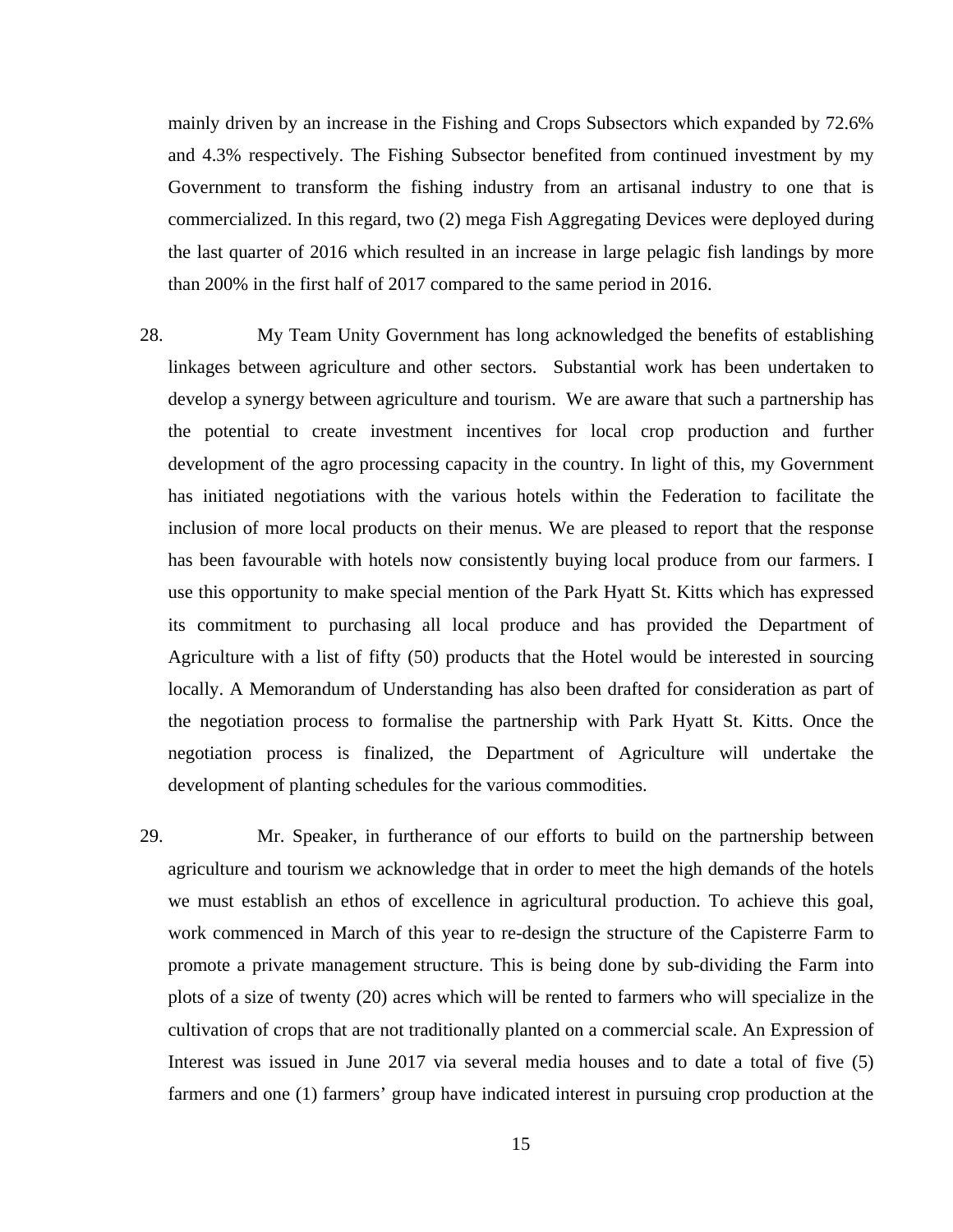mainly driven by an increase in the Fishing and Crops Subsectors which expanded by 72.6% and 4.3% respectively. The Fishing Subsector benefited from continued investment by my Government to transform the fishing industry from an artisanal industry to one that is commercialized. In this regard, two (2) mega Fish Aggregating Devices were deployed during the last quarter of 2016 which resulted in an increase in large pelagic fish landings by more than 200% in the first half of 2017 compared to the same period in 2016.

28. My Team Unity Government has long acknowledged the benefits of establishing linkages between agriculture and other sectors. Substantial work has been undertaken to develop a synergy between agriculture and tourism. We are aware that such a partnership has the potential to create investment incentives for local crop production and further development of the agro processing capacity in the country. In light of this, my Government has initiated negotiations with the various hotels within the Federation to facilitate the inclusion of more local products on their menus. We are pleased to report that the response has been favourable with hotels now consistently buying local produce from our farmers. I use this opportunity to make special mention of the Park Hyatt St. Kitts which has expressed its commitment to purchasing all local produce and has provided the Department of Agriculture with a list of fifty (50) products that the Hotel would be interested in sourcing locally. A Memorandum of Understanding has also been drafted for consideration as part of the negotiation process to formalise the partnership with Park Hyatt St. Kitts. Once the negotiation process is finalized, the Department of Agriculture will undertake the development of planting schedules for the various commodities.

29. Mr. Speaker, in furtherance of our efforts to build on the partnership between agriculture and tourism we acknowledge that in order to meet the high demands of the hotels we must establish an ethos of excellence in agricultural production. To achieve this goal, work commenced in March of this year to re-design the structure of the Capisterre Farm to promote a private management structure. This is being done by sub-dividing the Farm into plots of a size of twenty (20) acres which will be rented to farmers who will specialize in the cultivation of crops that are not traditionally planted on a commercial scale. An Expression of Interest was issued in June 2017 via several media houses and to date a total of five (5) farmers and one (1) farmers' group have indicated interest in pursuing crop production at the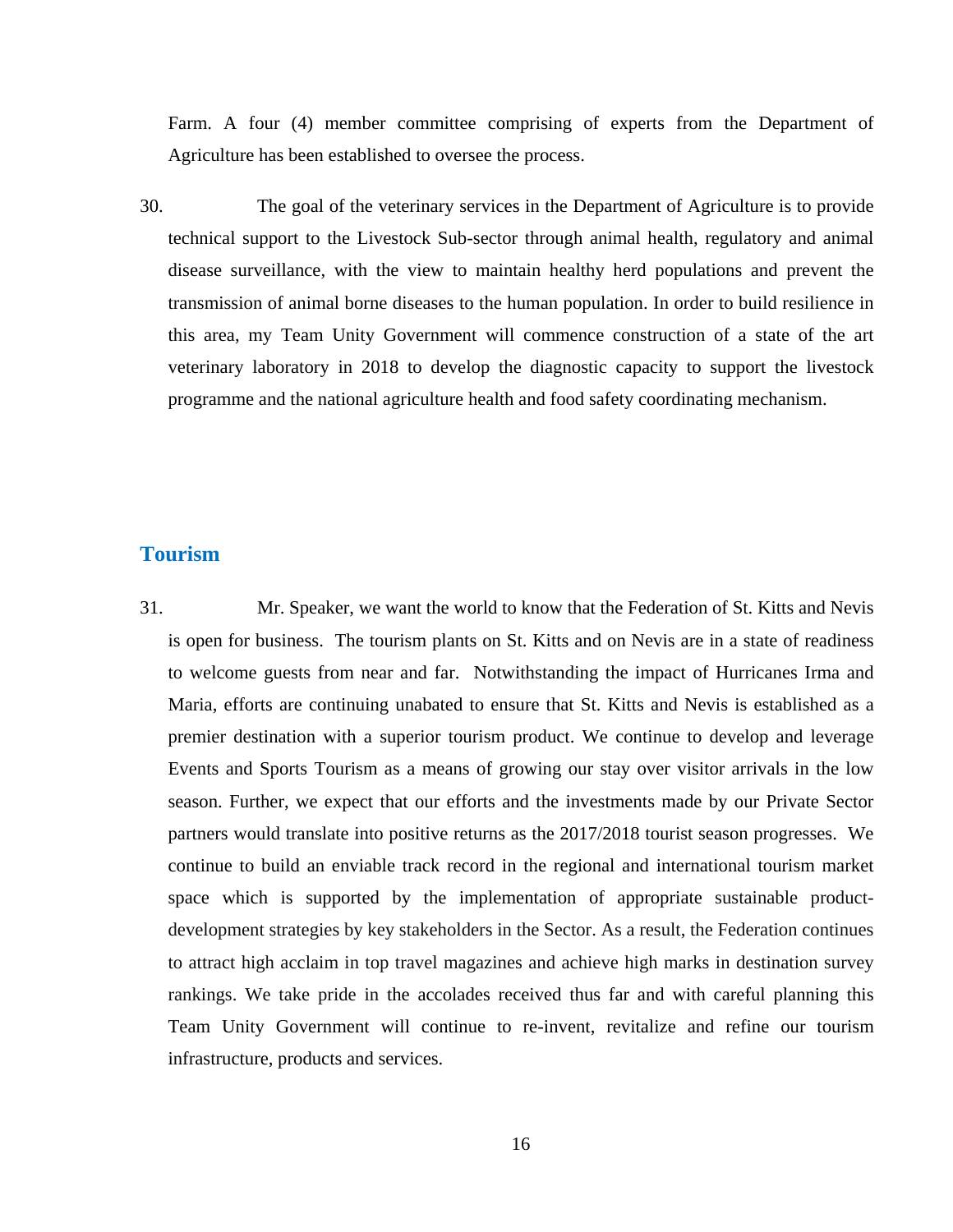Farm. A four (4) member committee comprising of experts from the Department of Agriculture has been established to oversee the process.

30. The goal of the veterinary services in the Department of Agriculture is to provide technical support to the Livestock Sub-sector through animal health, regulatory and animal disease surveillance, with the view to maintain healthy herd populations and prevent the transmission of animal borne diseases to the human population. In order to build resilience in this area, my Team Unity Government will commence construction of a state of the art veterinary laboratory in 2018 to develop the diagnostic capacity to support the livestock programme and the national agriculture health and food safety coordinating mechanism.

## Tourism

31. Mr. Speaker, we want the world to know that the Federation of St. Kitts and Nevis is open for business. The tourism plants on St. Kitts and on Nevis are in a state of readiness to welcome guests from near and far. Notwithstanding the impact of Hurricanes Irma and Maria, efforts are continuing unabated to ensure that St. Kitts and Nevis is established as a premier destination with a superior tourism product. We continue to develop and leverage Events and Sports Tourism as a means of growing our stay over visitor arrivals in the low season. Further, we expect that our efforts and the investments made by our Private Sector partners would translate into positive returns as the 2017/2018 tourist season progresses. We continue to build an enviable track record in the regional and international tourism market space which is supported by the implementation of appropriate sustainable product-development strategies by key stakeholders in the Sector. As a result, the Federation continues to attract high acclaim in top travel magazines and achieve high marks in destination survey rankings. We take pride in the accolades received thus far and with careful planning this Team Unity Government will continue to re-invent, revitalize and refine our tourism infrastructure, products and services.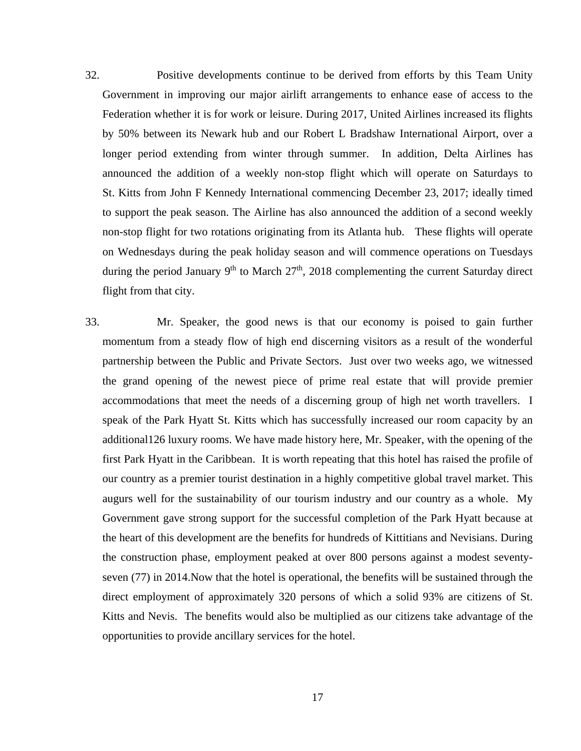32. Positive developments continue to be derived from efforts by this Team Unity Government in improving our major airlift arrangements to enhance ease of access to the Federation whether it is for work or leisure. During 2017, United Airlines increased its flights by 50% between its Newark hub and our Robert L Bradshaw International Airport, over a longer period extending from winter through summer. In addition, Delta Airlines has announced the addition of a weekly non-stop flight which will operate on Saturdays to St. Kitts from John F Kennedy International commencing December 23, 2017; ideally timed to support the peak season. The Airline has also announced the addition of a second weekly non-stop flight for two rotations originating from its Atlanta hub. These flights will operate on Wednesdays during the peak holiday season and will commence operations on Tuesdays during the period January 9th to March 27th, 2018 complementing the current Saturday direct flight from that city.

33. Mr. Speaker, the good news is that our economy is poised to gain further momentum from a steady flow of high end discerning visitors as a result of the wonderful partnership between the Public and Private Sectors. Just over two weeks ago, we witnessed the grand opening of the newest piece of prime real estate that will provide premier accommodations that meet the needs of a discerning group of high net worth travellers. I speak of the Park Hyatt St. Kitts which has successfully increased our room capacity by an additional126 luxury rooms. We have made history here, Mr. Speaker, with the opening of the first Park Hyatt in the Caribbean. It is worth repeating that this hotel has raised the profile of our country as a premier tourist destination in a highly competitive global travel market. This augurs well for the sustainability of our tourism industry and our country as a whole. My Government gave strong support for the successful completion of the Park Hyatt because at the heart of this development are the benefits for hundreds of Kittitians and Nevisians. During the construction phase, employment peaked at over 800 persons against a modest seventy-seven (77) in 2014.Now that the hotel is operational, the benefits will be sustained through the direct employment of approximately 320 persons of which a solid 93% are citizens of St. Kitts and Nevis. The benefits would also be multiplied as our citizens take advantage of the opportunities to provide ancillary services for the hotel.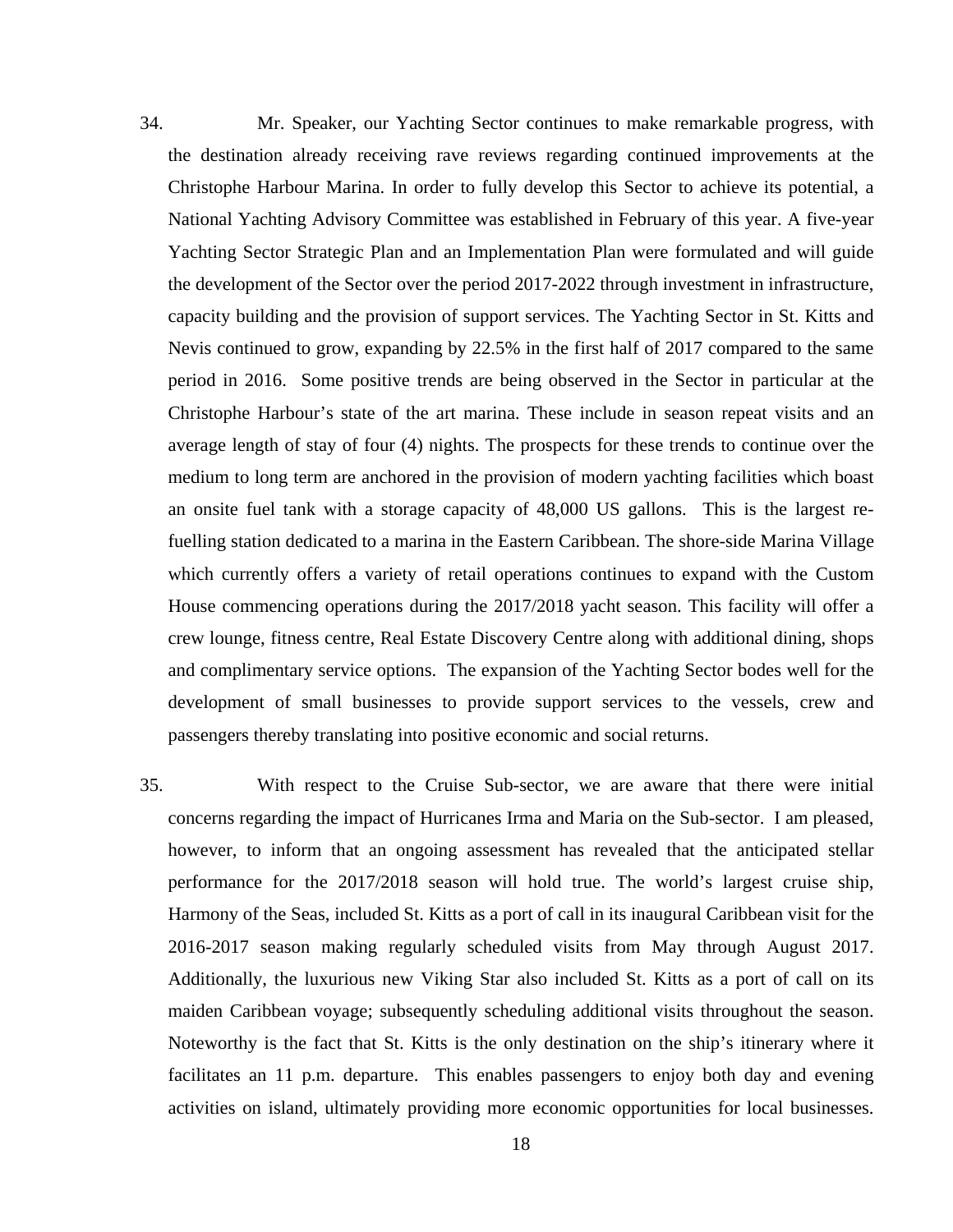34. Mr. Speaker, our Yachting Sector continues to make remarkable progress, with the destination already receiving rave reviews regarding continued improvements at the Christophe Harbour Marina. In order to fully develop this Sector to achieve its potential, a National Yachting Advisory Committee was established in February of this year. A five-year Yachting Sector Strategic Plan and an Implementation Plan were formulated and will guide the development of the Sector over the period 2017-2022 through investment in infrastructure, capacity building and the provision of support services. The Yachting Sector in St. Kitts and Nevis continued to grow, expanding by 22.5% in the first half of 2017 compared to the same period in 2016. Some positive trends are being observed in the Sector in particular at the Christophe Harbour's state of the art marina. These include in season repeat visits and an average length of stay of four (4) nights. The prospects for these trends to continue over the medium to long term are anchored in the provision of modern yachting facilities which boast an onsite fuel tank with a storage capacity of 48,000 US gallons. This is the largest re-fuelling station dedicated to a marina in the Eastern Caribbean. The shore-side Marina Village which currently offers a variety of retail operations continues to expand with the Custom House commencing operations during the 2017/2018 yacht season. This facility will offer a crew lounge, fitness centre, Real Estate Discovery Centre along with additional dining, shops and complimentary service options. The expansion of the Yachting Sector bodes well for the development of small businesses to provide support services to the vessels, crew and passengers thereby translating into positive economic and social returns.

35. With respect to the Cruise Sub-sector, we are aware that there were initial concerns regarding the impact of Hurricanes Irma and Maria on the Sub-sector. I am pleased, however, to inform that an ongoing assessment has revealed that the anticipated stellar performance for the 2017/2018 season will hold true. The world's largest cruise ship, Harmony of the Seas, included St. Kitts as a port of call in its inaugural Caribbean visit for the 2016-2017 season making regularly scheduled visits from May through August 2017. Additionally, the luxurious new Viking Star also included St. Kitts as a port of call on its maiden Caribbean voyage; subsequently scheduling additional visits throughout the season. Noteworthy is the fact that St. Kitts is the only destination on the ship's itinerary where it facilitates an 11 p.m. departure. This enables passengers to enjoy both day and evening activities on island, ultimately providing more economic opportunities for local businesses.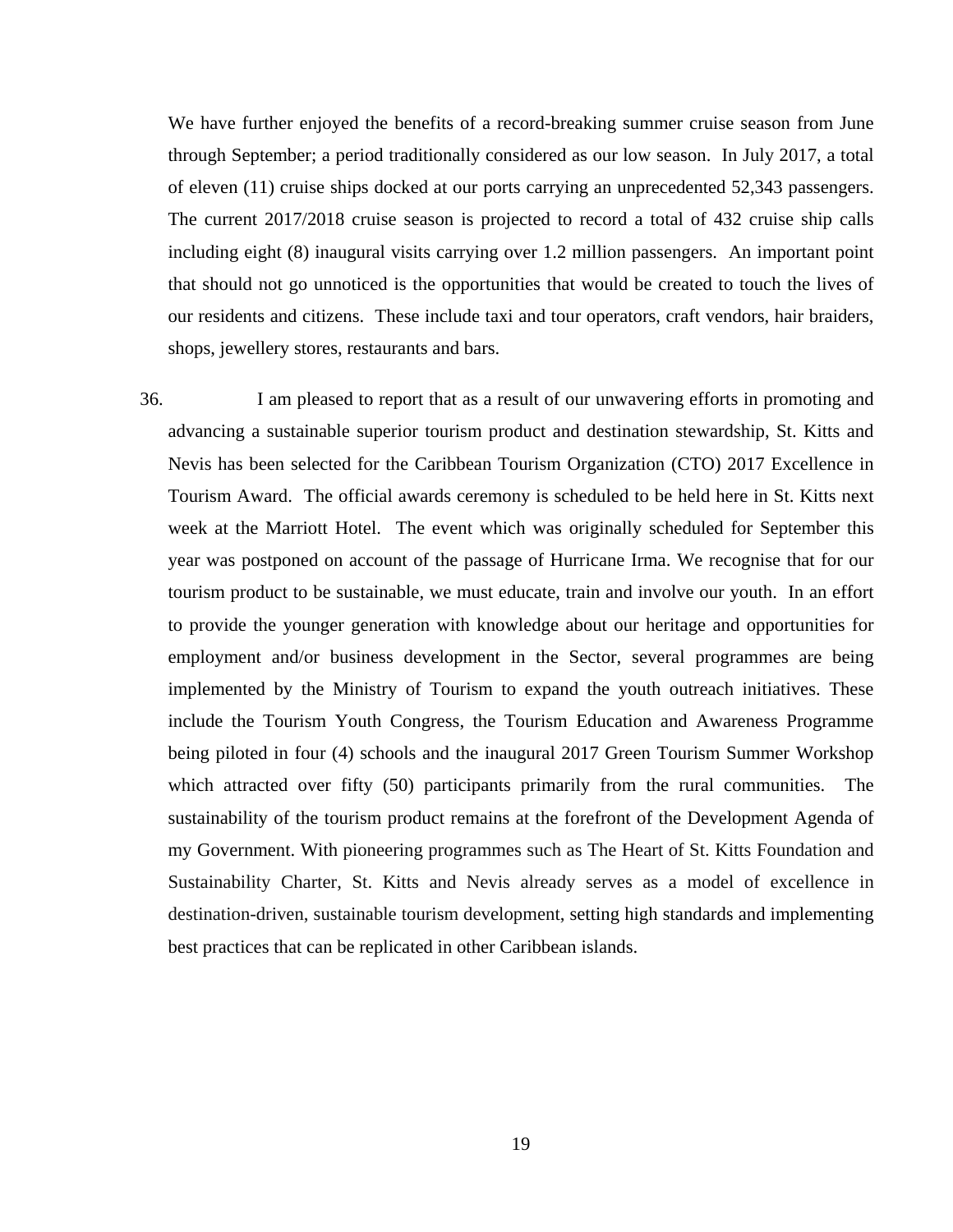We have further enjoyed the benefits of a record-breaking summer cruise season from June through September; a period traditionally considered as our low season. In July 2017, a total of eleven (11) cruise ships docked at our ports carrying an unprecedented 52,343 passengers. The current 2017/2018 cruise season is projected to record a total of 432 cruise ship calls including eight (8) inaugural visits carrying over 1.2 million passengers. An important point that should not go unnoticed is the opportunities that would be created to touch the lives of our residents and citizens. These include taxi and tour operators, craft vendors, hair braiders, shops, jewellery stores, restaurants and bars.

36. I am pleased to report that as a result of our unwavering efforts in promoting and advancing a sustainable superior tourism product and destination stewardship, St. Kitts and Nevis has been selected for the Caribbean Tourism Organization (CTO) 2017 Excellence in Tourism Award. The official awards ceremony is scheduled to be held here in St. Kitts next week at the Marriott Hotel. The event which was originally scheduled for September this year was postponed on account of the passage of Hurricane Irma. We recognise that for our tourism product to be sustainable, we must educate, train and involve our youth. In an effort to provide the younger generation with knowledge about our heritage and opportunities for employment and/or business development in the Sector, several programmes are being implemented by the Ministry of Tourism to expand the youth outreach initiatives. These include the Tourism Youth Congress, the Tourism Education and Awareness Programme being piloted in four (4) schools and the inaugural 2017 Green Tourism Summer Workshop which attracted over fifty (50) participants primarily from the rural communities. The sustainability of the tourism product remains at the forefront of the Development Agenda of my Government. With pioneering programmes such as The Heart of St. Kitts Foundation and Sustainability Charter, St. Kitts and Nevis already serves as a model of excellence in destination-driven, sustainable tourism development, setting high standards and implementing best practices that can be replicated in other Caribbean islands.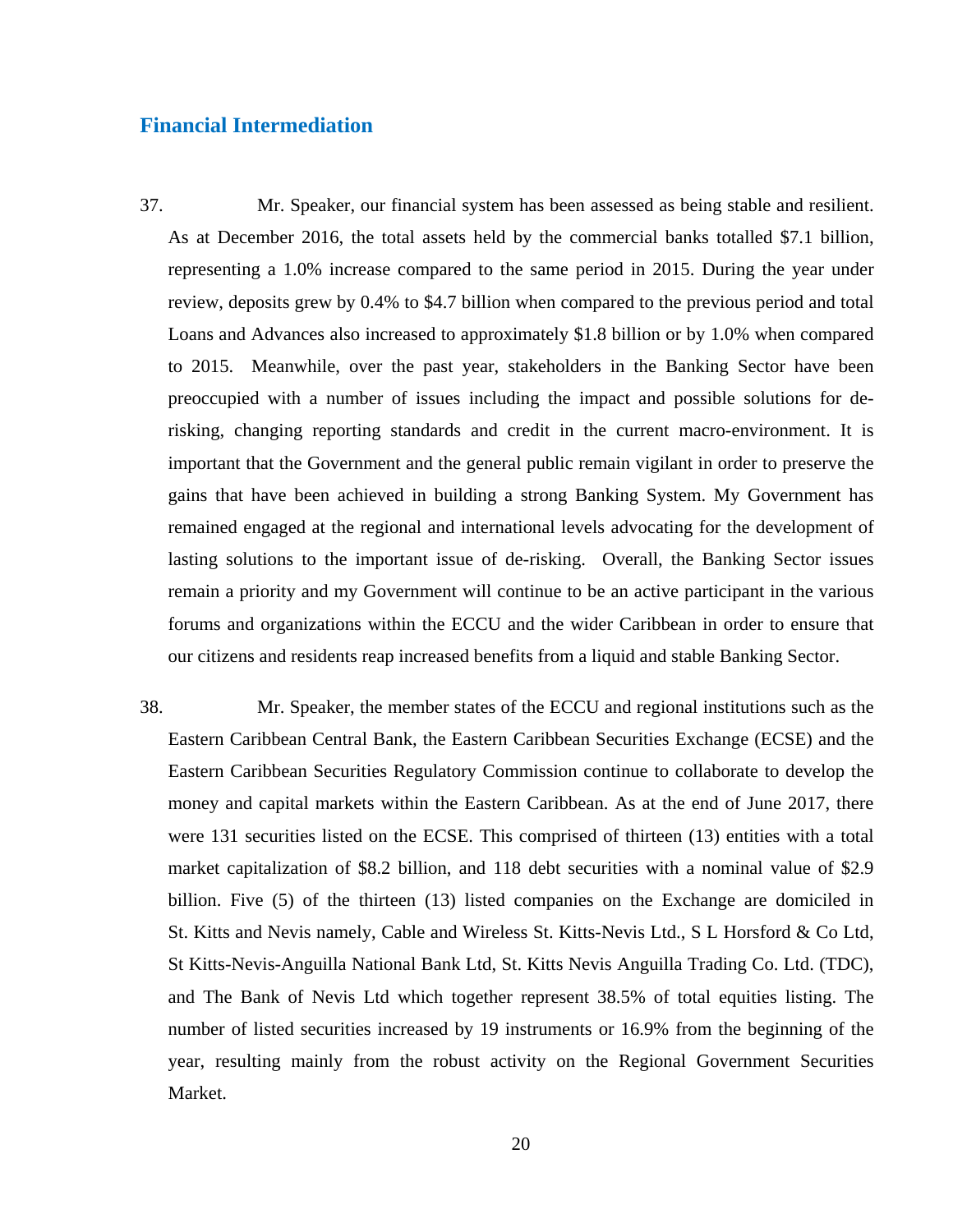## Financial Intermediation

37. Mr. Speaker, our financial system has been assessed as being stable and resilient. As at December 2016, the total assets held by the commercial banks totalled $7.1 billion, representing a 1.0% increase compared to the same period in 2015. During the year under review, deposits grew by 0.4% to $4.7 billion when compared to the previous period and total Loans and Advances also increased to approximately $1.8 billion or by 1.0% when compared to 2015. Meanwhile, over the past year, stakeholders in the Banking Sector have been preoccupied with a number of issues including the impact and possible solutions for de-risking, changing reporting standards and credit in the current macro-environment. It is important that the Government and the general public remain vigilant in order to preserve the gains that have been achieved in building a strong Banking System. My Government has remained engaged at the regional and international levels advocating for the development of lasting solutions to the important issue of de-risking. Overall, the Banking Sector issues remain a priority and my Government will continue to be an active participant in the various forums and organizations within the ECCU and the wider Caribbean in order to ensure that our citizens and residents reap increased benefits from a liquid and stable Banking Sector.

38. Mr. Speaker, the member states of the ECCU and regional institutions such as the Eastern Caribbean Central Bank, the Eastern Caribbean Securities Exchange (ECSE) and the Eastern Caribbean Securities Regulatory Commission continue to collaborate to develop the money and capital markets within the Eastern Caribbean. As at the end of June 2017, there were 131 securities listed on the ECSE. This comprised of thirteen (13) entities with a total market capitalization of $8.2 billion, and 118 debt securities with a nominal value of $2.9 billion. Five (5) of the thirteen (13) listed companies on the Exchange are domiciled in St. Kitts and Nevis namely, Cable and Wireless St. Kitts-Nevis Ltd., S L Horsford & Co Ltd, St Kitts-Nevis-Anguilla National Bank Ltd, St. Kitts Nevis Anguilla Trading Co. Ltd. (TDC), and The Bank of Nevis Ltd which together represent 38.5% of total equities listing. The number of listed securities increased by 19 instruments or 16.9% from the beginning of the year, resulting mainly from the robust activity on the Regional Government Securities Market.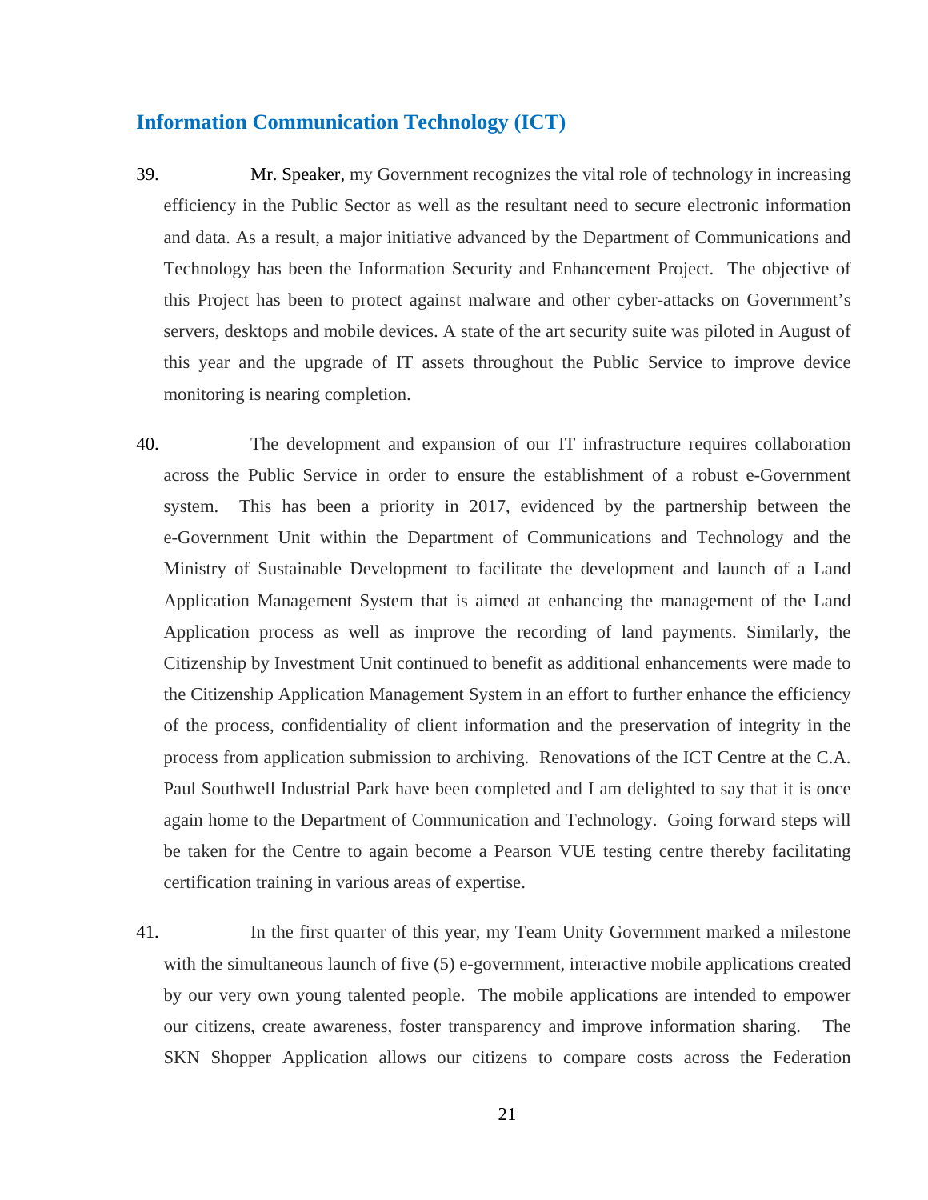## Information Communication Technology (ICT)

39. Mr. Speaker, my Government recognizes the vital role of technology in increasing efficiency in the Public Sector as well as the resultant need to secure electronic information and data. As a result, a major initiative advanced by the Department of Communications and Technology has been the Information Security and Enhancement Project. The objective of this Project has been to protect against malware and other cyber-attacks on Government's servers, desktops and mobile devices. A state of the art security suite was piloted in August of this year and the upgrade of IT assets throughout the Public Service to improve device monitoring is nearing completion.

40. The development and expansion of our IT infrastructure requires collaboration across the Public Service in order to ensure the establishment of a robust e-Government system. This has been a priority in 2017, evidenced by the partnership between the e-Government Unit within the Department of Communications and Technology and the Ministry of Sustainable Development to facilitate the development and launch of a Land Application Management System that is aimed at enhancing the management of the Land Application process as well as improve the recording of land payments. Similarly, the Citizenship by Investment Unit continued to benefit as additional enhancements were made to the Citizenship Application Management System in an effort to further enhance the efficiency of the process, confidentiality of client information and the preservation of integrity in the process from application submission to archiving. Renovations of the ICT Centre at the C.A. Paul Southwell Industrial Park have been completed and I am delighted to say that it is once again home to the Department of Communication and Technology. Going forward steps will be taken for the Centre to again become a Pearson VUE testing centre thereby facilitating certification training in various areas of expertise.

41. In the first quarter of this year, my Team Unity Government marked a milestone with the simultaneous launch of five (5) e-government, interactive mobile applications created by our very own young talented people. The mobile applications are intended to empower our citizens, create awareness, foster transparency and improve information sharing. The SKN Shopper Application allows our citizens to compare costs across the Federation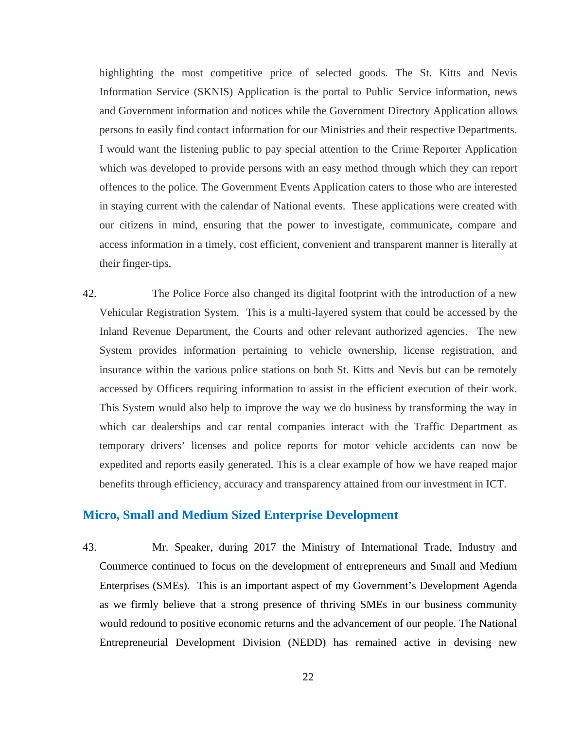highlighting the most competitive price of selected goods. The St. Kitts and Nevis Information Service (SKNIS) Application is the portal to Public Service information, news and Government information and notices while the Government Directory Application allows persons to easily find contact information for our Ministries and their respective Departments. I would want the listening public to pay special attention to the Crime Reporter Application which was developed to provide persons with an easy method through which they can report offences to the police. The Government Events Application caters to those who are interested in staying current with the calendar of National events. These applications were created with our citizens in mind, ensuring that the power to investigate, communicate, compare and access information in a timely, cost efficient, convenient and transparent manner is literally at their finger-tips.

42. The Police Force also changed its digital footprint with the introduction of a new Vehicular Registration System. This is a multi-layered system that could be accessed by the Inland Revenue Department, the Courts and other relevant authorized agencies. The new System provides information pertaining to vehicle ownership, license registration, and insurance within the various police stations on both St. Kitts and Nevis but can be remotely accessed by Officers requiring information to assist in the efficient execution of their work. This System would also help to improve the way we do business by transforming the way in which car dealerships and car rental companies interact with the Traffic Department as temporary drivers' licenses and police reports for motor vehicle accidents can now be expedited and reports easily generated. This is a clear example of how we have reaped major benefits through efficiency, accuracy and transparency attained from our investment in ICT.

## Micro, Small and Medium Sized Enterprise Development

43. Mr. Speaker, during 2017 the Ministry of International Trade, Industry and Commerce continued to focus on the development of entrepreneurs and Small and Medium Enterprises (SMEs). This is an important aspect of my Government's Development Agenda as we firmly believe that a strong presence of thriving SMEs in our business community would redound to positive economic returns and the advancement of our people. The National Entrepreneurial Development Division (NEDD) has remained active in devising new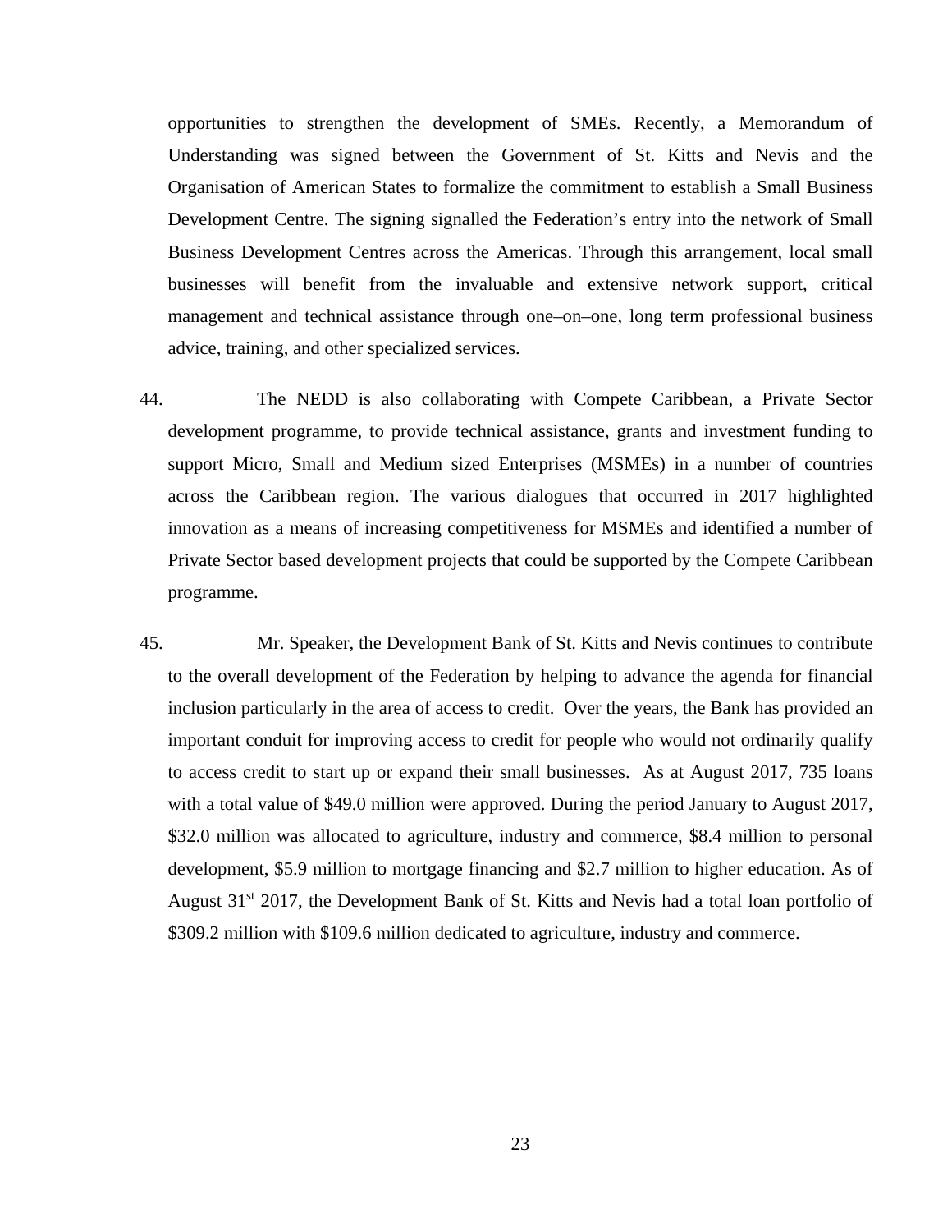opportunities to strengthen the development of SMEs. Recently, a Memorandum of Understanding was signed between the Government of St. Kitts and Nevis and the Organisation of American States to formalize the commitment to establish a Small Business Development Centre. The signing signalled the Federation's entry into the network of Small Business Development Centres across the Americas. Through this arrangement, local small businesses will benefit from the invaluable and extensive network support, critical management and technical assistance through one–on–one, long term professional business advice, training, and other specialized services.

44. The NEDD is also collaborating with Compete Caribbean, a Private Sector development programme, to provide technical assistance, grants and investment funding to support Micro, Small and Medium sized Enterprises (MSMEs) in a number of countries across the Caribbean region. The various dialogues that occurred in 2017 highlighted innovation as a means of increasing competitiveness for MSMEs and identified a number of Private Sector based development projects that could be supported by the Compete Caribbean programme.

45. Mr. Speaker, the Development Bank of St. Kitts and Nevis continues to contribute to the overall development of the Federation by helping to advance the agenda for financial inclusion particularly in the area of access to credit. Over the years, the Bank has provided an important conduit for improving access to credit for people who would not ordinarily qualify to access credit to start up or expand their small businesses. As at August 2017, 735 loans with a total value of $49.0 million were approved. During the period January to August 2017, $32.0 million was allocated to agriculture, industry and commerce, $8.4 million to personal development, $5.9 million to mortgage financing and $2.7 million to higher education. As of August 31st 2017, the Development Bank of St. Kitts and Nevis had a total loan portfolio of $309.2 million with $109.6 million dedicated to agriculture, industry and commerce.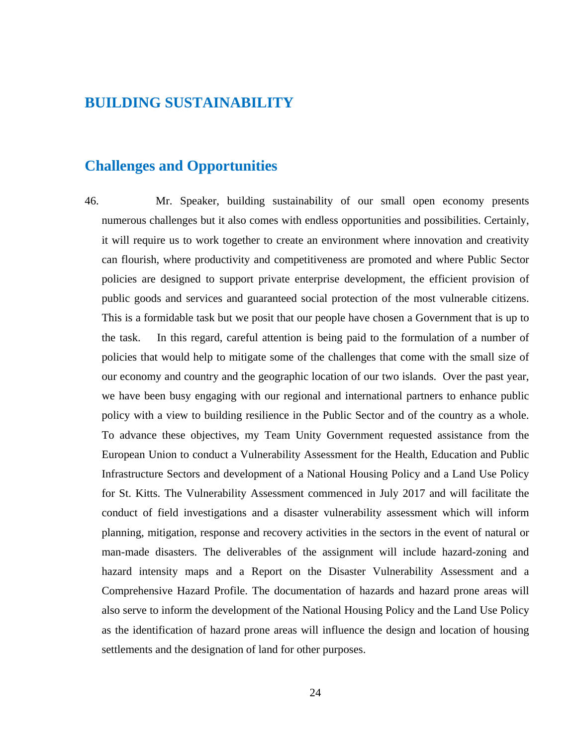# BUILDING SUSTAINABILITY

## Challenges and Opportunities

46. Mr. Speaker, building sustainability of our small open economy presents numerous challenges but it also comes with endless opportunities and possibilities. Certainly, it will require us to work together to create an environment where innovation and creativity can flourish, where productivity and competitiveness are promoted and where Public Sector policies are designed to support private enterprise development, the efficient provision of public goods and services and guaranteed social protection of the most vulnerable citizens. This is a formidable task but we posit that our people have chosen a Government that is up to the task. In this regard, careful attention is being paid to the formulation of a number of policies that would help to mitigate some of the challenges that come with the small size of our economy and country and the geographic location of our two islands. Over the past year, we have been busy engaging with our regional and international partners to enhance public policy with a view to building resilience in the Public Sector and of the country as a whole. To advance these objectives, my Team Unity Government requested assistance from the European Union to conduct a Vulnerability Assessment for the Health, Education and Public Infrastructure Sectors and development of a National Housing Policy and a Land Use Policy for St. Kitts. The Vulnerability Assessment commenced in July 2017 and will facilitate the conduct of field investigations and a disaster vulnerability assessment which will inform planning, mitigation, response and recovery activities in the sectors in the event of natural or man-made disasters. The deliverables of the assignment will include hazard-zoning and hazard intensity maps and a Report on the Disaster Vulnerability Assessment and a Comprehensive Hazard Profile. The documentation of hazards and hazard prone areas will also serve to inform the development of the National Housing Policy and the Land Use Policy as the identification of hazard prone areas will influence the design and location of housing settlements and the designation of land for other purposes.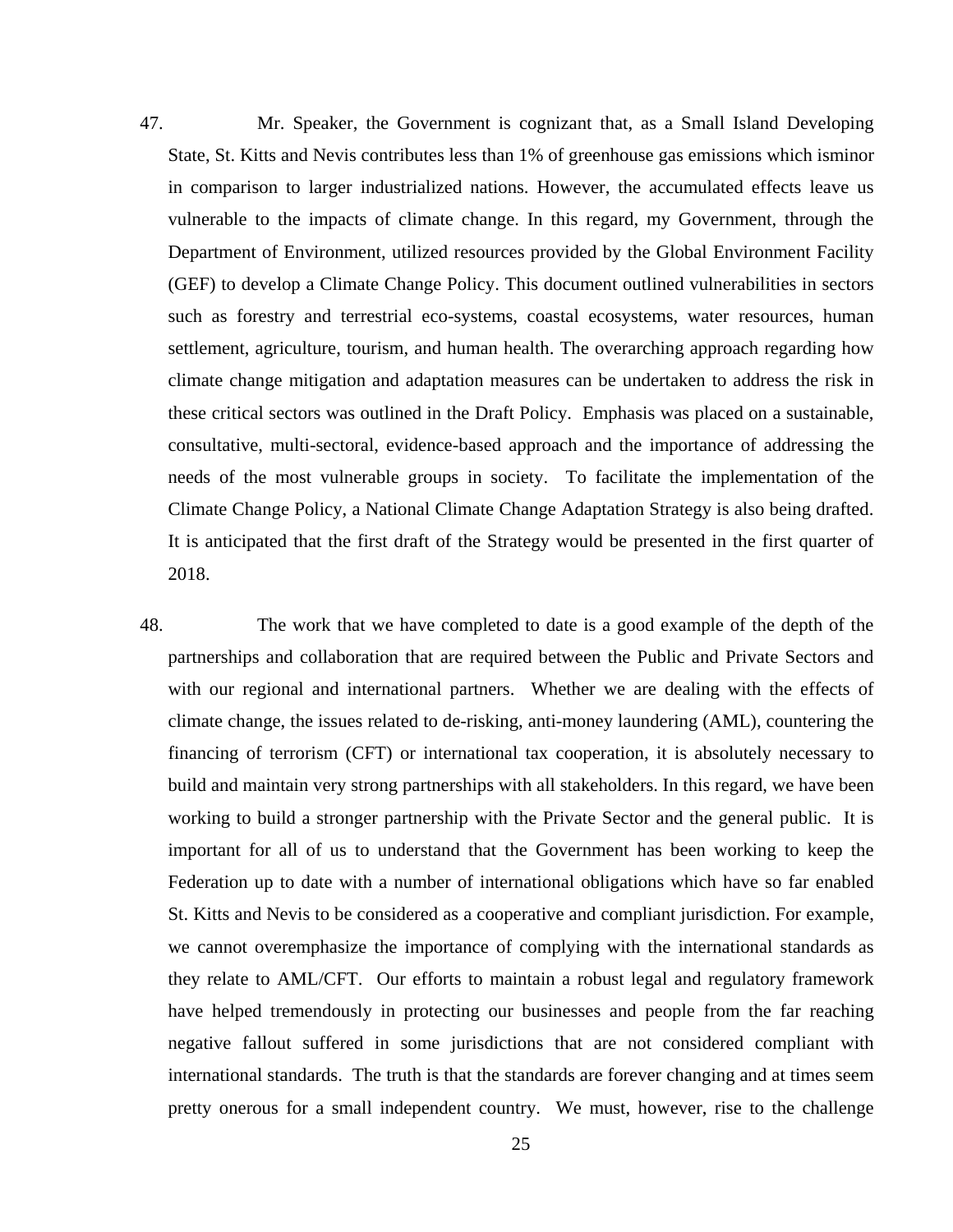47. Mr. Speaker, the Government is cognizant that, as a Small Island Developing State, St. Kitts and Nevis contributes less than 1% of greenhouse gas emissions which isminor in comparison to larger industrialized nations. However, the accumulated effects leave us vulnerable to the impacts of climate change. In this regard, my Government, through the Department of Environment, utilized resources provided by the Global Environment Facility (GEF) to develop a Climate Change Policy. This document outlined vulnerabilities in sectors such as forestry and terrestrial eco-systems, coastal ecosystems, water resources, human settlement, agriculture, tourism, and human health. The overarching approach regarding how climate change mitigation and adaptation measures can be undertaken to address the risk in these critical sectors was outlined in the Draft Policy. Emphasis was placed on a sustainable, consultative, multi-sectoral, evidence-based approach and the importance of addressing the needs of the most vulnerable groups in society. To facilitate the implementation of the Climate Change Policy, a National Climate Change Adaptation Strategy is also being drafted. It is anticipated that the first draft of the Strategy would be presented in the first quarter of 2018.

48. The work that we have completed to date is a good example of the depth of the partnerships and collaboration that are required between the Public and Private Sectors and with our regional and international partners. Whether we are dealing with the effects of climate change, the issues related to de-risking, anti-money laundering (AML), countering the financing of terrorism (CFT) or international tax cooperation, it is absolutely necessary to build and maintain very strong partnerships with all stakeholders. In this regard, we have been working to build a stronger partnership with the Private Sector and the general public. It is important for all of us to understand that the Government has been working to keep the Federation up to date with a number of international obligations which have so far enabled St. Kitts and Nevis to be considered as a cooperative and compliant jurisdiction. For example, we cannot overemphasize the importance of complying with the international standards as they relate to AML/CFT. Our efforts to maintain a robust legal and regulatory framework have helped tremendously in protecting our businesses and people from the far reaching negative fallout suffered in some jurisdictions that are not considered compliant with international standards. The truth is that the standards are forever changing and at times seem pretty onerous for a small independent country. We must, however, rise to the challenge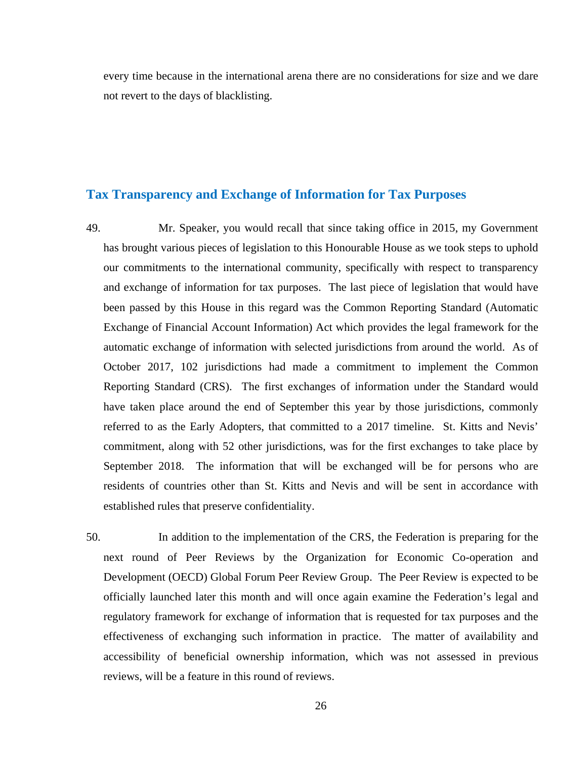every time because in the international arena there are no considerations for size and we dare not revert to the days of blacklisting.

## Tax Transparency and Exchange of Information for Tax Purposes

49. Mr. Speaker, you would recall that since taking office in 2015, my Government has brought various pieces of legislation to this Honourable House as we took steps to uphold our commitments to the international community, specifically with respect to transparency and exchange of information for tax purposes. The last piece of legislation that would have been passed by this House in this regard was the Common Reporting Standard (Automatic Exchange of Financial Account Information) Act which provides the legal framework for the automatic exchange of information with selected jurisdictions from around the world. As of October 2017, 102 jurisdictions had made a commitment to implement the Common Reporting Standard (CRS). The first exchanges of information under the Standard would have taken place around the end of September this year by those jurisdictions, commonly referred to as the Early Adopters, that committed to a 2017 timeline. St. Kitts and Nevis' commitment, along with 52 other jurisdictions, was for the first exchanges to take place by September 2018. The information that will be exchanged will be for persons who are residents of countries other than St. Kitts and Nevis and will be sent in accordance with established rules that preserve confidentiality.

50. In addition to the implementation of the CRS, the Federation is preparing for the next round of Peer Reviews by the Organization for Economic Co-operation and Development (OECD) Global Forum Peer Review Group. The Peer Review is expected to be officially launched later this month and will once again examine the Federation's legal and regulatory framework for exchange of information that is requested for tax purposes and the effectiveness of exchanging such information in practice. The matter of availability and accessibility of beneficial ownership information, which was not assessed in previous reviews, will be a feature in this round of reviews.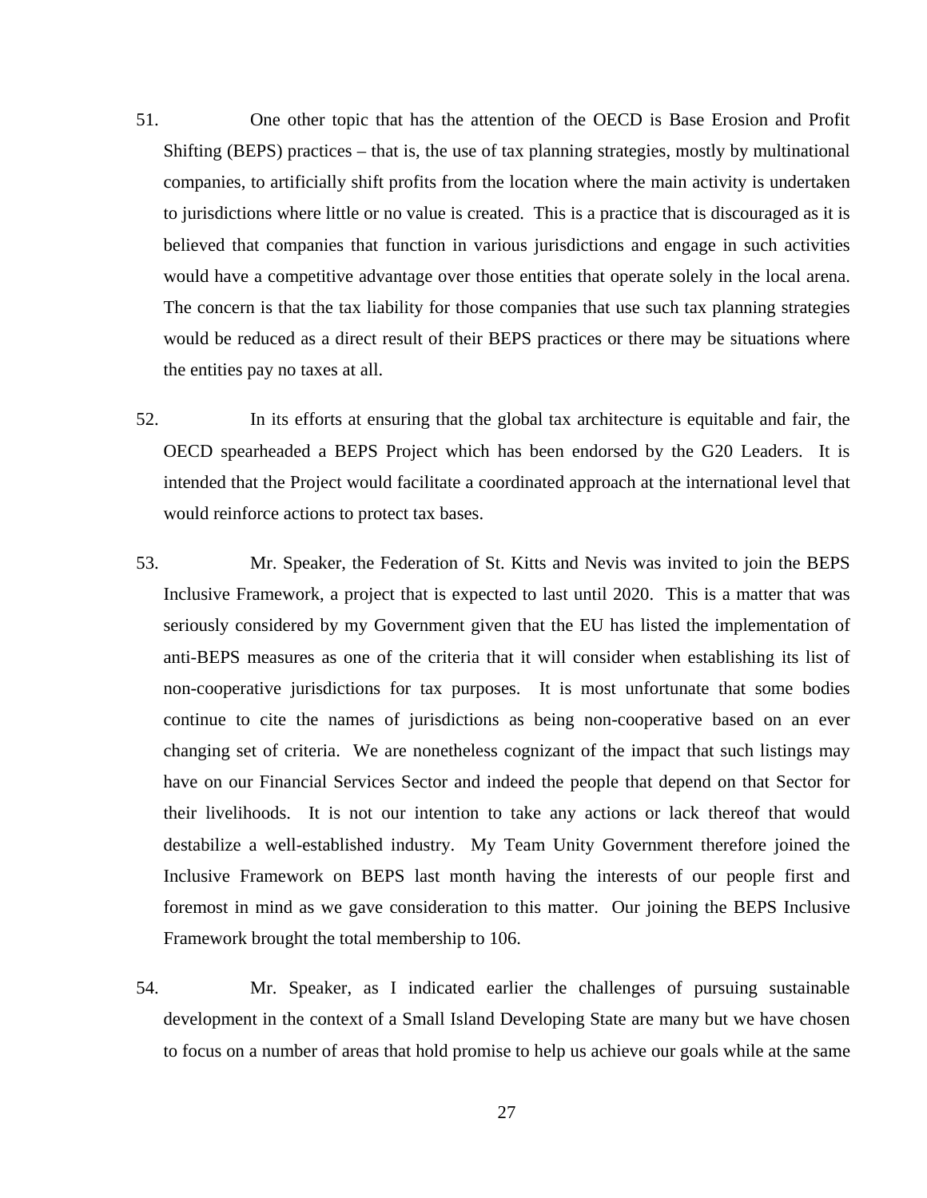51. One other topic that has the attention of the OECD is Base Erosion and Profit Shifting (BEPS) practices – that is, the use of tax planning strategies, mostly by multinational companies, to artificially shift profits from the location where the main activity is undertaken to jurisdictions where little or no value is created. This is a practice that is discouraged as it is believed that companies that function in various jurisdictions and engage in such activities would have a competitive advantage over those entities that operate solely in the local arena. The concern is that the tax liability for those companies that use such tax planning strategies would be reduced as a direct result of their BEPS practices or there may be situations where the entities pay no taxes at all.

52. In its efforts at ensuring that the global tax architecture is equitable and fair, the OECD spearheaded a BEPS Project which has been endorsed by the G20 Leaders. It is intended that the Project would facilitate a coordinated approach at the international level that would reinforce actions to protect tax bases.

53. Mr. Speaker, the Federation of St. Kitts and Nevis was invited to join the BEPS Inclusive Framework, a project that is expected to last until 2020. This is a matter that was seriously considered by my Government given that the EU has listed the implementation of anti-BEPS measures as one of the criteria that it will consider when establishing its list of non-cooperative jurisdictions for tax purposes. It is most unfortunate that some bodies continue to cite the names of jurisdictions as being non-cooperative based on an ever changing set of criteria. We are nonetheless cognizant of the impact that such listings may have on our Financial Services Sector and indeed the people that depend on that Sector for their livelihoods. It is not our intention to take any actions or lack thereof that would destabilize a well-established industry. My Team Unity Government therefore joined the Inclusive Framework on BEPS last month having the interests of our people first and foremost in mind as we gave consideration to this matter. Our joining the BEPS Inclusive Framework brought the total membership to 106.

54. Mr. Speaker, as I indicated earlier the challenges of pursuing sustainable development in the context of a Small Island Developing State are many but we have chosen to focus on a number of areas that hold promise to help us achieve our goals while at the same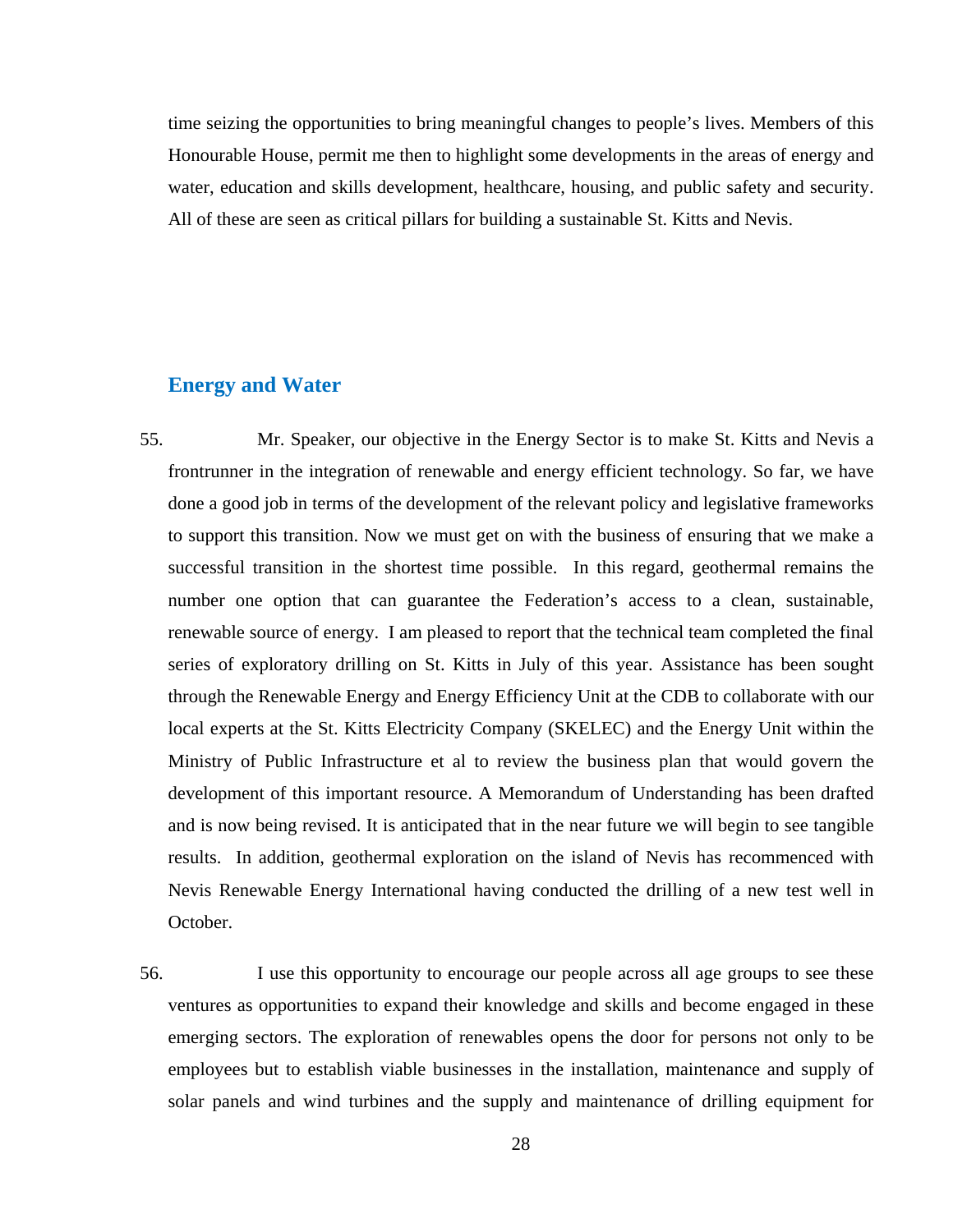time seizing the opportunities to bring meaningful changes to people's lives. Members of this Honourable House, permit me then to highlight some developments in the areas of energy and water, education and skills development, healthcare, housing, and public safety and security. All of these are seen as critical pillars for building a sustainable St. Kitts and Nevis.

## Energy and Water

55. Mr. Speaker, our objective in the Energy Sector is to make St. Kitts and Nevis a frontrunner in the integration of renewable and energy efficient technology. So far, we have done a good job in terms of the development of the relevant policy and legislative frameworks to support this transition. Now we must get on with the business of ensuring that we make a successful transition in the shortest time possible. In this regard, geothermal remains the number one option that can guarantee the Federation's access to a clean, sustainable, renewable source of energy. I am pleased to report that the technical team completed the final series of exploratory drilling on St. Kitts in July of this year. Assistance has been sought through the Renewable Energy and Energy Efficiency Unit at the CDB to collaborate with our local experts at the St. Kitts Electricity Company (SKELEC) and the Energy Unit within the Ministry of Public Infrastructure et al to review the business plan that would govern the development of this important resource. A Memorandum of Understanding has been drafted and is now being revised. It is anticipated that in the near future we will begin to see tangible results. In addition, geothermal exploration on the island of Nevis has recommenced with Nevis Renewable Energy International having conducted the drilling of a new test well in October.

56. I use this opportunity to encourage our people across all age groups to see these ventures as opportunities to expand their knowledge and skills and become engaged in these emerging sectors. The exploration of renewables opens the door for persons not only to be employees but to establish viable businesses in the installation, maintenance and supply of solar panels and wind turbines and the supply and maintenance of drilling equipment for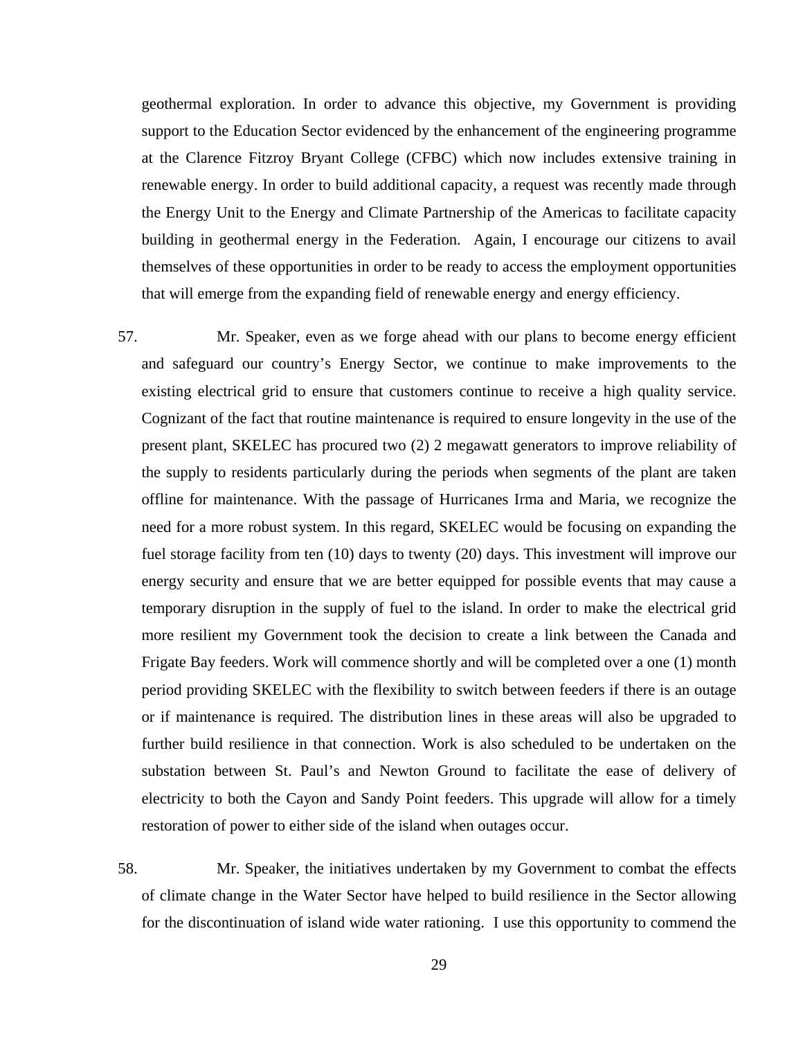geothermal exploration. In order to advance this objective, my Government is providing support to the Education Sector evidenced by the enhancement of the engineering programme at the Clarence Fitzroy Bryant College (CFBC) which now includes extensive training in renewable energy. In order to build additional capacity, a request was recently made through the Energy Unit to the Energy and Climate Partnership of the Americas to facilitate capacity building in geothermal energy in the Federation. Again, I encourage our citizens to avail themselves of these opportunities in order to be ready to access the employment opportunities that will emerge from the expanding field of renewable energy and energy efficiency.

57. Mr. Speaker, even as we forge ahead with our plans to become energy efficient and safeguard our country's Energy Sector, we continue to make improvements to the existing electrical grid to ensure that customers continue to receive a high quality service. Cognizant of the fact that routine maintenance is required to ensure longevity in the use of the present plant, SKELEC has procured two (2) 2 megawatt generators to improve reliability of the supply to residents particularly during the periods when segments of the plant are taken offline for maintenance. With the passage of Hurricanes Irma and Maria, we recognize the need for a more robust system. In this regard, SKELEC would be focusing on expanding the fuel storage facility from ten (10) days to twenty (20) days. This investment will improve our energy security and ensure that we are better equipped for possible events that may cause a temporary disruption in the supply of fuel to the island. In order to make the electrical grid more resilient my Government took the decision to create a link between the Canada and Frigate Bay feeders. Work will commence shortly and will be completed over a one (1) month period providing SKELEC with the flexibility to switch between feeders if there is an outage or if maintenance is required. The distribution lines in these areas will also be upgraded to further build resilience in that connection. Work is also scheduled to be undertaken on the substation between St. Paul's and Newton Ground to facilitate the ease of delivery of electricity to both the Cayon and Sandy Point feeders. This upgrade will allow for a timely restoration of power to either side of the island when outages occur.

58. Mr. Speaker, the initiatives undertaken by my Government to combat the effects of climate change in the Water Sector have helped to build resilience in the Sector allowing for the discontinuation of island wide water rationing. I use this opportunity to commend the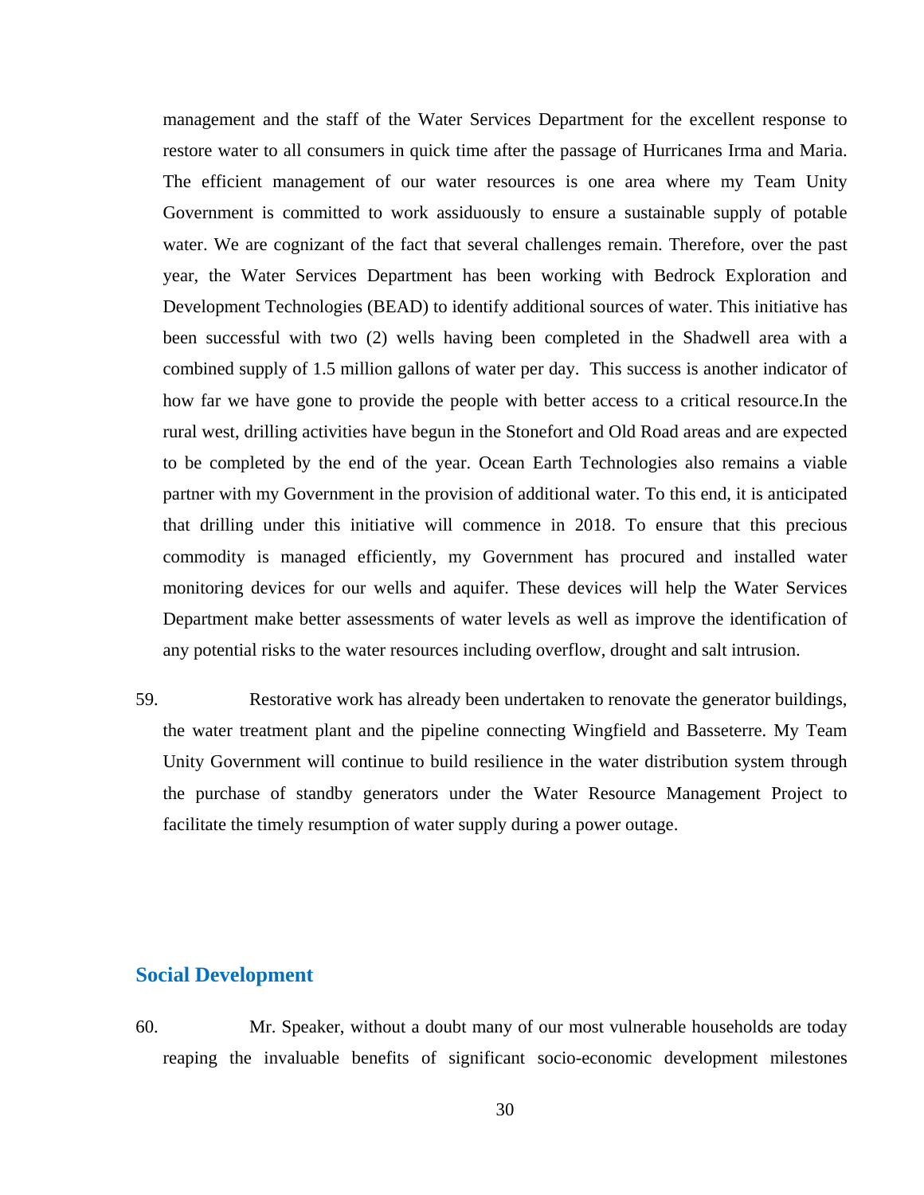management and the staff of the Water Services Department for the excellent response to restore water to all consumers in quick time after the passage of Hurricanes Irma and Maria. The efficient management of our water resources is one area where my Team Unity Government is committed to work assiduously to ensure a sustainable supply of potable water. We are cognizant of the fact that several challenges remain. Therefore, over the past year, the Water Services Department has been working with Bedrock Exploration and Development Technologies (BEAD) to identify additional sources of water. This initiative has been successful with two (2) wells having been completed in the Shadwell area with a combined supply of 1.5 million gallons of water per day. This success is another indicator of how far we have gone to provide the people with better access to a critical resource.In the rural west, drilling activities have begun in the Stonefort and Old Road areas and are expected to be completed by the end of the year. Ocean Earth Technologies also remains a viable partner with my Government in the provision of additional water. To this end, it is anticipated that drilling under this initiative will commence in 2018. To ensure that this precious commodity is managed efficiently, my Government has procured and installed water monitoring devices for our wells and aquifer. These devices will help the Water Services Department make better assessments of water levels as well as improve the identification of any potential risks to the water resources including overflow, drought and salt intrusion.

59. Restorative work has already been undertaken to renovate the generator buildings, the water treatment plant and the pipeline connecting Wingfield and Basseterre. My Team Unity Government will continue to build resilience in the water distribution system through the purchase of standby generators under the Water Resource Management Project to facilitate the timely resumption of water supply during a power outage.

## Social Development

60. Mr. Speaker, without a doubt many of our most vulnerable households are today reaping the invaluable benefits of significant socio-economic development milestones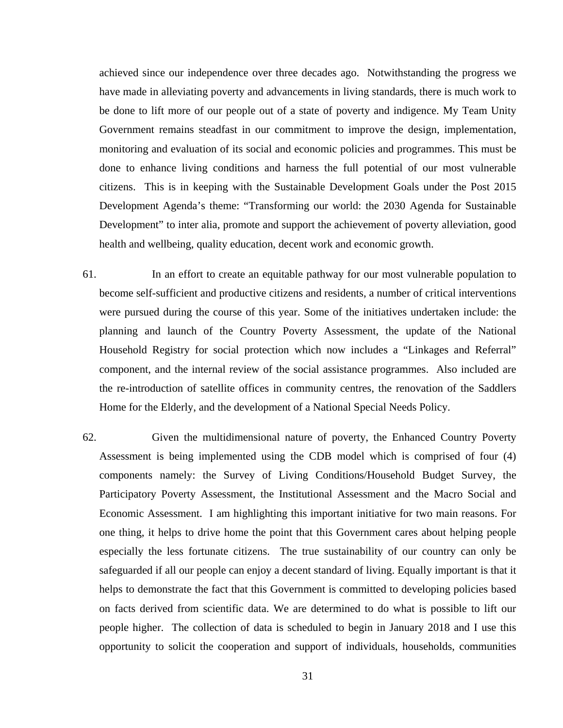achieved since our independence over three decades ago. Notwithstanding the progress we have made in alleviating poverty and advancements in living standards, there is much work to be done to lift more of our people out of a state of poverty and indigence. My Team Unity Government remains steadfast in our commitment to improve the design, implementation, monitoring and evaluation of its social and economic policies and programmes. This must be done to enhance living conditions and harness the full potential of our most vulnerable citizens. This is in keeping with the Sustainable Development Goals under the Post 2015 Development Agenda's theme: "Transforming our world: the 2030 Agenda for Sustainable Development" to inter alia, promote and support the achievement of poverty alleviation, good health and wellbeing, quality education, decent work and economic growth.

61. In an effort to create an equitable pathway for our most vulnerable population to become self-sufficient and productive citizens and residents, a number of critical interventions were pursued during the course of this year. Some of the initiatives undertaken include: the planning and launch of the Country Poverty Assessment, the update of the National Household Registry for social protection which now includes a "Linkages and Referral" component, and the internal review of the social assistance programmes. Also included are the re-introduction of satellite offices in community centres, the renovation of the Saddlers Home for the Elderly, and the development of a National Special Needs Policy.

62. Given the multidimensional nature of poverty, the Enhanced Country Poverty Assessment is being implemented using the CDB model which is comprised of four (4) components namely: the Survey of Living Conditions/Household Budget Survey, the Participatory Poverty Assessment, the Institutional Assessment and the Macro Social and Economic Assessment. I am highlighting this important initiative for two main reasons. For one thing, it helps to drive home the point that this Government cares about helping people especially the less fortunate citizens. The true sustainability of our country can only be safeguarded if all our people can enjoy a decent standard of living. Equally important is that it helps to demonstrate the fact that this Government is committed to developing policies based on facts derived from scientific data. We are determined to do what is possible to lift our people higher. The collection of data is scheduled to begin in January 2018 and I use this opportunity to solicit the cooperation and support of individuals, households, communities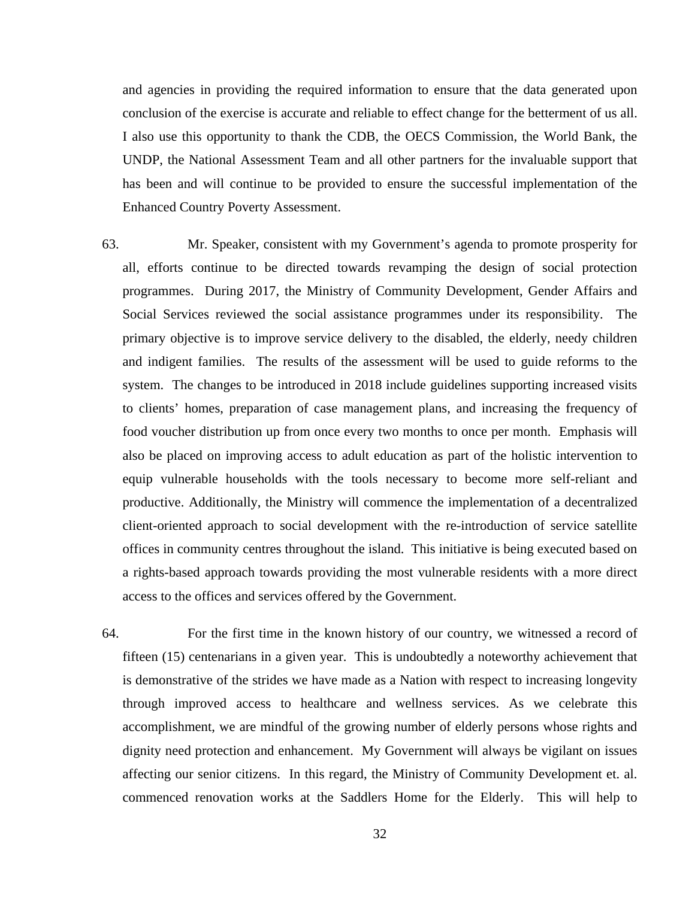and agencies in providing the required information to ensure that the data generated upon conclusion of the exercise is accurate and reliable to effect change for the betterment of us all. I also use this opportunity to thank the CDB, the OECS Commission, the World Bank, the UNDP, the National Assessment Team and all other partners for the invaluable support that has been and will continue to be provided to ensure the successful implementation of the Enhanced Country Poverty Assessment.

63. Mr. Speaker, consistent with my Government's agenda to promote prosperity for all, efforts continue to be directed towards revamping the design of social protection programmes. During 2017, the Ministry of Community Development, Gender Affairs and Social Services reviewed the social assistance programmes under its responsibility. The primary objective is to improve service delivery to the disabled, the elderly, needy children and indigent families. The results of the assessment will be used to guide reforms to the system. The changes to be introduced in 2018 include guidelines supporting increased visits to clients' homes, preparation of case management plans, and increasing the frequency of food voucher distribution up from once every two months to once per month. Emphasis will also be placed on improving access to adult education as part of the holistic intervention to equip vulnerable households with the tools necessary to become more self-reliant and productive. Additionally, the Ministry will commence the implementation of a decentralized client-oriented approach to social development with the re-introduction of service satellite offices in community centres throughout the island. This initiative is being executed based on a rights-based approach towards providing the most vulnerable residents with a more direct access to the offices and services offered by the Government.

64. For the first time in the known history of our country, we witnessed a record of fifteen (15) centenarians in a given year. This is undoubtedly a noteworthy achievement that is demonstrative of the strides we have made as a Nation with respect to increasing longevity through improved access to healthcare and wellness services. As we celebrate this accomplishment, we are mindful of the growing number of elderly persons whose rights and dignity need protection and enhancement. My Government will always be vigilant on issues affecting our senior citizens. In this regard, the Ministry of Community Development et. al. commenced renovation works at the Saddlers Home for the Elderly. This will help to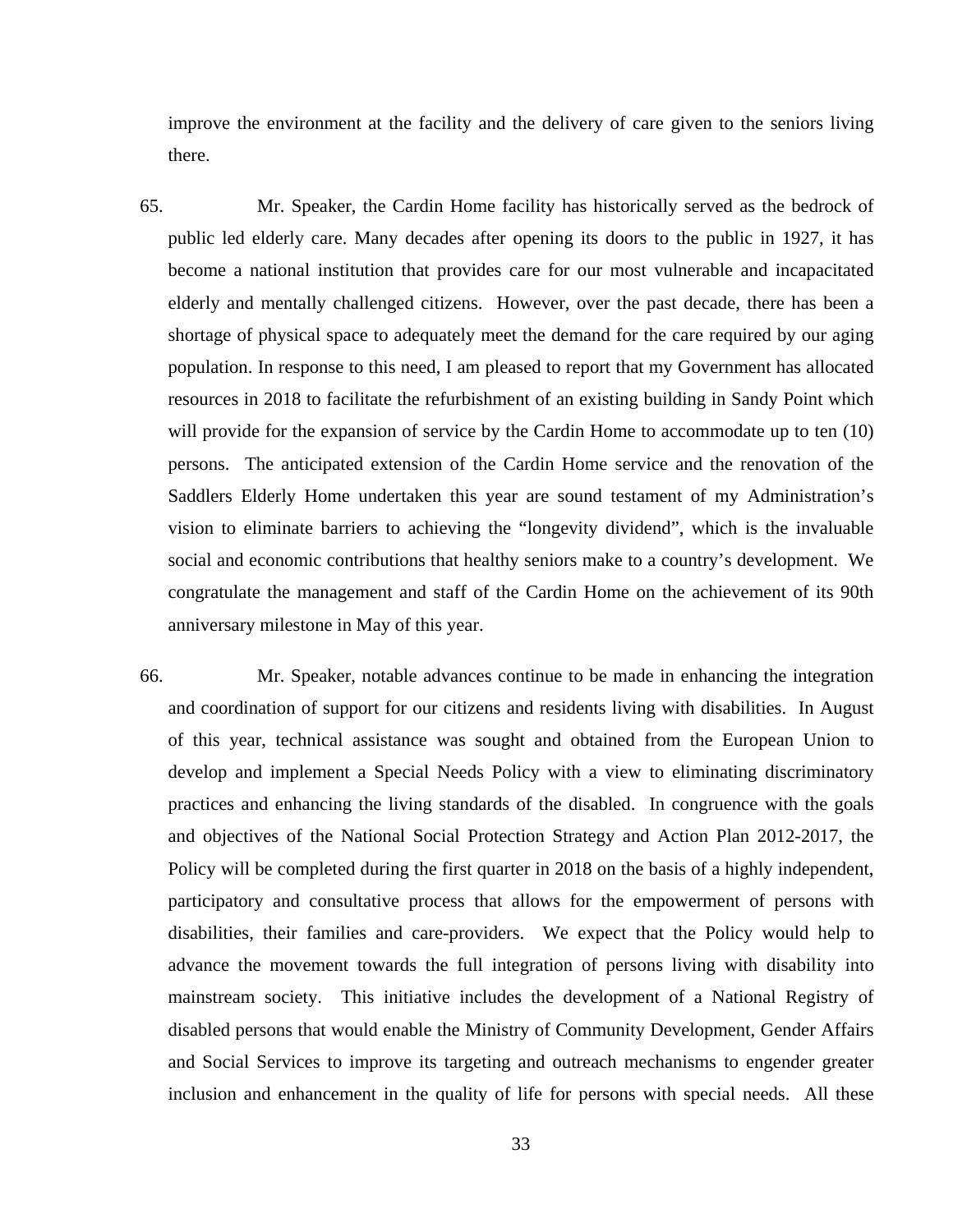improve the environment at the facility and the delivery of care given to the seniors living there.

65. Mr. Speaker, the Cardin Home facility has historically served as the bedrock of public led elderly care. Many decades after opening its doors to the public in 1927, it has become a national institution that provides care for our most vulnerable and incapacitated elderly and mentally challenged citizens. However, over the past decade, there has been a shortage of physical space to adequately meet the demand for the care required by our aging population. In response to this need, I am pleased to report that my Government has allocated resources in 2018 to facilitate the refurbishment of an existing building in Sandy Point which will provide for the expansion of service by the Cardin Home to accommodate up to ten (10) persons. The anticipated extension of the Cardin Home service and the renovation of the Saddlers Elderly Home undertaken this year are sound testament of my Administration's vision to eliminate barriers to achieving the "longevity dividend", which is the invaluable social and economic contributions that healthy seniors make to a country's development. We congratulate the management and staff of the Cardin Home on the achievement of its 90th anniversary milestone in May of this year.

66. Mr. Speaker, notable advances continue to be made in enhancing the integration and coordination of support for our citizens and residents living with disabilities. In August of this year, technical assistance was sought and obtained from the European Union to develop and implement a Special Needs Policy with a view to eliminating discriminatory practices and enhancing the living standards of the disabled. In congruence with the goals and objectives of the National Social Protection Strategy and Action Plan 2012-2017, the Policy will be completed during the first quarter in 2018 on the basis of a highly independent, participatory and consultative process that allows for the empowerment of persons with disabilities, their families and care-providers. We expect that the Policy would help to advance the movement towards the full integration of persons living with disability into mainstream society. This initiative includes the development of a National Registry of disabled persons that would enable the Ministry of Community Development, Gender Affairs and Social Services to improve its targeting and outreach mechanisms to engender greater inclusion and enhancement in the quality of life for persons with special needs. All these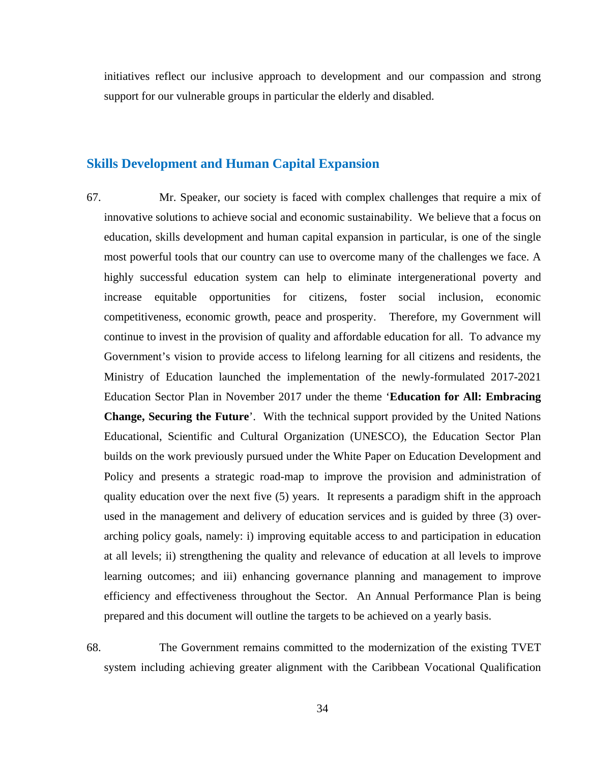initiatives reflect our inclusive approach to development and our compassion and strong support for our vulnerable groups in particular the elderly and disabled.

## Skills Development and Human Capital Expansion

67. Mr. Speaker, our society is faced with complex challenges that require a mix of innovative solutions to achieve social and economic sustainability. We believe that a focus on education, skills development and human capital expansion in particular, is one of the single most powerful tools that our country can use to overcome many of the challenges we face. A highly successful education system can help to eliminate intergenerational poverty and increase equitable opportunities for citizens, foster social inclusion, economic competitiveness, economic growth, peace and prosperity. Therefore, my Government will continue to invest in the provision of quality and affordable education for all. To advance my Government's vision to provide access to lifelong learning for all citizens and residents, the Ministry of Education launched the implementation of the newly-formulated 2017-2021 Education Sector Plan in November 2017 under the theme '**Education for All: Embracing Change, Securing the Future**'. With the technical support provided by the United Nations Educational, Scientific and Cultural Organization (UNESCO), the Education Sector Plan builds on the work previously pursued under the White Paper on Education Development and Policy and presents a strategic road-map to improve the provision and administration of quality education over the next five (5) years. It represents a paradigm shift in the approach used in the management and delivery of education services and is guided by three (3) over-arching policy goals, namely: i) improving equitable access to and participation in education at all levels; ii) strengthening the quality and relevance of education at all levels to improve learning outcomes; and iii) enhancing governance planning and management to improve efficiency and effectiveness throughout the Sector. An Annual Performance Plan is being prepared and this document will outline the targets to be achieved on a yearly basis.

68. The Government remains committed to the modernization of the existing TVET system including achieving greater alignment with the Caribbean Vocational Qualification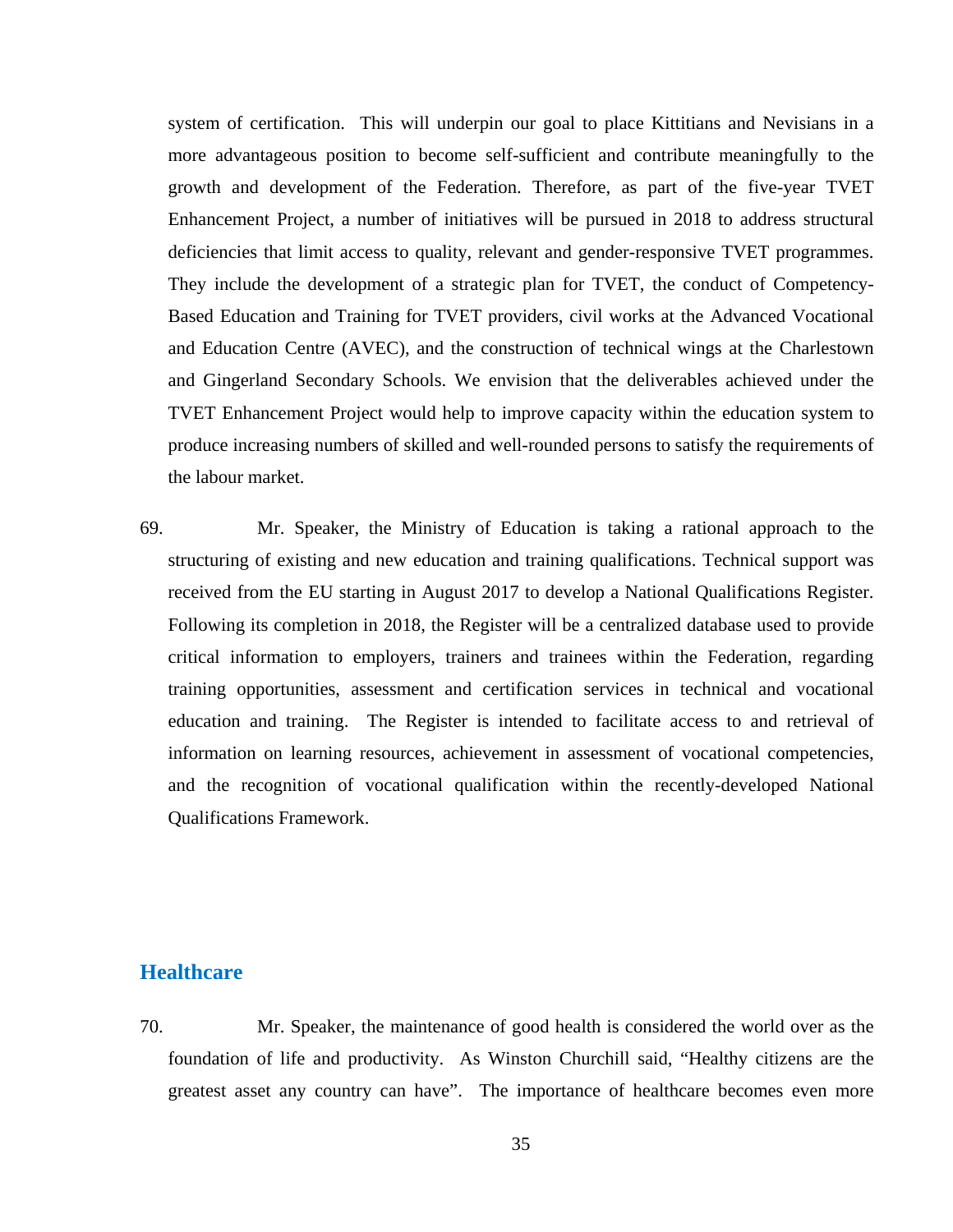system of certification. This will underpin our goal to place Kittitians and Nevisians in a more advantageous position to become self-sufficient and contribute meaningfully to the growth and development of the Federation. Therefore, as part of the five-year TVET Enhancement Project, a number of initiatives will be pursued in 2018 to address structural deficiencies that limit access to quality, relevant and gender-responsive TVET programmes. They include the development of a strategic plan for TVET, the conduct of Competency-Based Education and Training for TVET providers, civil works at the Advanced Vocational and Education Centre (AVEC), and the construction of technical wings at the Charlestown and Gingerland Secondary Schools. We envision that the deliverables achieved under the TVET Enhancement Project would help to improve capacity within the education system to produce increasing numbers of skilled and well-rounded persons to satisfy the requirements of the labour market.

69. Mr. Speaker, the Ministry of Education is taking a rational approach to the structuring of existing and new education and training qualifications. Technical support was received from the EU starting in August 2017 to develop a National Qualifications Register. Following its completion in 2018, the Register will be a centralized database used to provide critical information to employers, trainers and trainees within the Federation, regarding training opportunities, assessment and certification services in technical and vocational education and training. The Register is intended to facilitate access to and retrieval of information on learning resources, achievement in assessment of vocational competencies, and the recognition of vocational qualification within the recently-developed National Qualifications Framework.

## Healthcare

70. Mr. Speaker, the maintenance of good health is considered the world over as the foundation of life and productivity. As Winston Churchill said, "Healthy citizens are the greatest asset any country can have". The importance of healthcare becomes even more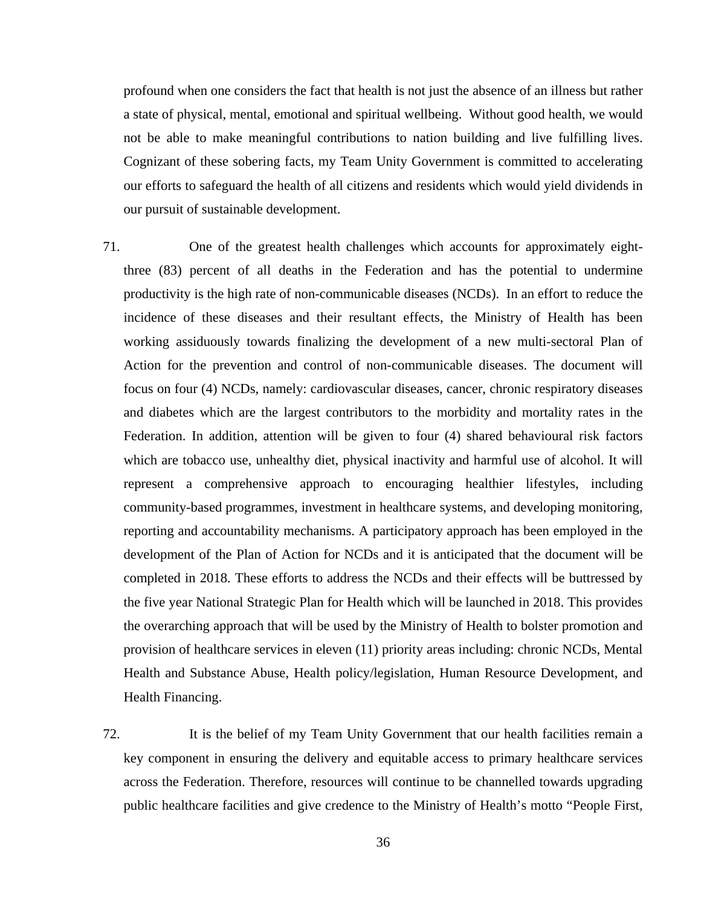profound when one considers the fact that health is not just the absence of an illness but rather a state of physical, mental, emotional and spiritual wellbeing. Without good health, we would not be able to make meaningful contributions to nation building and live fulfilling lives. Cognizant of these sobering facts, my Team Unity Government is committed to accelerating our efforts to safeguard the health of all citizens and residents which would yield dividends in our pursuit of sustainable development.

71. One of the greatest health challenges which accounts for approximately eight-three (83) percent of all deaths in the Federation and has the potential to undermine productivity is the high rate of non-communicable diseases (NCDs). In an effort to reduce the incidence of these diseases and their resultant effects, the Ministry of Health has been working assiduously towards finalizing the development of a new multi-sectoral Plan of Action for the prevention and control of non-communicable diseases. The document will focus on four (4) NCDs, namely: cardiovascular diseases, cancer, chronic respiratory diseases and diabetes which are the largest contributors to the morbidity and mortality rates in the Federation. In addition, attention will be given to four (4) shared behavioural risk factors which are tobacco use, unhealthy diet, physical inactivity and harmful use of alcohol. It will represent a comprehensive approach to encouraging healthier lifestyles, including community-based programmes, investment in healthcare systems, and developing monitoring, reporting and accountability mechanisms. A participatory approach has been employed in the development of the Plan of Action for NCDs and it is anticipated that the document will be completed in 2018. These efforts to address the NCDs and their effects will be buttressed by the five year National Strategic Plan for Health which will be launched in 2018. This provides the overarching approach that will be used by the Ministry of Health to bolster promotion and provision of healthcare services in eleven (11) priority areas including: chronic NCDs, Mental Health and Substance Abuse, Health policy/legislation, Human Resource Development, and Health Financing.

72. It is the belief of my Team Unity Government that our health facilities remain a key component in ensuring the delivery and equitable access to primary healthcare services across the Federation. Therefore, resources will continue to be channelled towards upgrading public healthcare facilities and give credence to the Ministry of Health's motto "People First,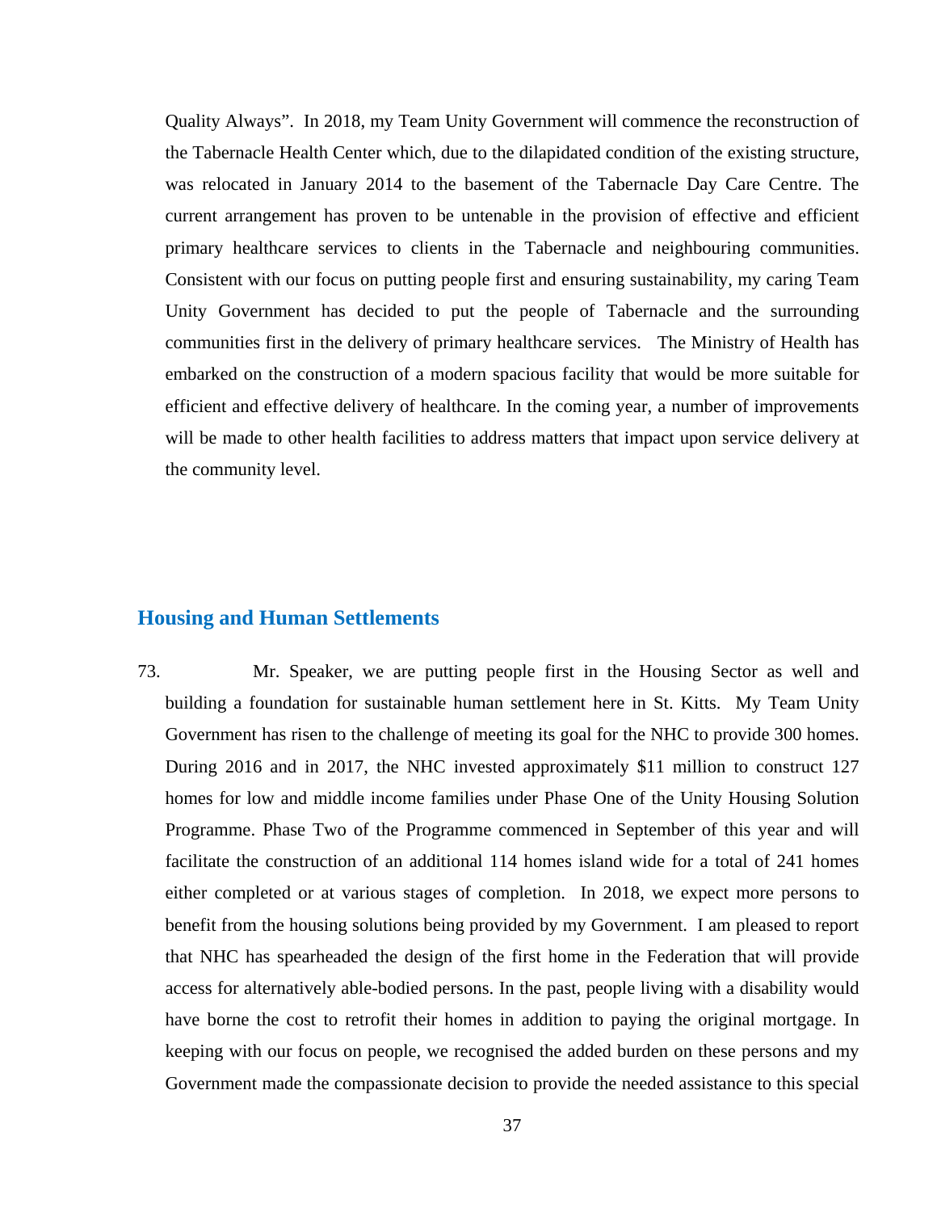Quality Always". In 2018, my Team Unity Government will commence the reconstruction of the Tabernacle Health Center which, due to the dilapidated condition of the existing structure, was relocated in January 2014 to the basement of the Tabernacle Day Care Centre. The current arrangement has proven to be untenable in the provision of effective and efficient primary healthcare services to clients in the Tabernacle and neighbouring communities. Consistent with our focus on putting people first and ensuring sustainability, my caring Team Unity Government has decided to put the people of Tabernacle and the surrounding communities first in the delivery of primary healthcare services. The Ministry of Health has embarked on the construction of a modern spacious facility that would be more suitable for efficient and effective delivery of healthcare. In the coming year, a number of improvements will be made to other health facilities to address matters that impact upon service delivery at the community level.

## Housing and Human Settlements

73. Mr. Speaker, we are putting people first in the Housing Sector as well and building a foundation for sustainable human settlement here in St. Kitts. My Team Unity Government has risen to the challenge of meeting its goal for the NHC to provide 300 homes. During 2016 and in 2017, the NHC invested approximately $11 million to construct 127 homes for low and middle income families under Phase One of the Unity Housing Solution Programme. Phase Two of the Programme commenced in September of this year and will facilitate the construction of an additional 114 homes island wide for a total of 241 homes either completed or at various stages of completion. In 2018, we expect more persons to benefit from the housing solutions being provided by my Government. I am pleased to report that NHC has spearheaded the design of the first home in the Federation that will provide access for alternatively able-bodied persons. In the past, people living with a disability would have borne the cost to retrofit their homes in addition to paying the original mortgage. In keeping with our focus on people, we recognised the added burden on these persons and my Government made the compassionate decision to provide the needed assistance to this special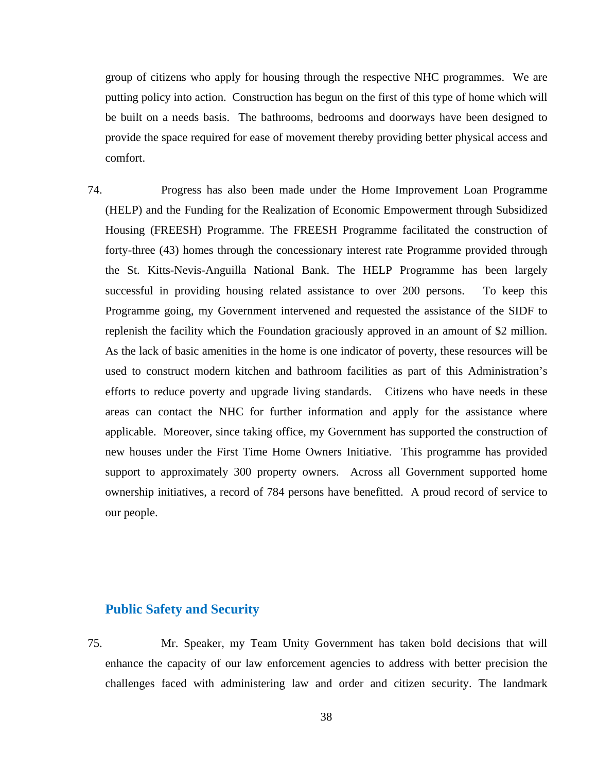group of citizens who apply for housing through the respective NHC programmes. We are putting policy into action. Construction has begun on the first of this type of home which will be built on a needs basis. The bathrooms, bedrooms and doorways have been designed to provide the space required for ease of movement thereby providing better physical access and comfort.

74. Progress has also been made under the Home Improvement Loan Programme (HELP) and the Funding for the Realization of Economic Empowerment through Subsidized Housing (FREESH) Programme. The FREESH Programme facilitated the construction of forty-three (43) homes through the concessionary interest rate Programme provided through the St. Kitts-Nevis-Anguilla National Bank. The HELP Programme has been largely successful in providing housing related assistance to over 200 persons. To keep this Programme going, my Government intervened and requested the assistance of the SIDF to replenish the facility which the Foundation graciously approved in an amount of $2 million. As the lack of basic amenities in the home is one indicator of poverty, these resources will be used to construct modern kitchen and bathroom facilities as part of this Administration's efforts to reduce poverty and upgrade living standards. Citizens who have needs in these areas can contact the NHC for further information and apply for the assistance where applicable. Moreover, since taking office, my Government has supported the construction of new houses under the First Time Home Owners Initiative. This programme has provided support to approximately 300 property owners. Across all Government supported home ownership initiatives, a record of 784 persons have benefitted. A proud record of service to our people.

## Public Safety and Security

75. Mr. Speaker, my Team Unity Government has taken bold decisions that will enhance the capacity of our law enforcement agencies to address with better precision the challenges faced with administering law and order and citizen security. The landmark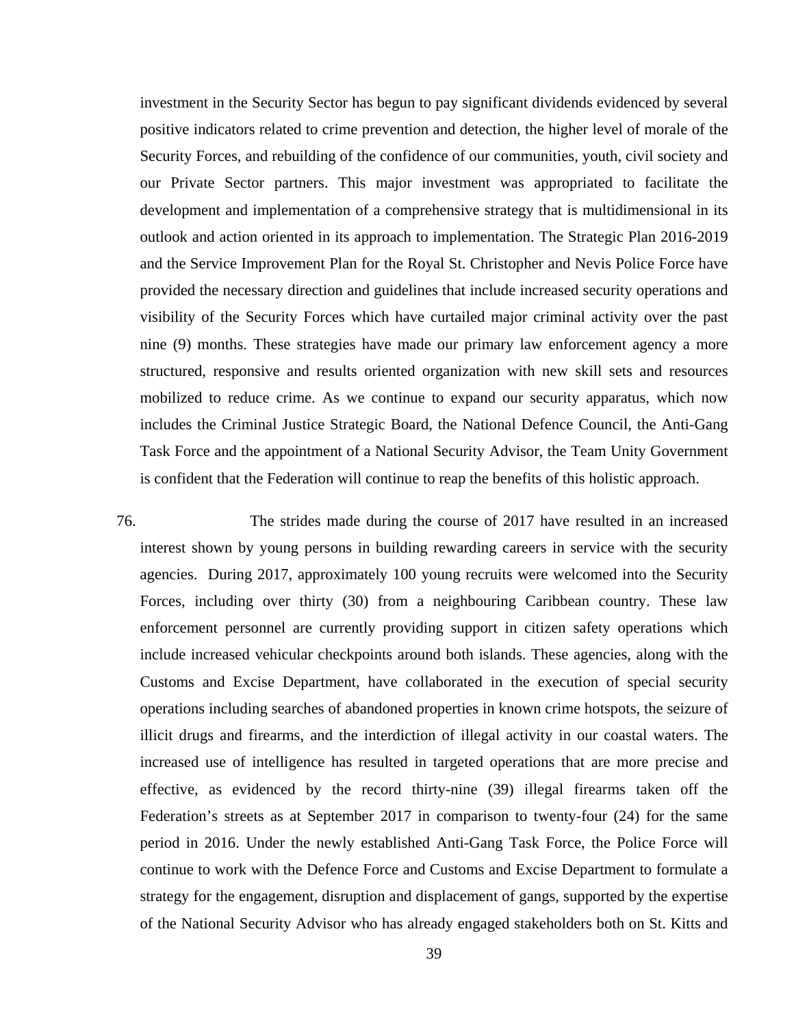investment in the Security Sector has begun to pay significant dividends evidenced by several positive indicators related to crime prevention and detection, the higher level of morale of the Security Forces, and rebuilding of the confidence of our communities, youth, civil society and our Private Sector partners. This major investment was appropriated to facilitate the development and implementation of a comprehensive strategy that is multidimensional in its outlook and action oriented in its approach to implementation. The Strategic Plan 2016-2019 and the Service Improvement Plan for the Royal St. Christopher and Nevis Police Force have provided the necessary direction and guidelines that include increased security operations and visibility of the Security Forces which have curtailed major criminal activity over the past nine (9) months. These strategies have made our primary law enforcement agency a more structured, responsive and results oriented organization with new skill sets and resources mobilized to reduce crime. As we continue to expand our security apparatus, which now includes the Criminal Justice Strategic Board, the National Defence Council, the Anti-Gang Task Force and the appointment of a National Security Advisor, the Team Unity Government is confident that the Federation will continue to reap the benefits of this holistic approach.

76. The strides made during the course of 2017 have resulted in an increased interest shown by young persons in building rewarding careers in service with the security agencies. During 2017, approximately 100 young recruits were welcomed into the Security Forces, including over thirty (30) from a neighbouring Caribbean country. These law enforcement personnel are currently providing support in citizen safety operations which include increased vehicular checkpoints around both islands. These agencies, along with the Customs and Excise Department, have collaborated in the execution of special security operations including searches of abandoned properties in known crime hotspots, the seizure of illicit drugs and firearms, and the interdiction of illegal activity in our coastal waters. The increased use of intelligence has resulted in targeted operations that are more precise and effective, as evidenced by the record thirty-nine (39) illegal firearms taken off the Federation's streets as at September 2017 in comparison to twenty-four (24) for the same period in 2016. Under the newly established Anti-Gang Task Force, the Police Force will continue to work with the Defence Force and Customs and Excise Department to formulate a strategy for the engagement, disruption and displacement of gangs, supported by the expertise of the National Security Advisor who has already engaged stakeholders both on St. Kitts and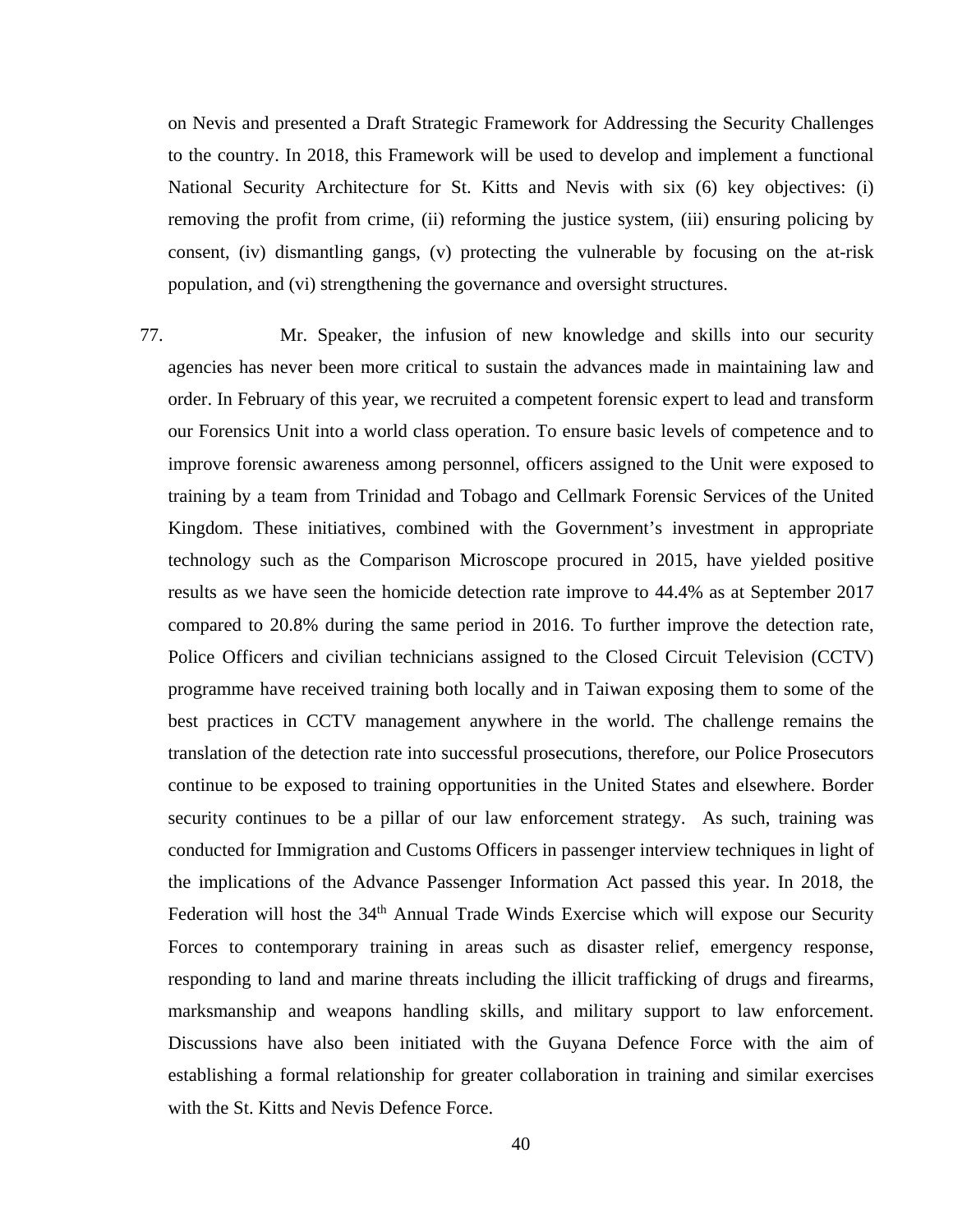on Nevis and presented a Draft Strategic Framework for Addressing the Security Challenges to the country. In 2018, this Framework will be used to develop and implement a functional National Security Architecture for St. Kitts and Nevis with six (6) key objectives: (i) removing the profit from crime, (ii) reforming the justice system, (iii) ensuring policing by consent, (iv) dismantling gangs, (v) protecting the vulnerable by focusing on the at-risk population, and (vi) strengthening the governance and oversight structures.

77. Mr. Speaker, the infusion of new knowledge and skills into our security agencies has never been more critical to sustain the advances made in maintaining law and order. In February of this year, we recruited a competent forensic expert to lead and transform our Forensics Unit into a world class operation. To ensure basic levels of competence and to improve forensic awareness among personnel, officers assigned to the Unit were exposed to training by a team from Trinidad and Tobago and Cellmark Forensic Services of the United Kingdom. These initiatives, combined with the Government's investment in appropriate technology such as the Comparison Microscope procured in 2015, have yielded positive results as we have seen the homicide detection rate improve to 44.4% as at September 2017 compared to 20.8% during the same period in 2016. To further improve the detection rate, Police Officers and civilian technicians assigned to the Closed Circuit Television (CCTV) programme have received training both locally and in Taiwan exposing them to some of the best practices in CCTV management anywhere in the world. The challenge remains the translation of the detection rate into successful prosecutions, therefore, our Police Prosecutors continue to be exposed to training opportunities in the United States and elsewhere. Border security continues to be a pillar of our law enforcement strategy. As such, training was conducted for Immigration and Customs Officers in passenger interview techniques in light of the implications of the Advance Passenger Information Act passed this year. In 2018, the Federation will host the 34th Annual Trade Winds Exercise which will expose our Security Forces to contemporary training in areas such as disaster relief, emergency response, responding to land and marine threats including the illicit trafficking of drugs and firearms, marksmanship and weapons handling skills, and military support to law enforcement. Discussions have also been initiated with the Guyana Defence Force with the aim of establishing a formal relationship for greater collaboration in training and similar exercises with the St. Kitts and Nevis Defence Force.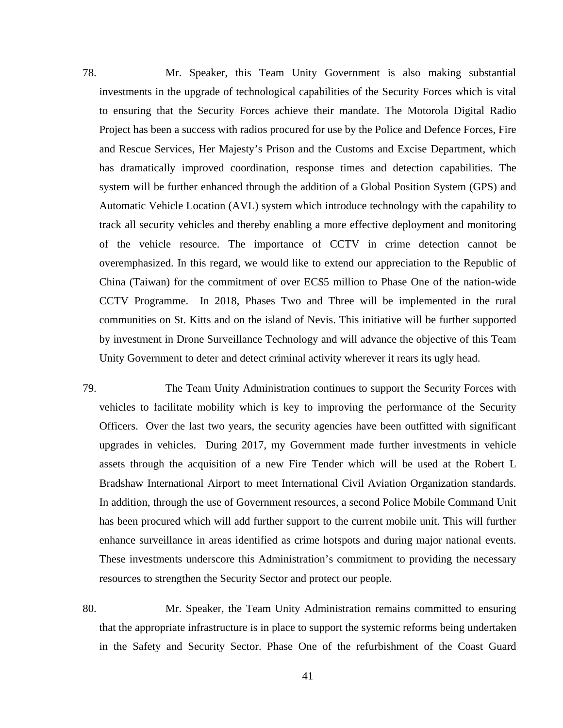78. Mr. Speaker, this Team Unity Government is also making substantial investments in the upgrade of technological capabilities of the Security Forces which is vital to ensuring that the Security Forces achieve their mandate. The Motorola Digital Radio Project has been a success with radios procured for use by the Police and Defence Forces, Fire and Rescue Services, Her Majesty's Prison and the Customs and Excise Department, which has dramatically improved coordination, response times and detection capabilities. The system will be further enhanced through the addition of a Global Position System (GPS) and Automatic Vehicle Location (AVL) system which introduce technology with the capability to track all security vehicles and thereby enabling a more effective deployment and monitoring of the vehicle resource. The importance of CCTV in crime detection cannot be overemphasized. In this regard, we would like to extend our appreciation to the Republic of China (Taiwan) for the commitment of over EC$5 million to Phase One of the nation-wide CCTV Programme. In 2018, Phases Two and Three will be implemented in the rural communities on St. Kitts and on the island of Nevis. This initiative will be further supported by investment in Drone Surveillance Technology and will advance the objective of this Team Unity Government to deter and detect criminal activity wherever it rears its ugly head.

79. The Team Unity Administration continues to support the Security Forces with vehicles to facilitate mobility which is key to improving the performance of the Security Officers. Over the last two years, the security agencies have been outfitted with significant upgrades in vehicles. During 2017, my Government made further investments in vehicle assets through the acquisition of a new Fire Tender which will be used at the Robert L Bradshaw International Airport to meet International Civil Aviation Organization standards. In addition, through the use of Government resources, a second Police Mobile Command Unit has been procured which will add further support to the current mobile unit. This will further enhance surveillance in areas identified as crime hotspots and during major national events. These investments underscore this Administration's commitment to providing the necessary resources to strengthen the Security Sector and protect our people.

80. Mr. Speaker, the Team Unity Administration remains committed to ensuring that the appropriate infrastructure is in place to support the systemic reforms being undertaken in the Safety and Security Sector. Phase One of the refurbishment of the Coast Guard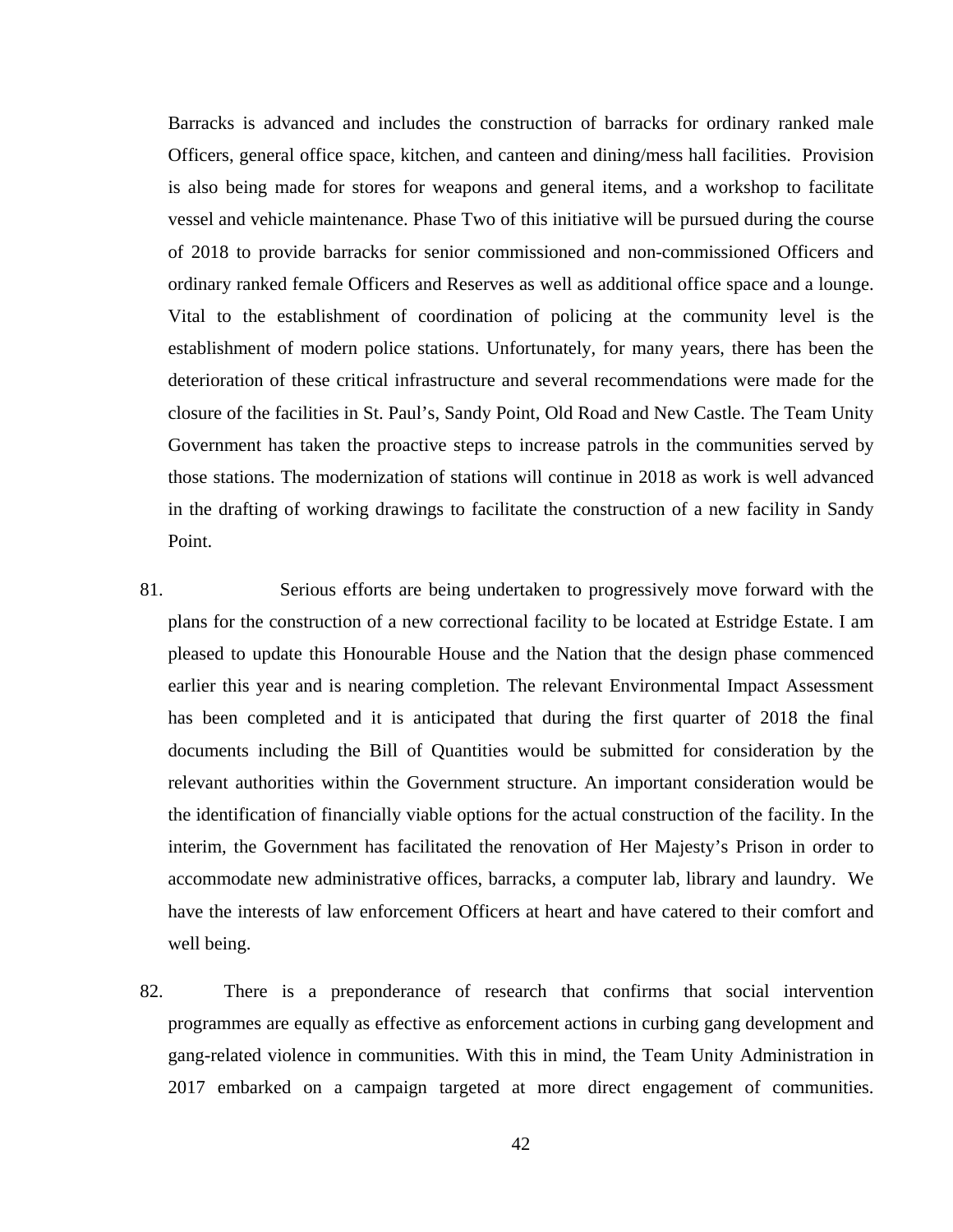Barracks is advanced and includes the construction of barracks for ordinary ranked male Officers, general office space, kitchen, and canteen and dining/mess hall facilities. Provision is also being made for stores for weapons and general items, and a workshop to facilitate vessel and vehicle maintenance. Phase Two of this initiative will be pursued during the course of 2018 to provide barracks for senior commissioned and non-commissioned Officers and ordinary ranked female Officers and Reserves as well as additional office space and a lounge. Vital to the establishment of coordination of policing at the community level is the establishment of modern police stations. Unfortunately, for many years, there has been the deterioration of these critical infrastructure and several recommendations were made for the closure of the facilities in St. Paul's, Sandy Point, Old Road and New Castle. The Team Unity Government has taken the proactive steps to increase patrols in the communities served by those stations. The modernization of stations will continue in 2018 as work is well advanced in the drafting of working drawings to facilitate the construction of a new facility in Sandy Point.

81. Serious efforts are being undertaken to progressively move forward with the plans for the construction of a new correctional facility to be located at Estridge Estate. I am pleased to update this Honourable House and the Nation that the design phase commenced earlier this year and is nearing completion. The relevant Environmental Impact Assessment has been completed and it is anticipated that during the first quarter of 2018 the final documents including the Bill of Quantities would be submitted for consideration by the relevant authorities within the Government structure. An important consideration would be the identification of financially viable options for the actual construction of the facility. In the interim, the Government has facilitated the renovation of Her Majesty's Prison in order to accommodate new administrative offices, barracks, a computer lab, library and laundry. We have the interests of law enforcement Officers at heart and have catered to their comfort and well being.

82. There is a preponderance of research that confirms that social intervention programmes are equally as effective as enforcement actions in curbing gang development and gang-related violence in communities. With this in mind, the Team Unity Administration in 2017 embarked on a campaign targeted at more direct engagement of communities.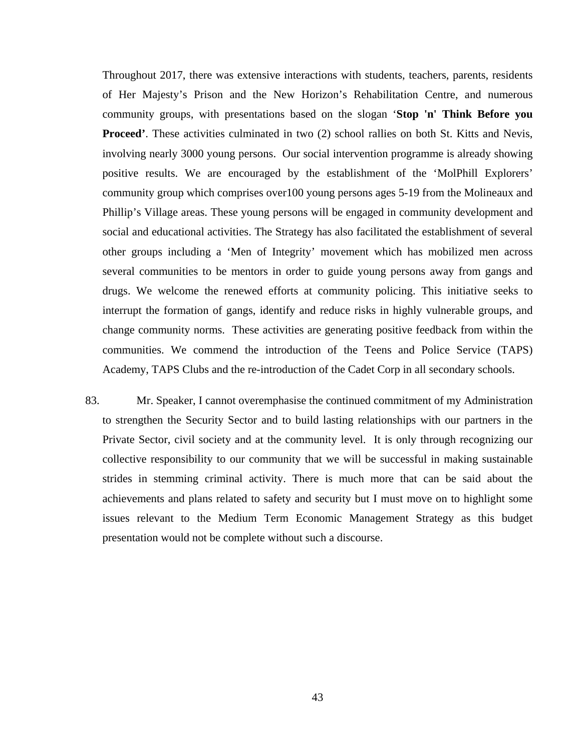Throughout 2017, there was extensive interactions with students, teachers, parents, residents of Her Majesty's Prison and the New Horizon's Rehabilitation Centre, and numerous community groups, with presentations based on the slogan '**Stop 'n' Think Before you Proceed'**. These activities culminated in two (2) school rallies on both St. Kitts and Nevis, involving nearly 3000 young persons. Our social intervention programme is already showing positive results. We are encouraged by the establishment of the 'MolPhill Explorers' community group which comprises over100 young persons ages 5-19 from the Molineaux and Phillip's Village areas. These young persons will be engaged in community development and social and educational activities. The Strategy has also facilitated the establishment of several other groups including a 'Men of Integrity' movement which has mobilized men across several communities to be mentors in order to guide young persons away from gangs and drugs. We welcome the renewed efforts at community policing. This initiative seeks to interrupt the formation of gangs, identify and reduce risks in highly vulnerable groups, and change community norms. These activities are generating positive feedback from within the communities. We commend the introduction of the Teens and Police Service (TAPS) Academy, TAPS Clubs and the re-introduction of the Cadet Corp in all secondary schools.

83. Mr. Speaker, I cannot overemphasise the continued commitment of my Administration to strengthen the Security Sector and to build lasting relationships with our partners in the Private Sector, civil society and at the community level. It is only through recognizing our collective responsibility to our community that we will be successful in making sustainable strides in stemming criminal activity. There is much more that can be said about the achievements and plans related to safety and security but I must move on to highlight some issues relevant to the Medium Term Economic Management Strategy as this budget presentation would not be complete without such a discourse.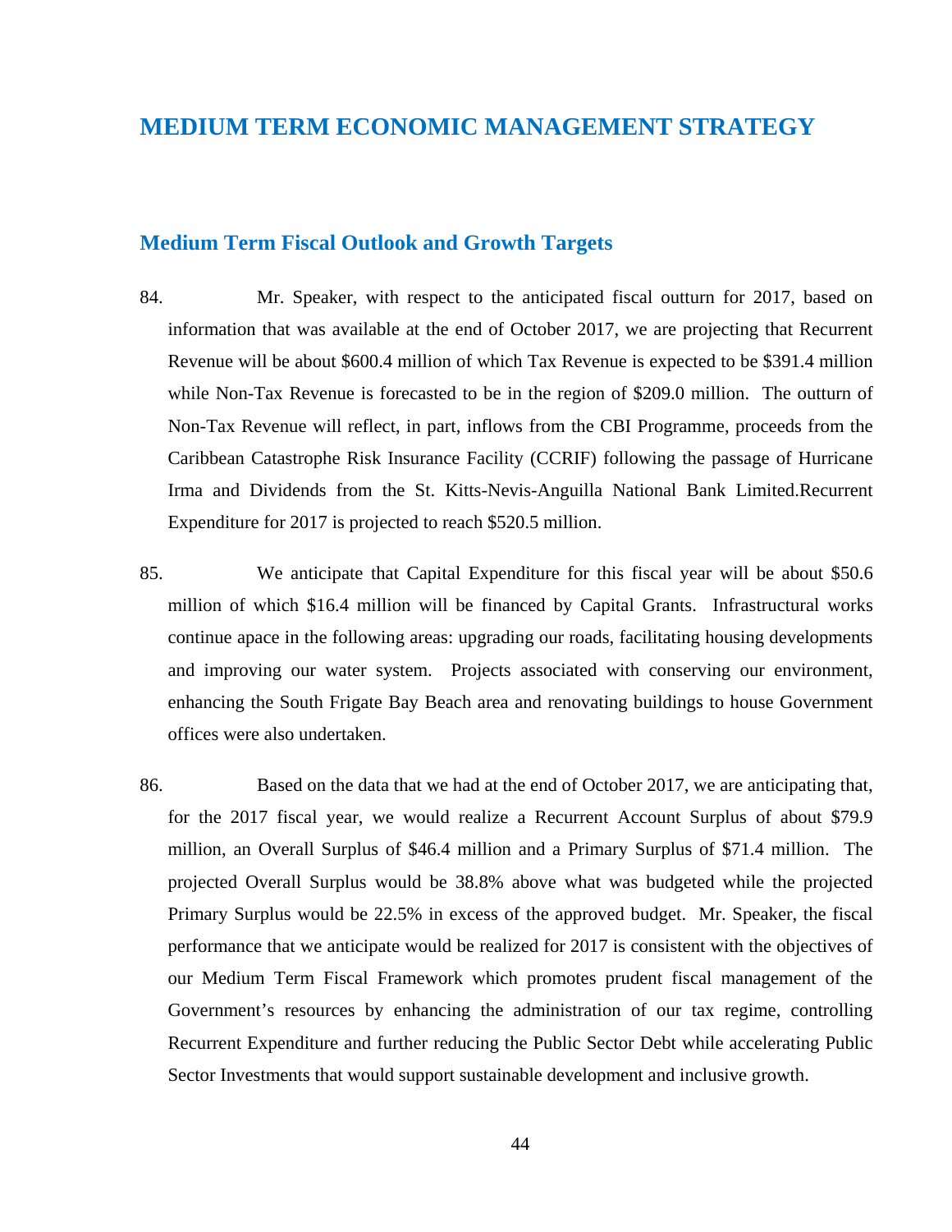# MEDIUM TERM ECONOMIC MANAGEMENT STRATEGY

## Medium Term Fiscal Outlook and Growth Targets

84. Mr. Speaker, with respect to the anticipated fiscal outturn for 2017, based on information that was available at the end of October 2017, we are projecting that Recurrent Revenue will be about $600.4 million of which Tax Revenue is expected to be $391.4 million while Non-Tax Revenue is forecasted to be in the region of $209.0 million. The outturn of Non-Tax Revenue will reflect, in part, inflows from the CBI Programme, proceeds from the Caribbean Catastrophe Risk Insurance Facility (CCRIF) following the passage of Hurricane Irma and Dividends from the St. Kitts-Nevis-Anguilla National Bank Limited.Recurrent Expenditure for 2017 is projected to reach $520.5 million.

85. We anticipate that Capital Expenditure for this fiscal year will be about $50.6 million of which $16.4 million will be financed by Capital Grants. Infrastructural works continue apace in the following areas: upgrading our roads, facilitating housing developments and improving our water system. Projects associated with conserving our environment, enhancing the South Frigate Bay Beach area and renovating buildings to house Government offices were also undertaken.

86. Based on the data that we had at the end of October 2017, we are anticipating that, for the 2017 fiscal year, we would realize a Recurrent Account Surplus of about $79.9 million, an Overall Surplus of $46.4 million and a Primary Surplus of $71.4 million. The projected Overall Surplus would be 38.8% above what was budgeted while the projected Primary Surplus would be 22.5% in excess of the approved budget. Mr. Speaker, the fiscal performance that we anticipate would be realized for 2017 is consistent with the objectives of our Medium Term Fiscal Framework which promotes prudent fiscal management of the Government's resources by enhancing the administration of our tax regime, controlling Recurrent Expenditure and further reducing the Public Sector Debt while accelerating Public Sector Investments that would support sustainable development and inclusive growth.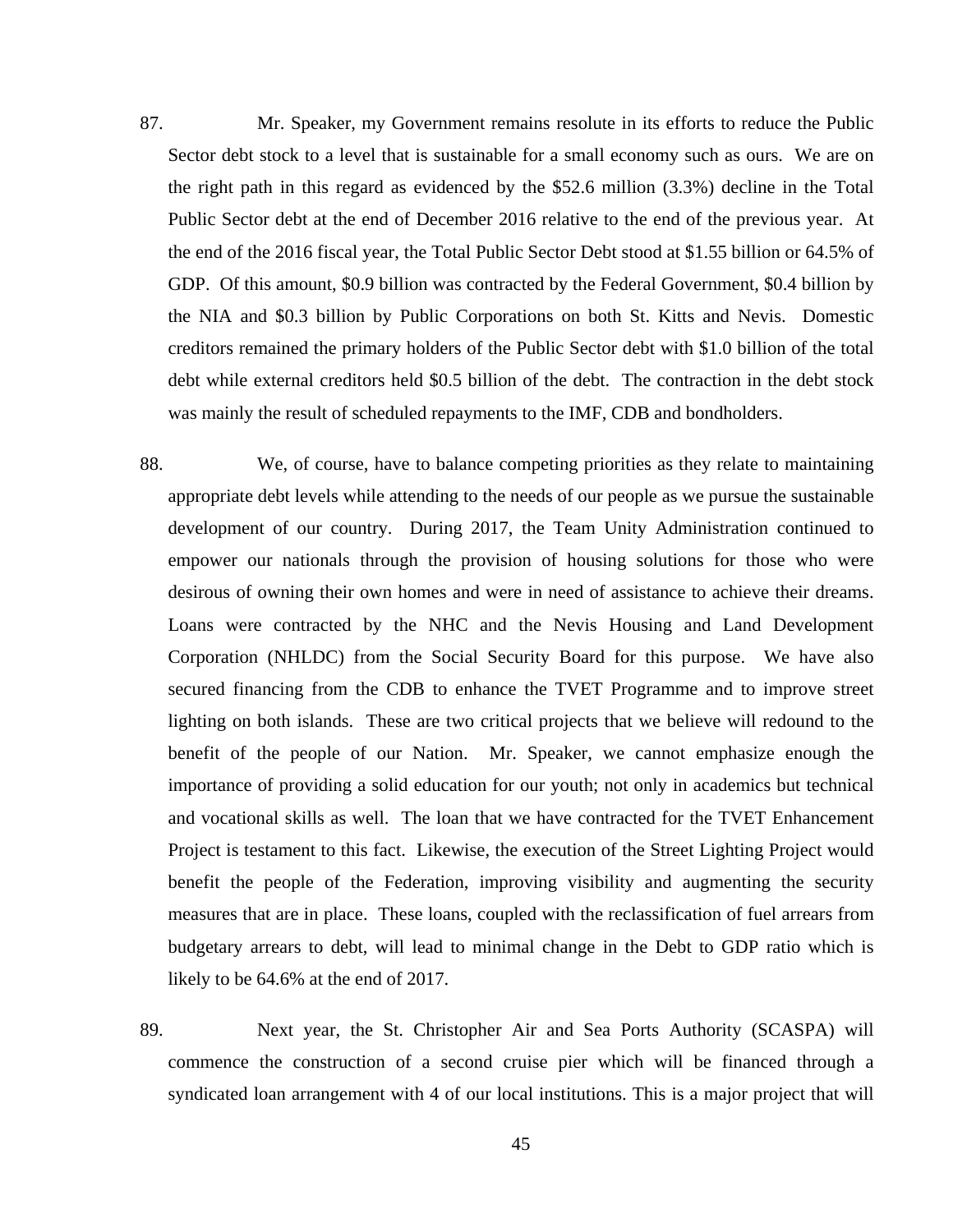87. Mr. Speaker, my Government remains resolute in its efforts to reduce the Public Sector debt stock to a level that is sustainable for a small economy such as ours. We are on the right path in this regard as evidenced by the $52.6 million (3.3%) decline in the Total Public Sector debt at the end of December 2016 relative to the end of the previous year. At the end of the 2016 fiscal year, the Total Public Sector Debt stood at $1.55 billion or 64.5% of GDP. Of this amount, $0.9 billion was contracted by the Federal Government, $0.4 billion by the NIA and $0.3 billion by Public Corporations on both St. Kitts and Nevis. Domestic creditors remained the primary holders of the Public Sector debt with $1.0 billion of the total debt while external creditors held $0.5 billion of the debt. The contraction in the debt stock was mainly the result of scheduled repayments to the IMF, CDB and bondholders.

88. We, of course, have to balance competing priorities as they relate to maintaining appropriate debt levels while attending to the needs of our people as we pursue the sustainable development of our country. During 2017, the Team Unity Administration continued to empower our nationals through the provision of housing solutions for those who were desirous of owning their own homes and were in need of assistance to achieve their dreams. Loans were contracted by the NHC and the Nevis Housing and Land Development Corporation (NHLDC) from the Social Security Board for this purpose. We have also secured financing from the CDB to enhance the TVET Programme and to improve street lighting on both islands. These are two critical projects that we believe will redound to the benefit of the people of our Nation. Mr. Speaker, we cannot emphasize enough the importance of providing a solid education for our youth; not only in academics but technical and vocational skills as well. The loan that we have contracted for the TVET Enhancement Project is testament to this fact. Likewise, the execution of the Street Lighting Project would benefit the people of the Federation, improving visibility and augmenting the security measures that are in place. These loans, coupled with the reclassification of fuel arrears from budgetary arrears to debt, will lead to minimal change in the Debt to GDP ratio which is likely to be 64.6% at the end of 2017.

89. Next year, the St. Christopher Air and Sea Ports Authority (SCASPA) will commence the construction of a second cruise pier which will be financed through a syndicated loan arrangement with 4 of our local institutions. This is a major project that will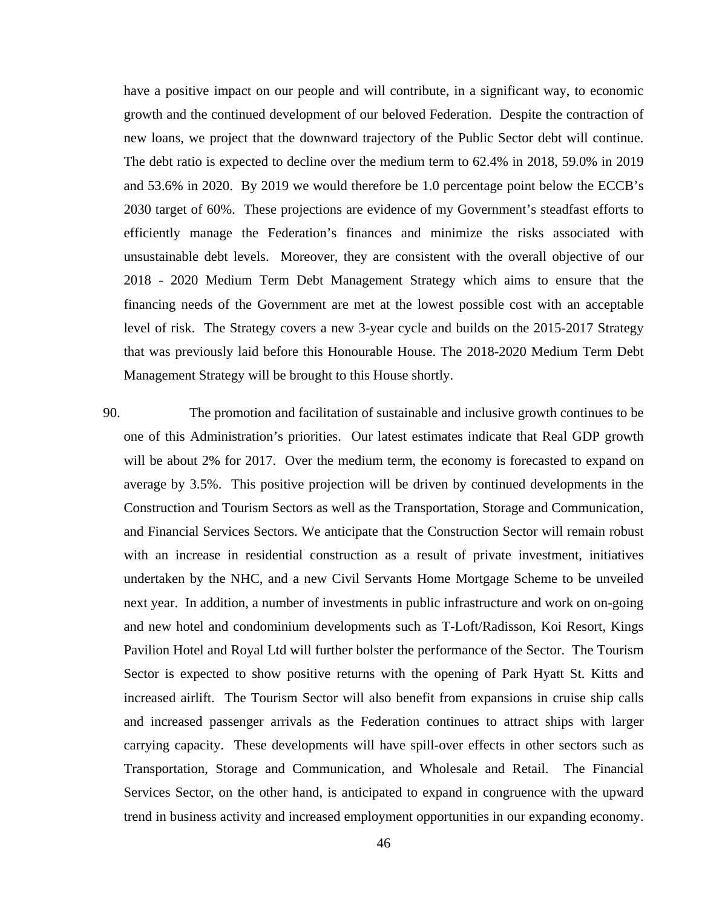have a positive impact on our people and will contribute, in a significant way, to economic growth and the continued development of our beloved Federation. Despite the contraction of new loans, we project that the downward trajectory of the Public Sector debt will continue. The debt ratio is expected to decline over the medium term to 62.4% in 2018, 59.0% in 2019 and 53.6% in 2020. By 2019 we would therefore be 1.0 percentage point below the ECCB's 2030 target of 60%. These projections are evidence of my Government's steadfast efforts to efficiently manage the Federation's finances and minimize the risks associated with unsustainable debt levels. Moreover, they are consistent with the overall objective of our 2018 - 2020 Medium Term Debt Management Strategy which aims to ensure that the financing needs of the Government are met at the lowest possible cost with an acceptable level of risk. The Strategy covers a new 3-year cycle and builds on the 2015-2017 Strategy that was previously laid before this Honourable House. The 2018-2020 Medium Term Debt Management Strategy will be brought to this House shortly.

90. The promotion and facilitation of sustainable and inclusive growth continues to be one of this Administration's priorities. Our latest estimates indicate that Real GDP growth will be about 2% for 2017. Over the medium term, the economy is forecasted to expand on average by 3.5%. This positive projection will be driven by continued developments in the Construction and Tourism Sectors as well as the Transportation, Storage and Communication, and Financial Services Sectors. We anticipate that the Construction Sector will remain robust with an increase in residential construction as a result of private investment, initiatives undertaken by the NHC, and a new Civil Servants Home Mortgage Scheme to be unveiled next year. In addition, a number of investments in public infrastructure and work on on-going and new hotel and condominium developments such as T-Loft/Radisson, Koi Resort, Kings Pavilion Hotel and Royal Ltd will further bolster the performance of the Sector. The Tourism Sector is expected to show positive returns with the opening of Park Hyatt St. Kitts and increased airlift. The Tourism Sector will also benefit from expansions in cruise ship calls and increased passenger arrivals as the Federation continues to attract ships with larger carrying capacity. These developments will have spill-over effects in other sectors such as Transportation, Storage and Communication, and Wholesale and Retail. The Financial Services Sector, on the other hand, is anticipated to expand in congruence with the upward trend in business activity and increased employment opportunities in our expanding economy.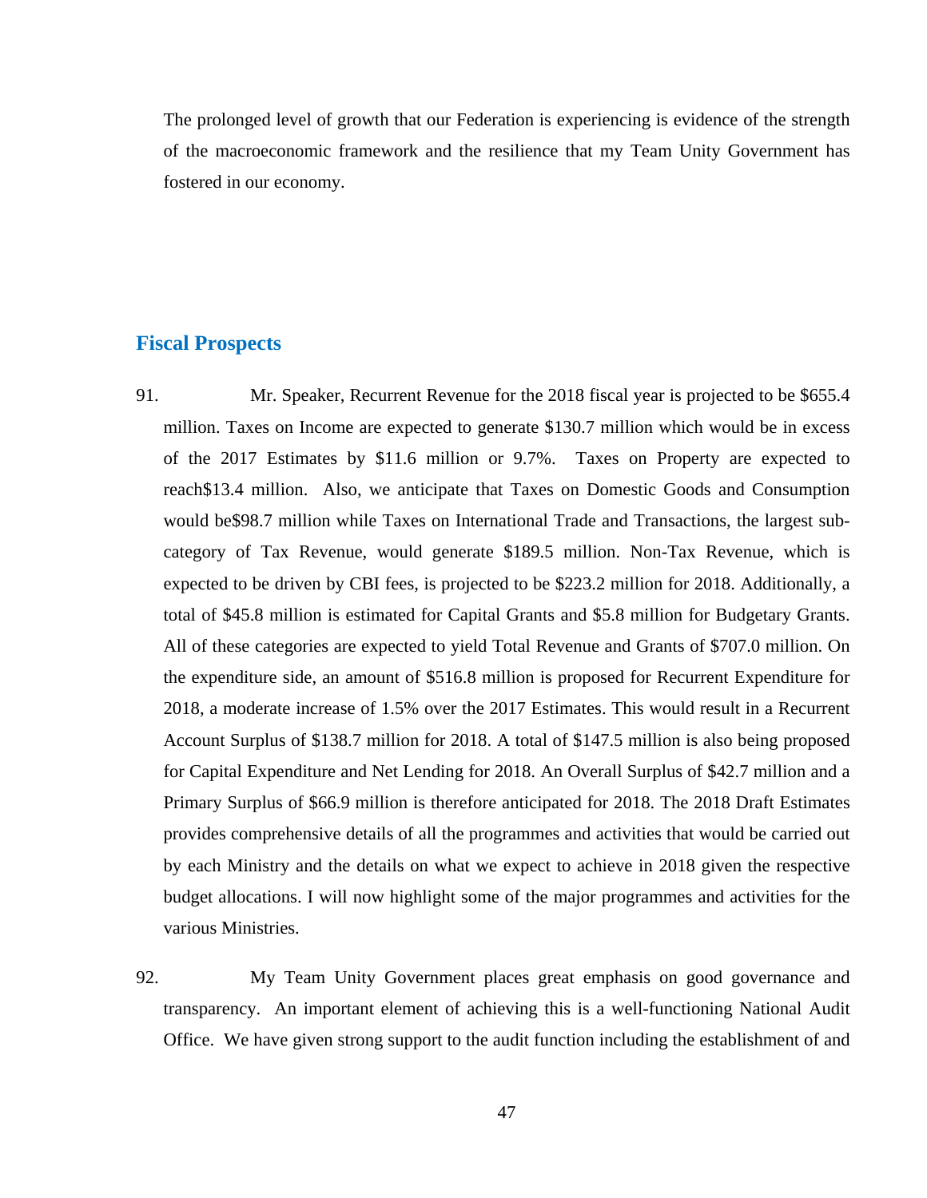The prolonged level of growth that our Federation is experiencing is evidence of the strength of the macroeconomic framework and the resilience that my Team Unity Government has fostered in our economy.

## Fiscal Prospects

91. Mr. Speaker, Recurrent Revenue for the 2018 fiscal year is projected to be $655.4 million. Taxes on Income are expected to generate $130.7 million which would be in excess of the 2017 Estimates by $11.6 million or 9.7%. Taxes on Property are expected to reach$13.4 million. Also, we anticipate that Taxes on Domestic Goods and Consumption would be$98.7 million while Taxes on International Trade and Transactions, the largest sub-category of Tax Revenue, would generate $189.5 million. Non-Tax Revenue, which is expected to be driven by CBI fees, is projected to be $223.2 million for 2018. Additionally, a total of $45.8 million is estimated for Capital Grants and $5.8 million for Budgetary Grants. All of these categories are expected to yield Total Revenue and Grants of $707.0 million. On the expenditure side, an amount of $516.8 million is proposed for Recurrent Expenditure for 2018, a moderate increase of 1.5% over the 2017 Estimates. This would result in a Recurrent Account Surplus of $138.7 million for 2018. A total of $147.5 million is also being proposed for Capital Expenditure and Net Lending for 2018. An Overall Surplus of $42.7 million and a Primary Surplus of $66.9 million is therefore anticipated for 2018. The 2018 Draft Estimates provides comprehensive details of all the programmes and activities that would be carried out by each Ministry and the details on what we expect to achieve in 2018 given the respective budget allocations. I will now highlight some of the major programmes and activities for the various Ministries.

92. My Team Unity Government places great emphasis on good governance and transparency. An important element of achieving this is a well-functioning National Audit Office. We have given strong support to the audit function including the establishment of and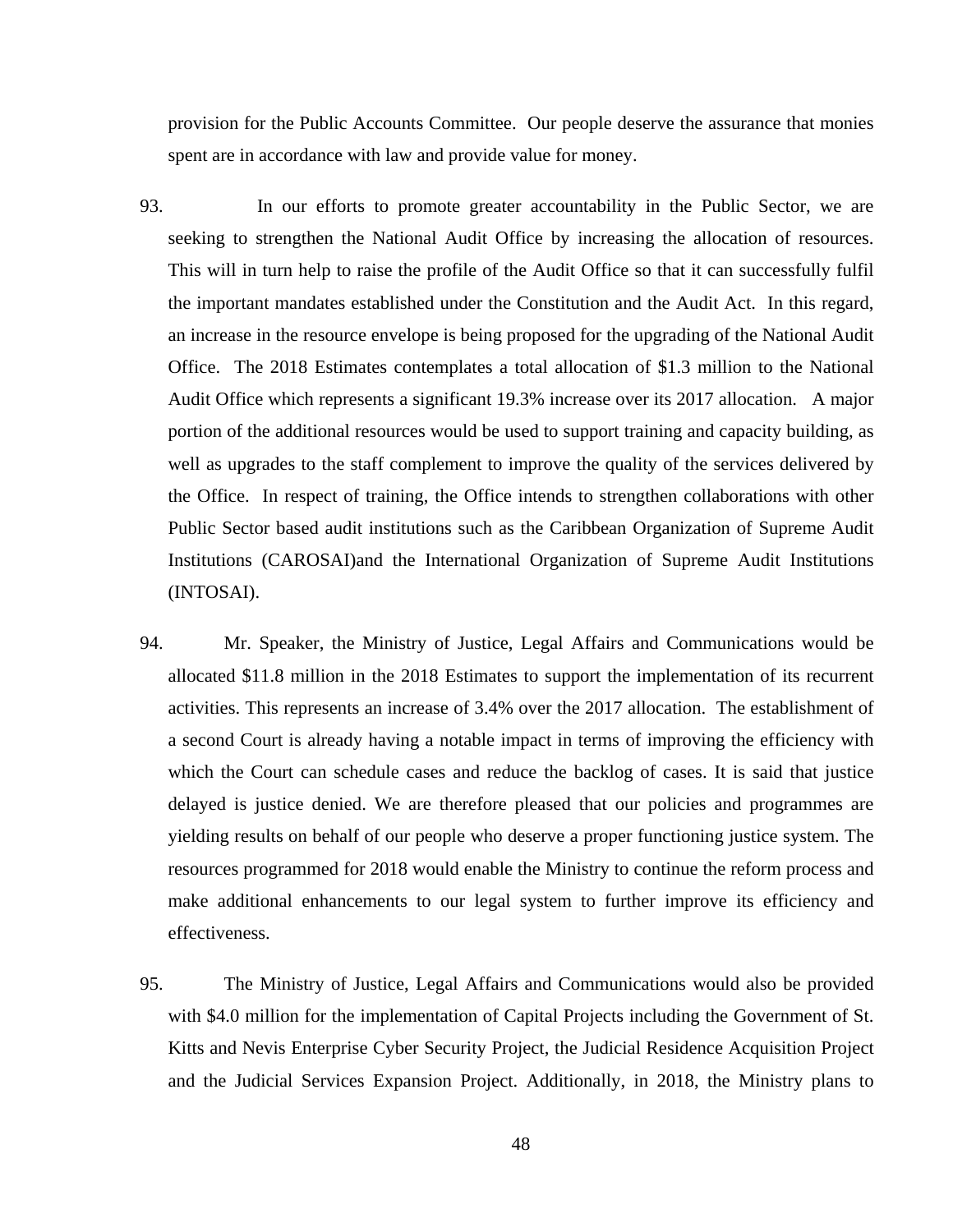provision for the Public Accounts Committee. Our people deserve the assurance that monies spent are in accordance with law and provide value for money.

93. In our efforts to promote greater accountability in the Public Sector, we are seeking to strengthen the National Audit Office by increasing the allocation of resources. This will in turn help to raise the profile of the Audit Office so that it can successfully fulfil the important mandates established under the Constitution and the Audit Act. In this regard, an increase in the resource envelope is being proposed for the upgrading of the National Audit Office. The 2018 Estimates contemplates a total allocation of $1.3 million to the National Audit Office which represents a significant 19.3% increase over its 2017 allocation. A major portion of the additional resources would be used to support training and capacity building, as well as upgrades to the staff complement to improve the quality of the services delivered by the Office. In respect of training, the Office intends to strengthen collaborations with other Public Sector based audit institutions such as the Caribbean Organization of Supreme Audit Institutions (CAROSAI)and the International Organization of Supreme Audit Institutions (INTOSAI).

94. Mr. Speaker, the Ministry of Justice, Legal Affairs and Communications would be allocated $11.8 million in the 2018 Estimates to support the implementation of its recurrent activities. This represents an increase of 3.4% over the 2017 allocation. The establishment of a second Court is already having a notable impact in terms of improving the efficiency with which the Court can schedule cases and reduce the backlog of cases. It is said that justice delayed is justice denied. We are therefore pleased that our policies and programmes are yielding results on behalf of our people who deserve a proper functioning justice system. The resources programmed for 2018 would enable the Ministry to continue the reform process and make additional enhancements to our legal system to further improve its efficiency and effectiveness.

95. The Ministry of Justice, Legal Affairs and Communications would also be provided with $4.0 million for the implementation of Capital Projects including the Government of St. Kitts and Nevis Enterprise Cyber Security Project, the Judicial Residence Acquisition Project and the Judicial Services Expansion Project. Additionally, in 2018, the Ministry plans to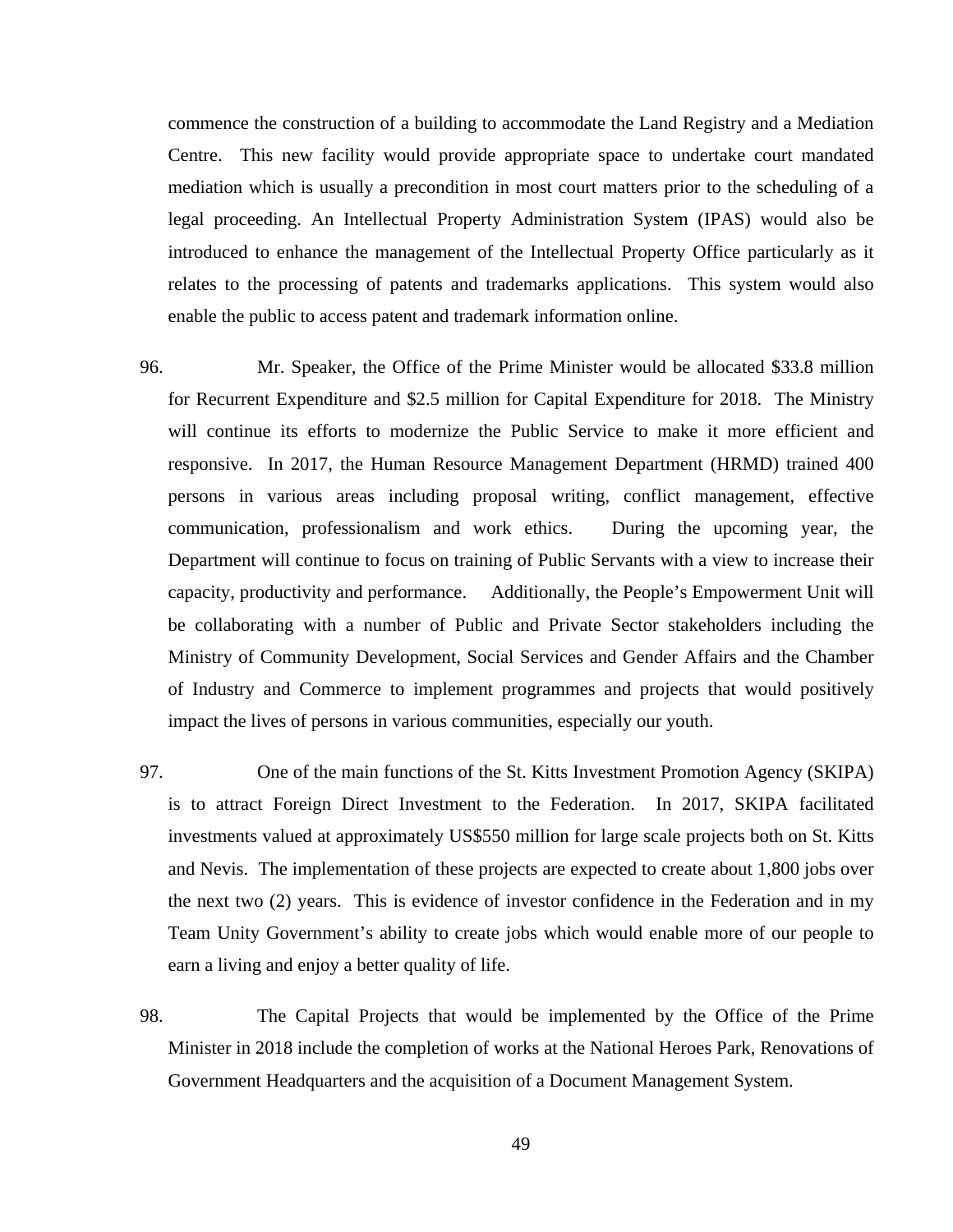commence the construction of a building to accommodate the Land Registry and a Mediation Centre. This new facility would provide appropriate space to undertake court mandated mediation which is usually a precondition in most court matters prior to the scheduling of a legal proceeding. An Intellectual Property Administration System (IPAS) would also be introduced to enhance the management of the Intellectual Property Office particularly as it relates to the processing of patents and trademarks applications. This system would also enable the public to access patent and trademark information online.

96. Mr. Speaker, the Office of the Prime Minister would be allocated $33.8 million for Recurrent Expenditure and $2.5 million for Capital Expenditure for 2018. The Ministry will continue its efforts to modernize the Public Service to make it more efficient and responsive. In 2017, the Human Resource Management Department (HRMD) trained 400 persons in various areas including proposal writing, conflict management, effective communication, professionalism and work ethics. During the upcoming year, the Department will continue to focus on training of Public Servants with a view to increase their capacity, productivity and performance. Additionally, the People's Empowerment Unit will be collaborating with a number of Public and Private Sector stakeholders including the Ministry of Community Development, Social Services and Gender Affairs and the Chamber of Industry and Commerce to implement programmes and projects that would positively impact the lives of persons in various communities, especially our youth.

97. One of the main functions of the St. Kitts Investment Promotion Agency (SKIPA) is to attract Foreign Direct Investment to the Federation. In 2017, SKIPA facilitated investments valued at approximately US$550 million for large scale projects both on St. Kitts and Nevis. The implementation of these projects are expected to create about 1,800 jobs over the next two (2) years. This is evidence of investor confidence in the Federation and in my Team Unity Government's ability to create jobs which would enable more of our people to earn a living and enjoy a better quality of life.

98. The Capital Projects that would be implemented by the Office of the Prime Minister in 2018 include the completion of works at the National Heroes Park, Renovations of Government Headquarters and the acquisition of a Document Management System.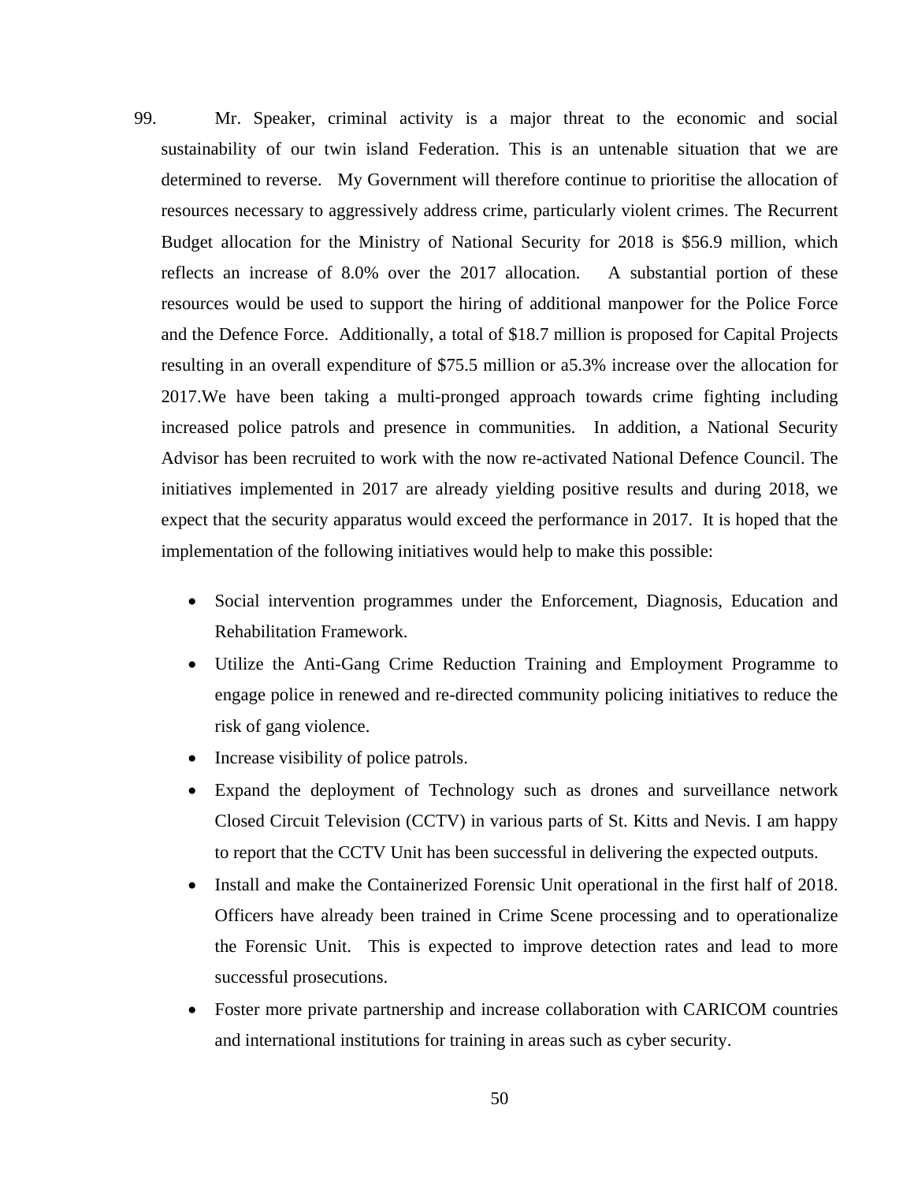99. Mr. Speaker, criminal activity is a major threat to the economic and social sustainability of our twin island Federation. This is an untenable situation that we are determined to reverse. My Government will therefore continue to prioritise the allocation of resources necessary to aggressively address crime, particularly violent crimes. The Recurrent Budget allocation for the Ministry of National Security for 2018 is $56.9 million, which reflects an increase of 8.0% over the 2017 allocation. A substantial portion of these resources would be used to support the hiring of additional manpower for the Police Force and the Defence Force. Additionally, a total of $18.7 million is proposed for Capital Projects resulting in an overall expenditure of $75.5 million or a5.3% increase over the allocation for 2017.We have been taking a multi-pronged approach towards crime fighting including increased police patrols and presence in communities. In addition, a National Security Advisor has been recruited to work with the now re-activated National Defence Council. The initiatives implemented in 2017 are already yielding positive results and during 2018, we expect that the security apparatus would exceed the performance in 2017. It is hoped that the implementation of the following initiatives would help to make this possible:

- Social intervention programmes under the Enforcement, Diagnosis, Education and Rehabilitation Framework.
- Utilize the Anti-Gang Crime Reduction Training and Employment Programme to engage police in renewed and re-directed community policing initiatives to reduce the risk of gang violence.
- Increase visibility of police patrols.
- Expand the deployment of Technology such as drones and surveillance network Closed Circuit Television (CCTV) in various parts of St. Kitts and Nevis. I am happy to report that the CCTV Unit has been successful in delivering the expected outputs.
- Install and make the Containerized Forensic Unit operational in the first half of 2018. Officers have already been trained in Crime Scene processing and to operationalize the Forensic Unit. This is expected to improve detection rates and lead to more successful prosecutions.
- Foster more private partnership and increase collaboration with CARICOM countries and international institutions for training in areas such as cyber security.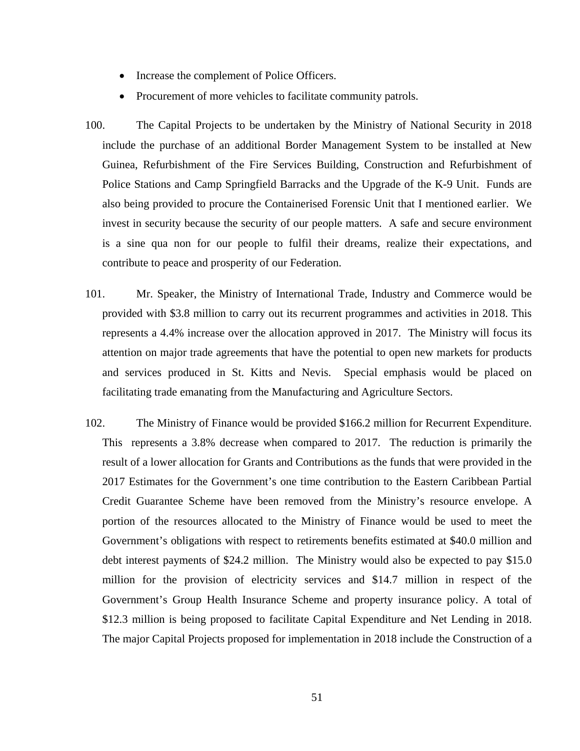- Increase the complement of Police Officers.
- Procurement of more vehicles to facilitate community patrols.

100. The Capital Projects to be undertaken by the Ministry of National Security in 2018 include the purchase of an additional Border Management System to be installed at New Guinea, Refurbishment of the Fire Services Building, Construction and Refurbishment of Police Stations and Camp Springfield Barracks and the Upgrade of the K-9 Unit. Funds are also being provided to procure the Containerised Forensic Unit that I mentioned earlier. We invest in security because the security of our people matters. A safe and secure environment is a sine qua non for our people to fulfil their dreams, realize their expectations, and contribute to peace and prosperity of our Federation.

101. Mr. Speaker, the Ministry of International Trade, Industry and Commerce would be provided with $3.8 million to carry out its recurrent programmes and activities in 2018. This represents a 4.4% increase over the allocation approved in 2017. The Ministry will focus its attention on major trade agreements that have the potential to open new markets for products and services produced in St. Kitts and Nevis. Special emphasis would be placed on facilitating trade emanating from the Manufacturing and Agriculture Sectors.

102. The Ministry of Finance would be provided $166.2 million for Recurrent Expenditure. This represents a 3.8% decrease when compared to 2017. The reduction is primarily the result of a lower allocation for Grants and Contributions as the funds that were provided in the 2017 Estimates for the Government's one time contribution to the Eastern Caribbean Partial Credit Guarantee Scheme have been removed from the Ministry's resource envelope. A portion of the resources allocated to the Ministry of Finance would be used to meet the Government's obligations with respect to retirements benefits estimated at $40.0 million and debt interest payments of $24.2 million. The Ministry would also be expected to pay $15.0 million for the provision of electricity services and $14.7 million in respect of the Government's Group Health Insurance Scheme and property insurance policy. A total of $12.3 million is being proposed to facilitate Capital Expenditure and Net Lending in 2018. The major Capital Projects proposed for implementation in 2018 include the Construction of a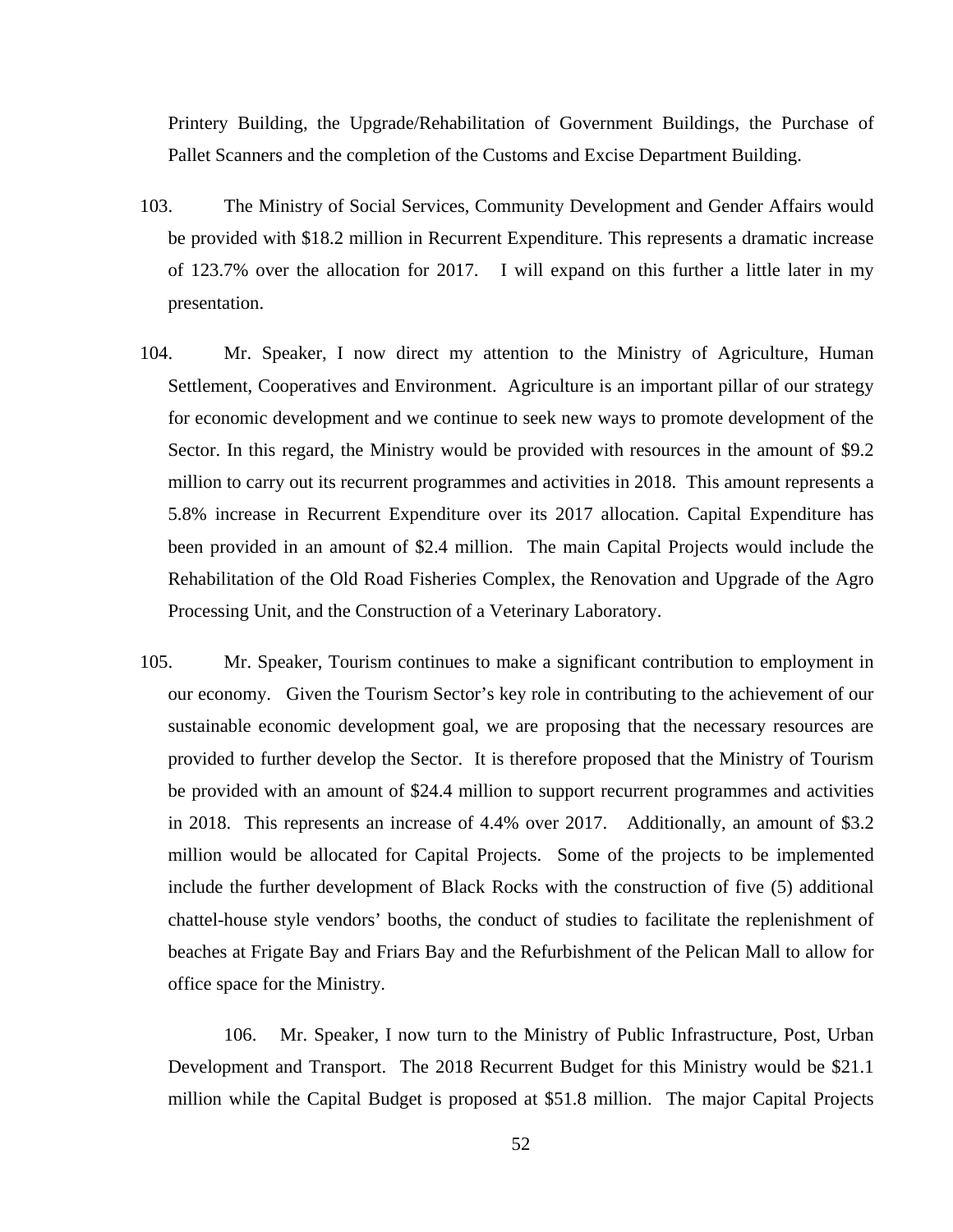Printery Building, the Upgrade/Rehabilitation of Government Buildings, the Purchase of Pallet Scanners and the completion of the Customs and Excise Department Building.

103. The Ministry of Social Services, Community Development and Gender Affairs would be provided with $18.2 million in Recurrent Expenditure. This represents a dramatic increase of 123.7% over the allocation for 2017. I will expand on this further a little later in my presentation.

104. Mr. Speaker, I now direct my attention to the Ministry of Agriculture, Human Settlement, Cooperatives and Environment. Agriculture is an important pillar of our strategy for economic development and we continue to seek new ways to promote development of the Sector. In this regard, the Ministry would be provided with resources in the amount of $9.2 million to carry out its recurrent programmes and activities in 2018. This amount represents a 5.8% increase in Recurrent Expenditure over its 2017 allocation. Capital Expenditure has been provided in an amount of $2.4 million. The main Capital Projects would include the Rehabilitation of the Old Road Fisheries Complex, the Renovation and Upgrade of the Agro Processing Unit, and the Construction of a Veterinary Laboratory.

105. Mr. Speaker, Tourism continues to make a significant contribution to employment in our economy. Given the Tourism Sector's key role in contributing to the achievement of our sustainable economic development goal, we are proposing that the necessary resources are provided to further develop the Sector. It is therefore proposed that the Ministry of Tourism be provided with an amount of $24.4 million to support recurrent programmes and activities in 2018. This represents an increase of 4.4% over 2017. Additionally, an amount of $3.2 million would be allocated for Capital Projects. Some of the projects to be implemented include the further development of Black Rocks with the construction of five (5) additional chattel-house style vendors' booths, the conduct of studies to facilitate the replenishment of beaches at Frigate Bay and Friars Bay and the Refurbishment of the Pelican Mall to allow for office space for the Ministry.

106. Mr. Speaker, I now turn to the Ministry of Public Infrastructure, Post, Urban Development and Transport. The 2018 Recurrent Budget for this Ministry would be $21.1 million while the Capital Budget is proposed at $51.8 million. The major Capital Projects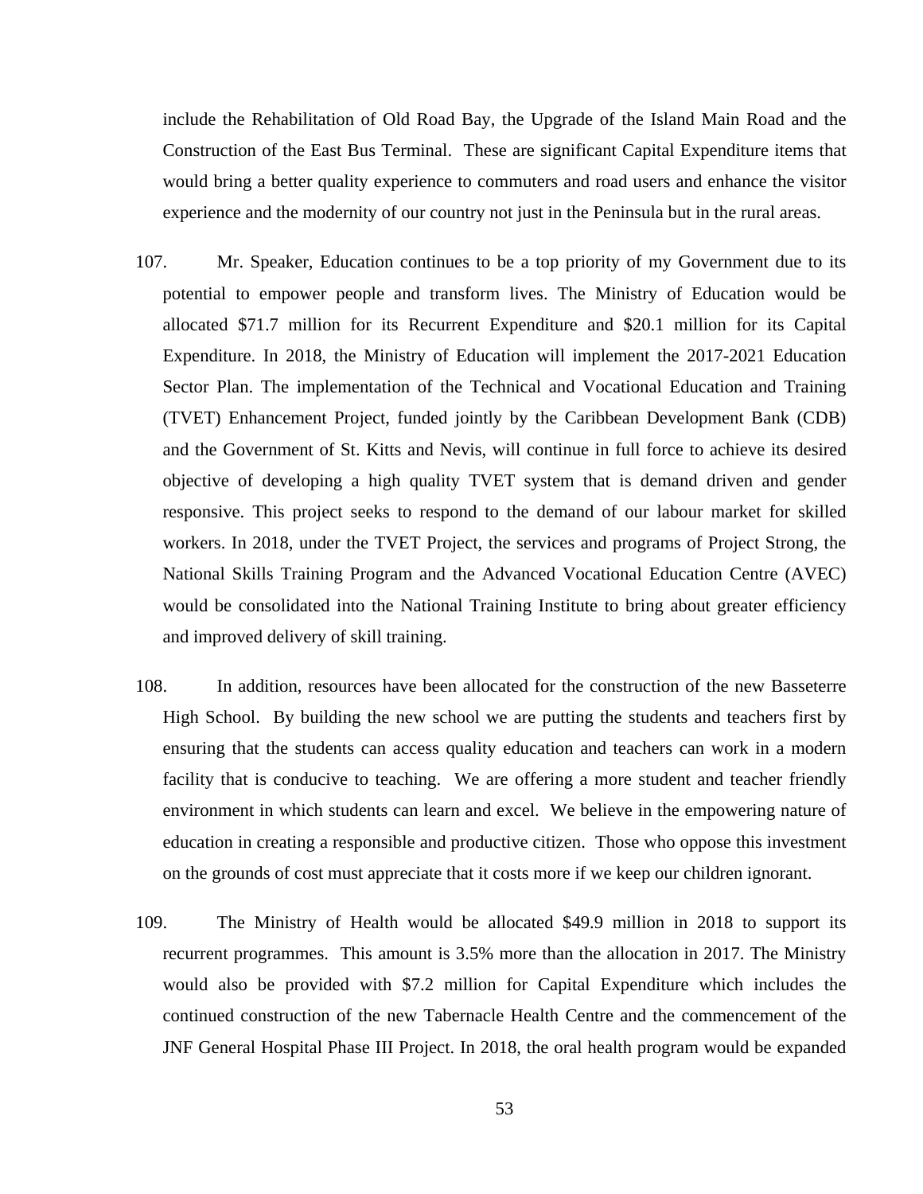include the Rehabilitation of Old Road Bay, the Upgrade of the Island Main Road and the Construction of the East Bus Terminal. These are significant Capital Expenditure items that would bring a better quality experience to commuters and road users and enhance the visitor experience and the modernity of our country not just in the Peninsula but in the rural areas.

107. Mr. Speaker, Education continues to be a top priority of my Government due to its potential to empower people and transform lives. The Ministry of Education would be allocated $71.7 million for its Recurrent Expenditure and $20.1 million for its Capital Expenditure. In 2018, the Ministry of Education will implement the 2017-2021 Education Sector Plan. The implementation of the Technical and Vocational Education and Training (TVET) Enhancement Project, funded jointly by the Caribbean Development Bank (CDB) and the Government of St. Kitts and Nevis, will continue in full force to achieve its desired objective of developing a high quality TVET system that is demand driven and gender responsive. This project seeks to respond to the demand of our labour market for skilled workers. In 2018, under the TVET Project, the services and programs of Project Strong, the National Skills Training Program and the Advanced Vocational Education Centre (AVEC) would be consolidated into the National Training Institute to bring about greater efficiency and improved delivery of skill training.

108. In addition, resources have been allocated for the construction of the new Basseterre High School. By building the new school we are putting the students and teachers first by ensuring that the students can access quality education and teachers can work in a modern facility that is conducive to teaching. We are offering a more student and teacher friendly environment in which students can learn and excel. We believe in the empowering nature of education in creating a responsible and productive citizen. Those who oppose this investment on the grounds of cost must appreciate that it costs more if we keep our children ignorant.

109. The Ministry of Health would be allocated $49.9 million in 2018 to support its recurrent programmes. This amount is 3.5% more than the allocation in 2017. The Ministry would also be provided with $7.2 million for Capital Expenditure which includes the continued construction of the new Tabernacle Health Centre and the commencement of the JNF General Hospital Phase III Project. In 2018, the oral health program would be expanded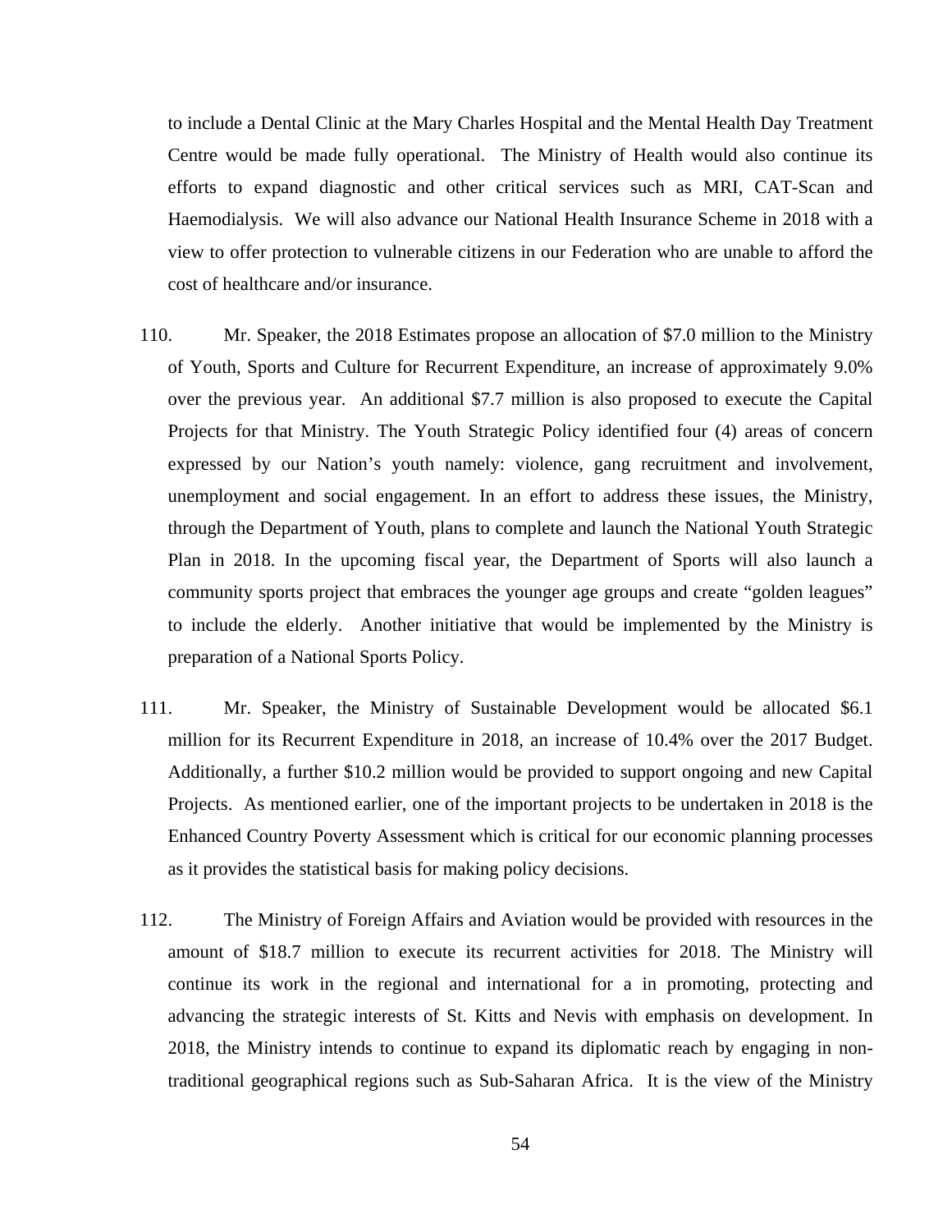to include a Dental Clinic at the Mary Charles Hospital and the Mental Health Day Treatment Centre would be made fully operational. The Ministry of Health would also continue its efforts to expand diagnostic and other critical services such as MRI, CAT-Scan and Haemodialysis. We will also advance our National Health Insurance Scheme in 2018 with a view to offer protection to vulnerable citizens in our Federation who are unable to afford the cost of healthcare and/or insurance.

110. Mr. Speaker, the 2018 Estimates propose an allocation of $7.0 million to the Ministry of Youth, Sports and Culture for Recurrent Expenditure, an increase of approximately 9.0% over the previous year. An additional $7.7 million is also proposed to execute the Capital Projects for that Ministry. The Youth Strategic Policy identified four (4) areas of concern expressed by our Nation's youth namely: violence, gang recruitment and involvement, unemployment and social engagement. In an effort to address these issues, the Ministry, through the Department of Youth, plans to complete and launch the National Youth Strategic Plan in 2018. In the upcoming fiscal year, the Department of Sports will also launch a community sports project that embraces the younger age groups and create "golden leagues" to include the elderly. Another initiative that would be implemented by the Ministry is preparation of a National Sports Policy.

111. Mr. Speaker, the Ministry of Sustainable Development would be allocated $6.1 million for its Recurrent Expenditure in 2018, an increase of 10.4% over the 2017 Budget. Additionally, a further $10.2 million would be provided to support ongoing and new Capital Projects. As mentioned earlier, one of the important projects to be undertaken in 2018 is the Enhanced Country Poverty Assessment which is critical for our economic planning processes as it provides the statistical basis for making policy decisions.

112. The Ministry of Foreign Affairs and Aviation would be provided with resources in the amount of $18.7 million to execute its recurrent activities for 2018. The Ministry will continue its work in the regional and international for a in promoting, protecting and advancing the strategic interests of St. Kitts and Nevis with emphasis on development. In 2018, the Ministry intends to continue to expand its diplomatic reach by engaging in non-traditional geographical regions such as Sub-Saharan Africa. It is the view of the Ministry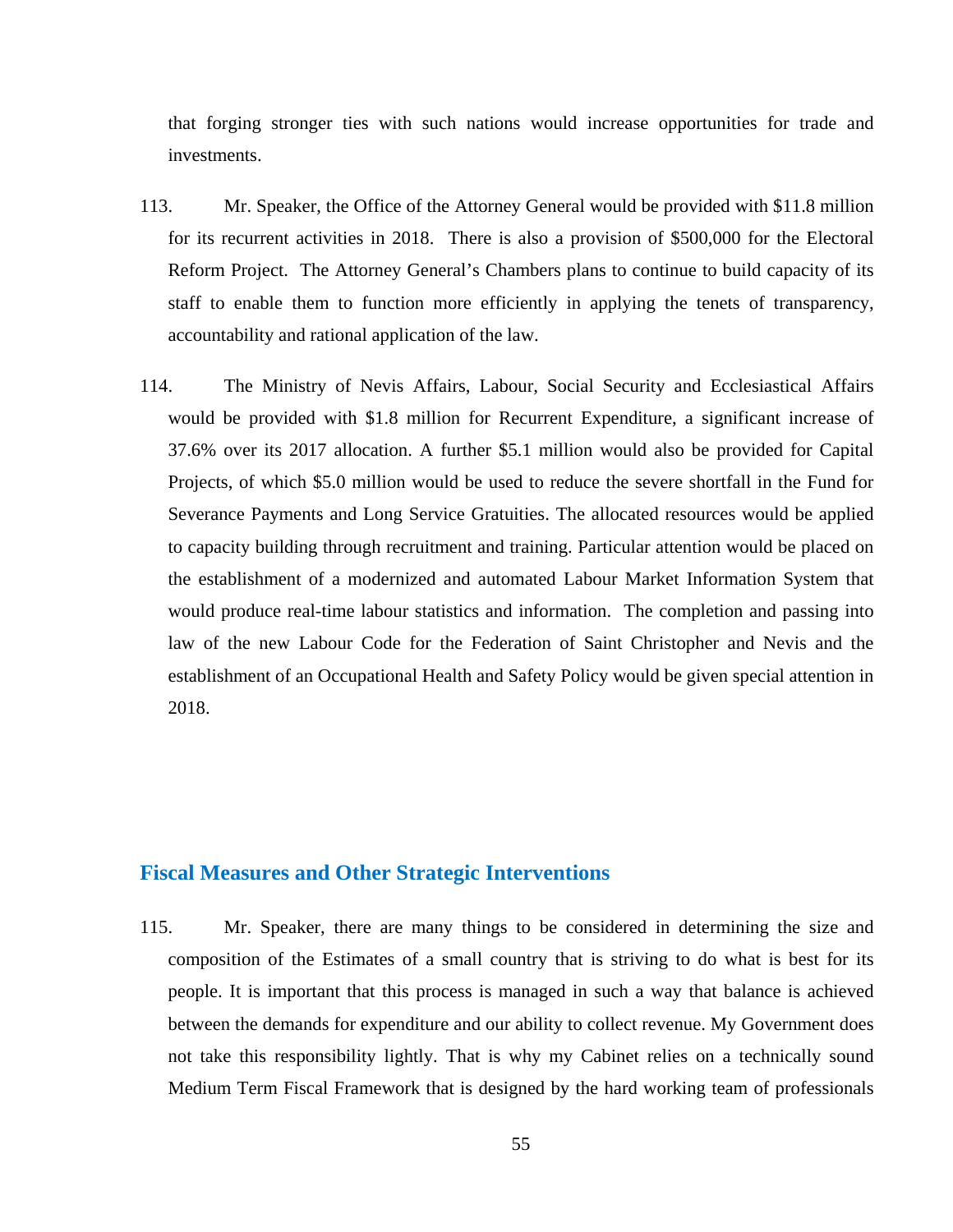that forging stronger ties with such nations would increase opportunities for trade and investments.

113. Mr. Speaker, the Office of the Attorney General would be provided with $11.8 million for its recurrent activities in 2018. There is also a provision of $500,000 for the Electoral Reform Project. The Attorney General's Chambers plans to continue to build capacity of its staff to enable them to function more efficiently in applying the tenets of transparency, accountability and rational application of the law.

114. The Ministry of Nevis Affairs, Labour, Social Security and Ecclesiastical Affairs would be provided with $1.8 million for Recurrent Expenditure, a significant increase of 37.6% over its 2017 allocation. A further $5.1 million would also be provided for Capital Projects, of which $5.0 million would be used to reduce the severe shortfall in the Fund for Severance Payments and Long Service Gratuities. The allocated resources would be applied to capacity building through recruitment and training. Particular attention would be placed on the establishment of a modernized and automated Labour Market Information System that would produce real-time labour statistics and information. The completion and passing into law of the new Labour Code for the Federation of Saint Christopher and Nevis and the establishment of an Occupational Health and Safety Policy would be given special attention in 2018.

## Fiscal Measures and Other Strategic Interventions

115. Mr. Speaker, there are many things to be considered in determining the size and composition of the Estimates of a small country that is striving to do what is best for its people. It is important that this process is managed in such a way that balance is achieved between the demands for expenditure and our ability to collect revenue. My Government does not take this responsibility lightly. That is why my Cabinet relies on a technically sound Medium Term Fiscal Framework that is designed by the hard working team of professionals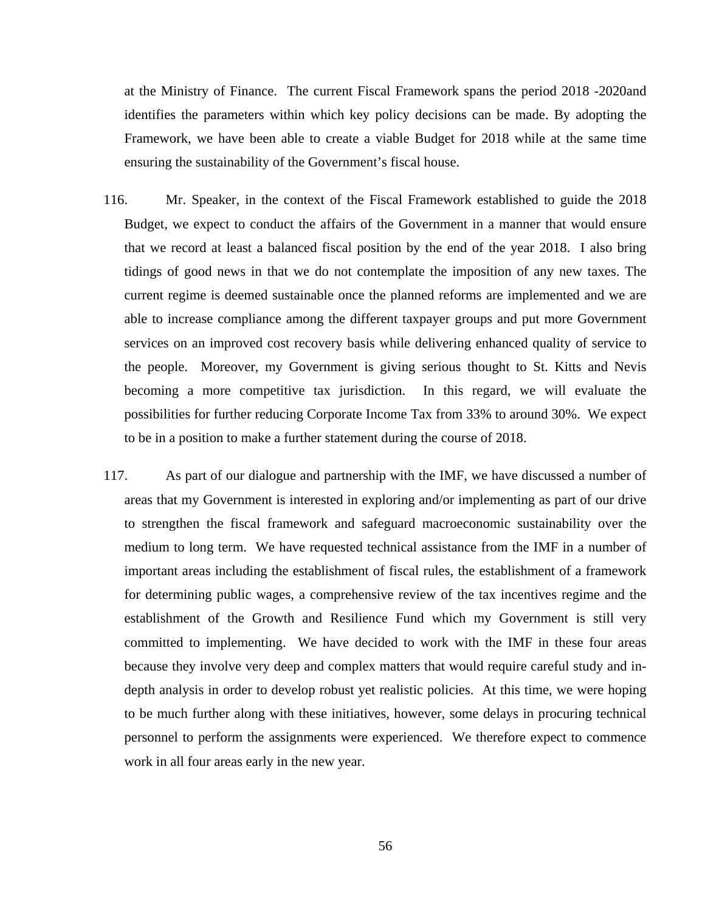at the Ministry of Finance. The current Fiscal Framework spans the period 2018 -2020and identifies the parameters within which key policy decisions can be made. By adopting the Framework, we have been able to create a viable Budget for 2018 while at the same time ensuring the sustainability of the Government's fiscal house.

116. Mr. Speaker, in the context of the Fiscal Framework established to guide the 2018 Budget, we expect to conduct the affairs of the Government in a manner that would ensure that we record at least a balanced fiscal position by the end of the year 2018. I also bring tidings of good news in that we do not contemplate the imposition of any new taxes. The current regime is deemed sustainable once the planned reforms are implemented and we are able to increase compliance among the different taxpayer groups and put more Government services on an improved cost recovery basis while delivering enhanced quality of service to the people. Moreover, my Government is giving serious thought to St. Kitts and Nevis becoming a more competitive tax jurisdiction. In this regard, we will evaluate the possibilities for further reducing Corporate Income Tax from 33% to around 30%. We expect to be in a position to make a further statement during the course of 2018.

117. As part of our dialogue and partnership with the IMF, we have discussed a number of areas that my Government is interested in exploring and/or implementing as part of our drive to strengthen the fiscal framework and safeguard macroeconomic sustainability over the medium to long term. We have requested technical assistance from the IMF in a number of important areas including the establishment of fiscal rules, the establishment of a framework for determining public wages, a comprehensive review of the tax incentives regime and the establishment of the Growth and Resilience Fund which my Government is still very committed to implementing. We have decided to work with the IMF in these four areas because they involve very deep and complex matters that would require careful study and in-depth analysis in order to develop robust yet realistic policies. At this time, we were hoping to be much further along with these initiatives, however, some delays in procuring technical personnel to perform the assignments were experienced. We therefore expect to commence work in all four areas early in the new year.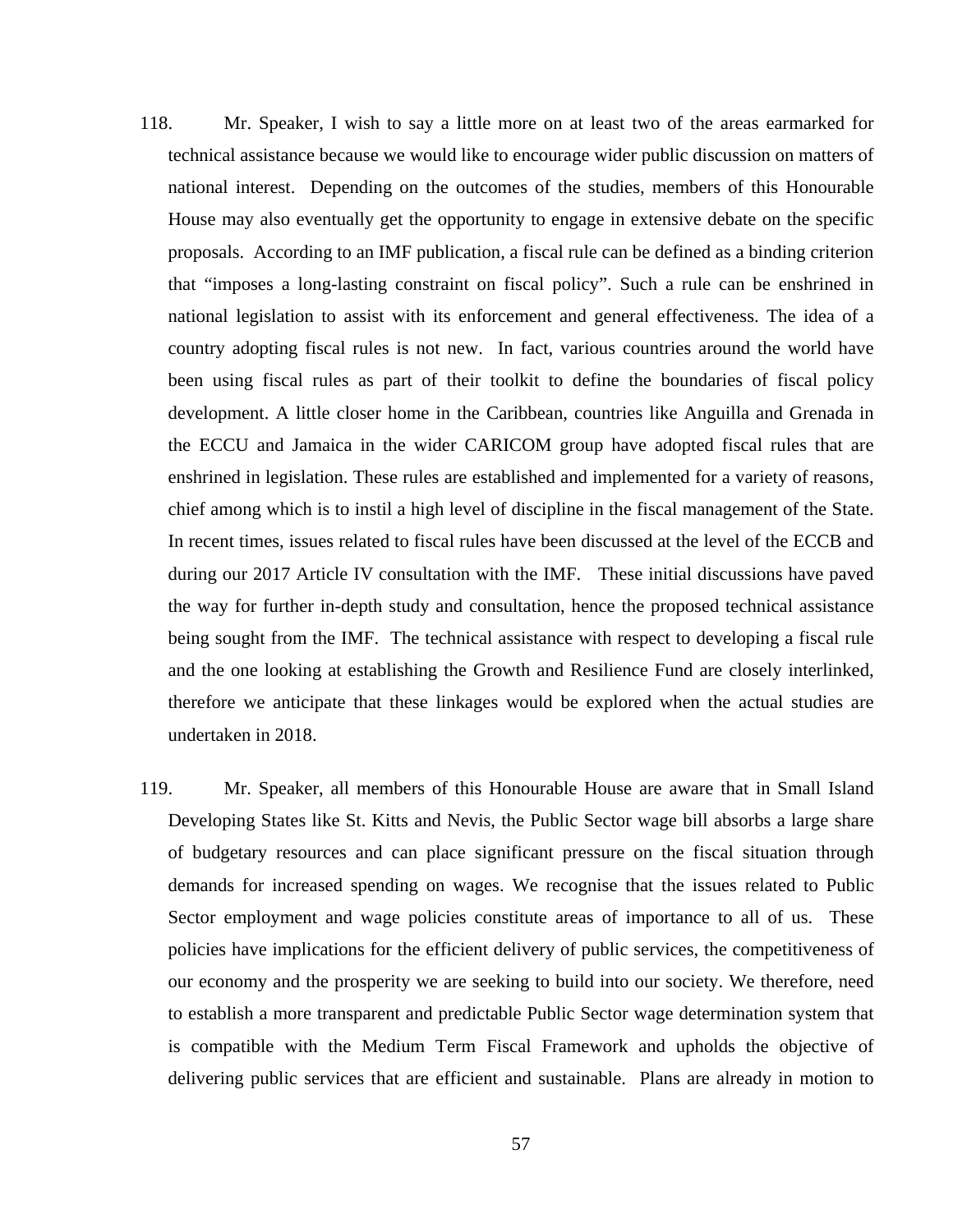118. Mr. Speaker, I wish to say a little more on at least two of the areas earmarked for technical assistance because we would like to encourage wider public discussion on matters of national interest. Depending on the outcomes of the studies, members of this Honourable House may also eventually get the opportunity to engage in extensive debate on the specific proposals. According to an IMF publication, a fiscal rule can be defined as a binding criterion that "imposes a long-lasting constraint on fiscal policy". Such a rule can be enshrined in national legislation to assist with its enforcement and general effectiveness. The idea of a country adopting fiscal rules is not new. In fact, various countries around the world have been using fiscal rules as part of their toolkit to define the boundaries of fiscal policy development. A little closer home in the Caribbean, countries like Anguilla and Grenada in the ECCU and Jamaica in the wider CARICOM group have adopted fiscal rules that are enshrined in legislation. These rules are established and implemented for a variety of reasons, chief among which is to instil a high level of discipline in the fiscal management of the State. In recent times, issues related to fiscal rules have been discussed at the level of the ECCB and during our 2017 Article IV consultation with the IMF. These initial discussions have paved the way for further in-depth study and consultation, hence the proposed technical assistance being sought from the IMF. The technical assistance with respect to developing a fiscal rule and the one looking at establishing the Growth and Resilience Fund are closely interlinked, therefore we anticipate that these linkages would be explored when the actual studies are undertaken in 2018.

119. Mr. Speaker, all members of this Honourable House are aware that in Small Island Developing States like St. Kitts and Nevis, the Public Sector wage bill absorbs a large share of budgetary resources and can place significant pressure on the fiscal situation through demands for increased spending on wages. We recognise that the issues related to Public Sector employment and wage policies constitute areas of importance to all of us. These policies have implications for the efficient delivery of public services, the competitiveness of our economy and the prosperity we are seeking to build into our society. We therefore, need to establish a more transparent and predictable Public Sector wage determination system that is compatible with the Medium Term Fiscal Framework and upholds the objective of delivering public services that are efficient and sustainable. Plans are already in motion to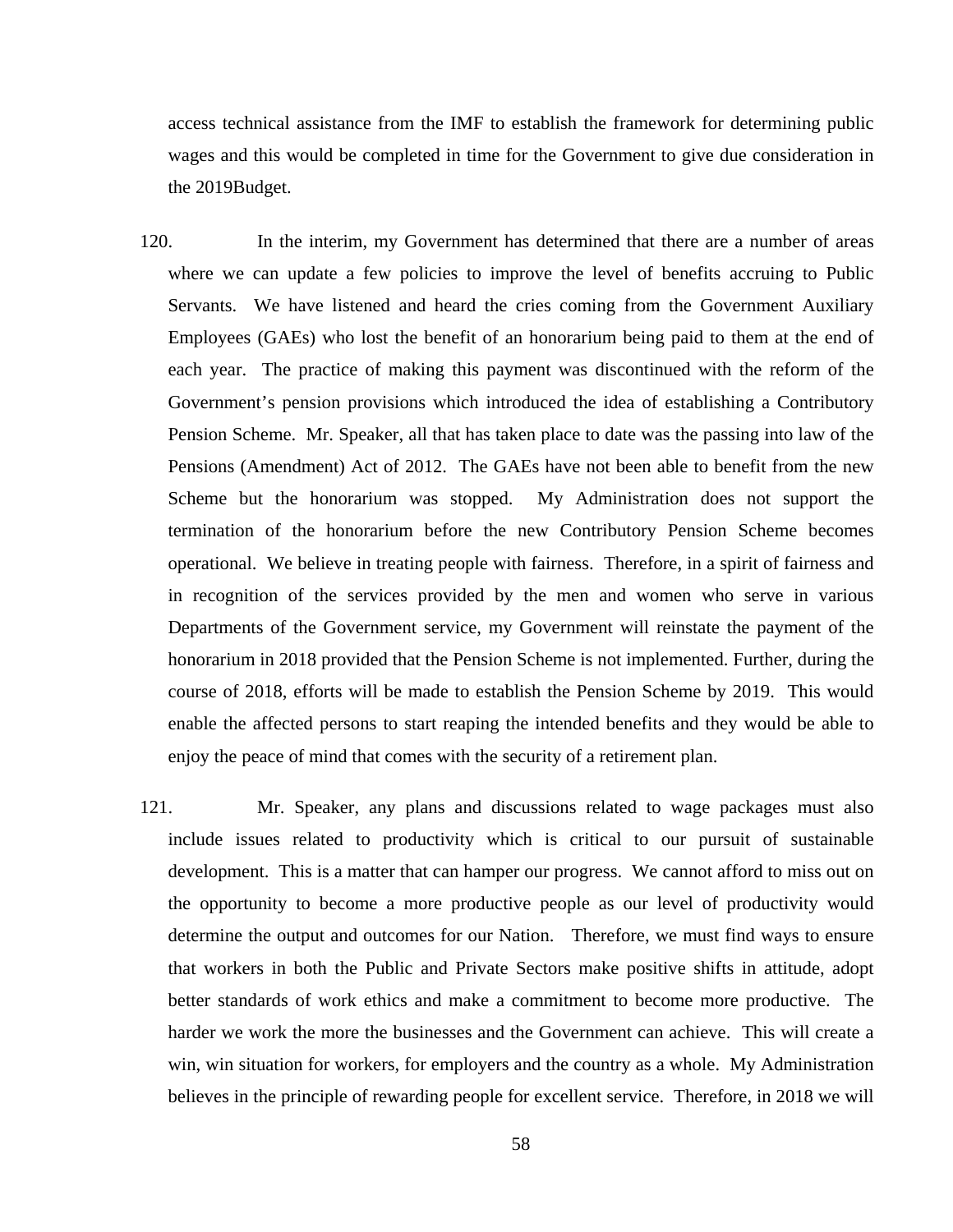access technical assistance from the IMF to establish the framework for determining public wages and this would be completed in time for the Government to give due consideration in the 2019Budget.

120. In the interim, my Government has determined that there are a number of areas where we can update a few policies to improve the level of benefits accruing to Public Servants. We have listened and heard the cries coming from the Government Auxiliary Employees (GAEs) who lost the benefit of an honorarium being paid to them at the end of each year. The practice of making this payment was discontinued with the reform of the Government's pension provisions which introduced the idea of establishing a Contributory Pension Scheme. Mr. Speaker, all that has taken place to date was the passing into law of the Pensions (Amendment) Act of 2012. The GAEs have not been able to benefit from the new Scheme but the honorarium was stopped. My Administration does not support the termination of the honorarium before the new Contributory Pension Scheme becomes operational. We believe in treating people with fairness. Therefore, in a spirit of fairness and in recognition of the services provided by the men and women who serve in various Departments of the Government service, my Government will reinstate the payment of the honorarium in 2018 provided that the Pension Scheme is not implemented. Further, during the course of 2018, efforts will be made to establish the Pension Scheme by 2019. This would enable the affected persons to start reaping the intended benefits and they would be able to enjoy the peace of mind that comes with the security of a retirement plan.

121. Mr. Speaker, any plans and discussions related to wage packages must also include issues related to productivity which is critical to our pursuit of sustainable development. This is a matter that can hamper our progress. We cannot afford to miss out on the opportunity to become a more productive people as our level of productivity would determine the output and outcomes for our Nation. Therefore, we must find ways to ensure that workers in both the Public and Private Sectors make positive shifts in attitude, adopt better standards of work ethics and make a commitment to become more productive. The harder we work the more the businesses and the Government can achieve. This will create a win, win situation for workers, for employers and the country as a whole. My Administration believes in the principle of rewarding people for excellent service. Therefore, in 2018 we will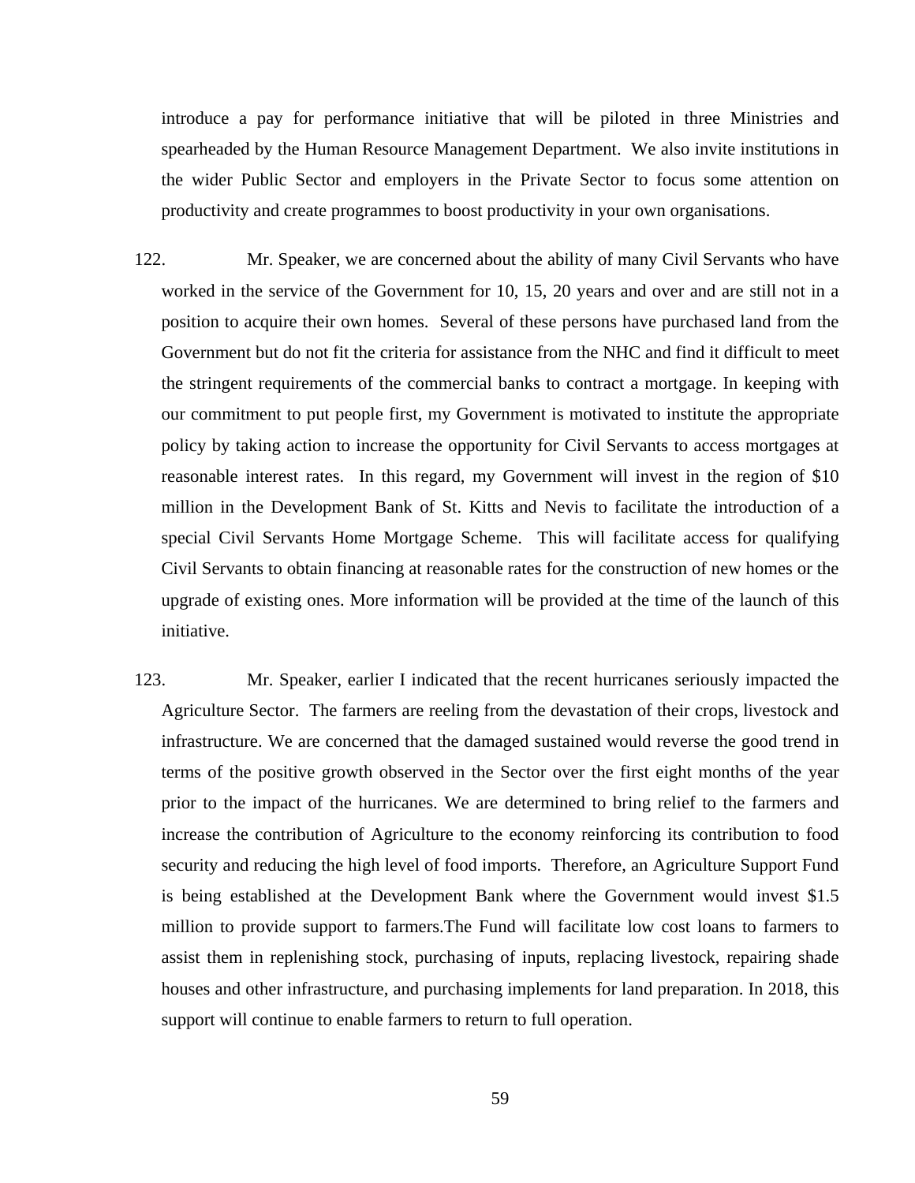introduce a pay for performance initiative that will be piloted in three Ministries and spearheaded by the Human Resource Management Department. We also invite institutions in the wider Public Sector and employers in the Private Sector to focus some attention on productivity and create programmes to boost productivity in your own organisations.

122. Mr. Speaker, we are concerned about the ability of many Civil Servants who have worked in the service of the Government for 10, 15, 20 years and over and are still not in a position to acquire their own homes. Several of these persons have purchased land from the Government but do not fit the criteria for assistance from the NHC and find it difficult to meet the stringent requirements of the commercial banks to contract a mortgage. In keeping with our commitment to put people first, my Government is motivated to institute the appropriate policy by taking action to increase the opportunity for Civil Servants to access mortgages at reasonable interest rates. In this regard, my Government will invest in the region of $10 million in the Development Bank of St. Kitts and Nevis to facilitate the introduction of a special Civil Servants Home Mortgage Scheme. This will facilitate access for qualifying Civil Servants to obtain financing at reasonable rates for the construction of new homes or the upgrade of existing ones. More information will be provided at the time of the launch of this initiative.

123. Mr. Speaker, earlier I indicated that the recent hurricanes seriously impacted the Agriculture Sector. The farmers are reeling from the devastation of their crops, livestock and infrastructure. We are concerned that the damaged sustained would reverse the good trend in terms of the positive growth observed in the Sector over the first eight months of the year prior to the impact of the hurricanes. We are determined to bring relief to the farmers and increase the contribution of Agriculture to the economy reinforcing its contribution to food security and reducing the high level of food imports. Therefore, an Agriculture Support Fund is being established at the Development Bank where the Government would invest $1.5 million to provide support to farmers.The Fund will facilitate low cost loans to farmers to assist them in replenishing stock, purchasing of inputs, replacing livestock, repairing shade houses and other infrastructure, and purchasing implements for land preparation. In 2018, this support will continue to enable farmers to return to full operation.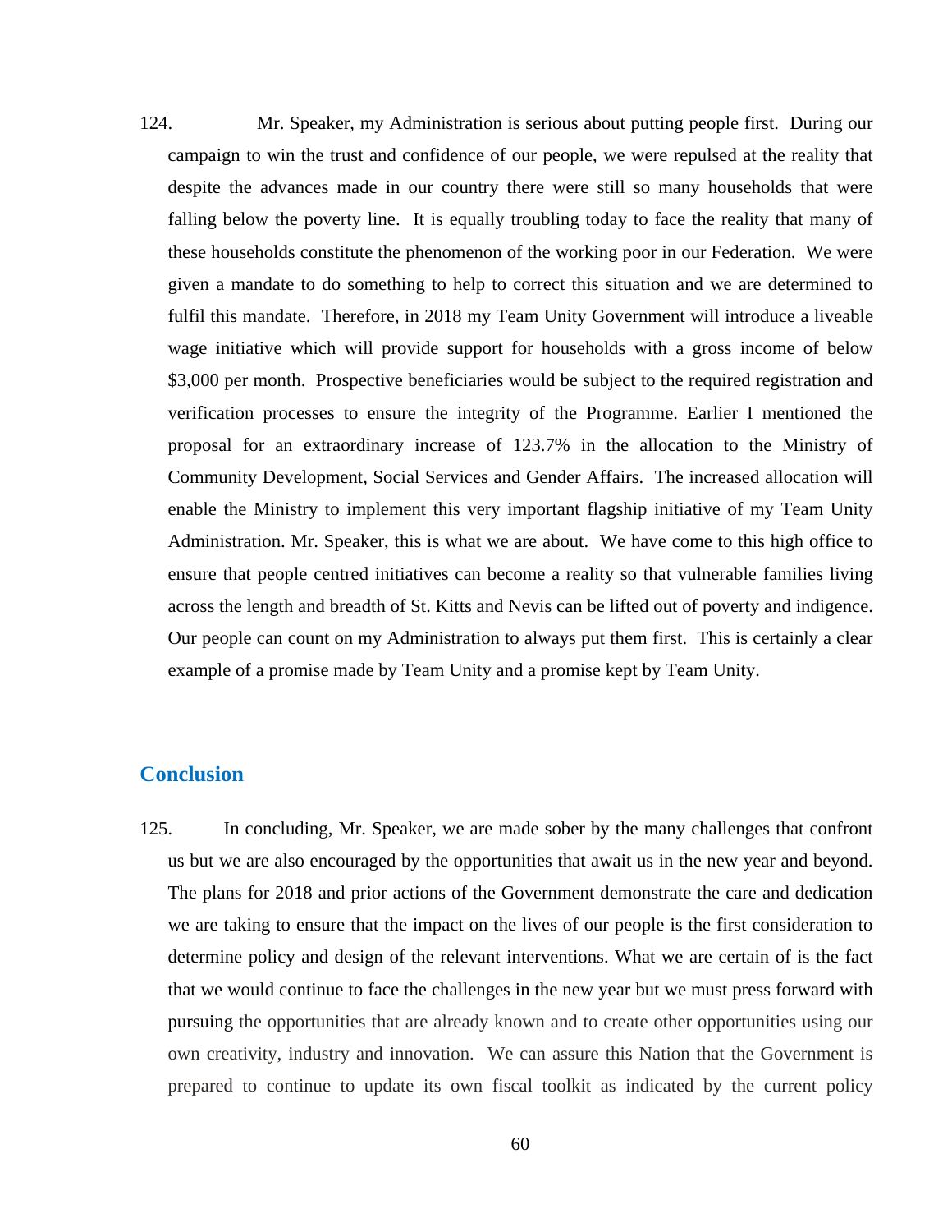124. Mr. Speaker, my Administration is serious about putting people first. During our campaign to win the trust and confidence of our people, we were repulsed at the reality that despite the advances made in our country there were still so many households that were falling below the poverty line. It is equally troubling today to face the reality that many of these households constitute the phenomenon of the working poor in our Federation. We were given a mandate to do something to help to correct this situation and we are determined to fulfil this mandate. Therefore, in 2018 my Team Unity Government will introduce a liveable wage initiative which will provide support for households with a gross income of below $3,000 per month. Prospective beneficiaries would be subject to the required registration and verification processes to ensure the integrity of the Programme. Earlier I mentioned the proposal for an extraordinary increase of 123.7% in the allocation to the Ministry of Community Development, Social Services and Gender Affairs. The increased allocation will enable the Ministry to implement this very important flagship initiative of my Team Unity Administration. Mr. Speaker, this is what we are about. We have come to this high office to ensure that people centred initiatives can become a reality so that vulnerable families living across the length and breadth of St. Kitts and Nevis can be lifted out of poverty and indigence. Our people can count on my Administration to always put them first. This is certainly a clear example of a promise made by Team Unity and a promise kept by Team Unity.

## Conclusion

125. In concluding, Mr. Speaker, we are made sober by the many challenges that confront us but we are also encouraged by the opportunities that await us in the new year and beyond. The plans for 2018 and prior actions of the Government demonstrate the care and dedication we are taking to ensure that the impact on the lives of our people is the first consideration to determine policy and design of the relevant interventions. What we are certain of is the fact that we would continue to face the challenges in the new year but we must press forward with pursuing the opportunities that are already known and to create other opportunities using our own creativity, industry and innovation. We can assure this Nation that the Government is prepared to continue to update its own fiscal toolkit as indicated by the current policy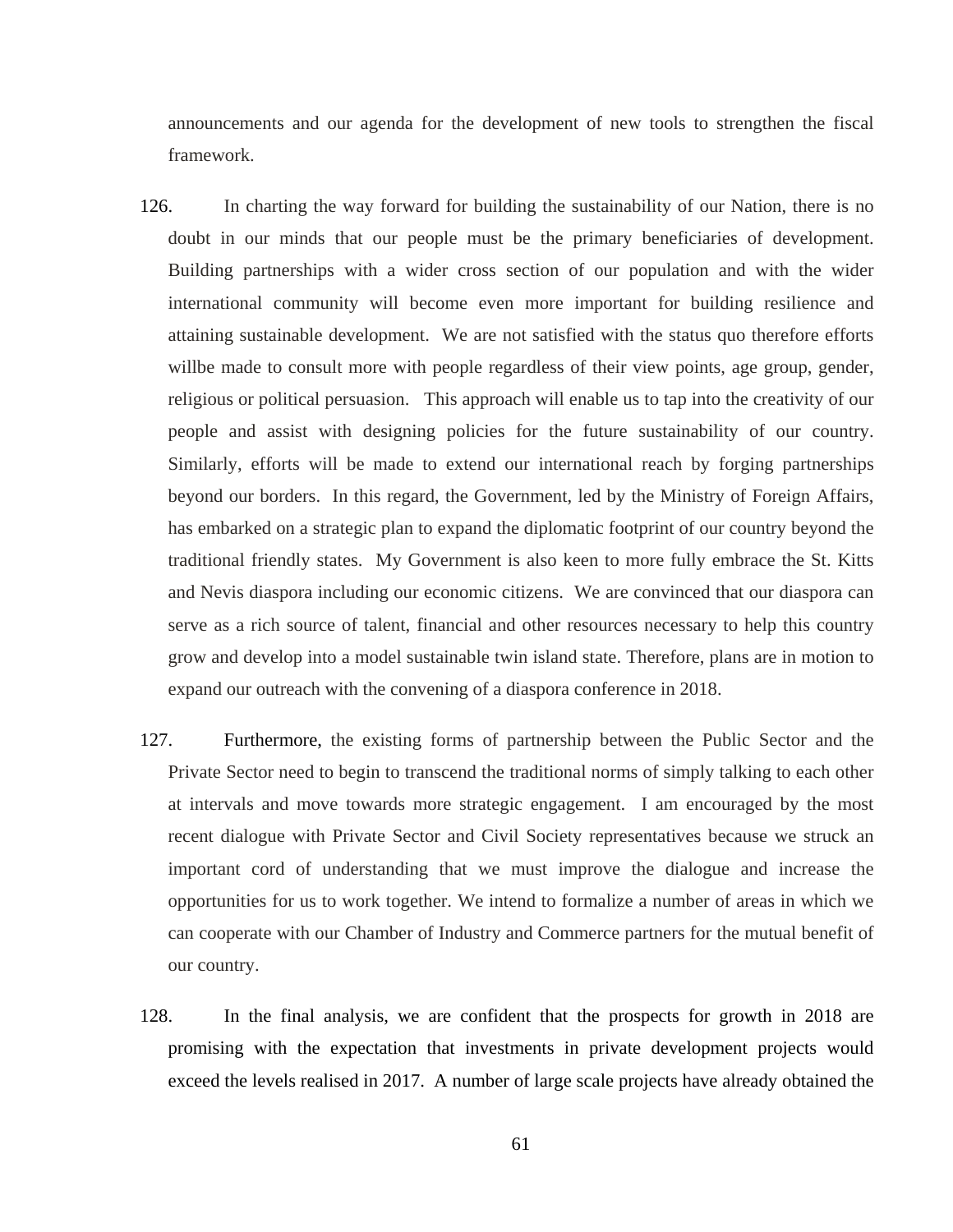announcements and our agenda for the development of new tools to strengthen the fiscal framework.

126. In charting the way forward for building the sustainability of our Nation, there is no doubt in our minds that our people must be the primary beneficiaries of development. Building partnerships with a wider cross section of our population and with the wider international community will become even more important for building resilience and attaining sustainable development. We are not satisfied with the status quo therefore efforts willbe made to consult more with people regardless of their view points, age group, gender, religious or political persuasion. This approach will enable us to tap into the creativity of our people and assist with designing policies for the future sustainability of our country. Similarly, efforts will be made to extend our international reach by forging partnerships beyond our borders. In this regard, the Government, led by the Ministry of Foreign Affairs, has embarked on a strategic plan to expand the diplomatic footprint of our country beyond the traditional friendly states. My Government is also keen to more fully embrace the St. Kitts and Nevis diaspora including our economic citizens. We are convinced that our diaspora can serve as a rich source of talent, financial and other resources necessary to help this country grow and develop into a model sustainable twin island state. Therefore, plans are in motion to expand our outreach with the convening of a diaspora conference in 2018.

127. Furthermore, the existing forms of partnership between the Public Sector and the Private Sector need to begin to transcend the traditional norms of simply talking to each other at intervals and move towards more strategic engagement. I am encouraged by the most recent dialogue with Private Sector and Civil Society representatives because we struck an important cord of understanding that we must improve the dialogue and increase the opportunities for us to work together. We intend to formalize a number of areas in which we can cooperate with our Chamber of Industry and Commerce partners for the mutual benefit of our country.

128. In the final analysis, we are confident that the prospects for growth in 2018 are promising with the expectation that investments in private development projects would exceed the levels realised in 2017. A number of large scale projects have already obtained the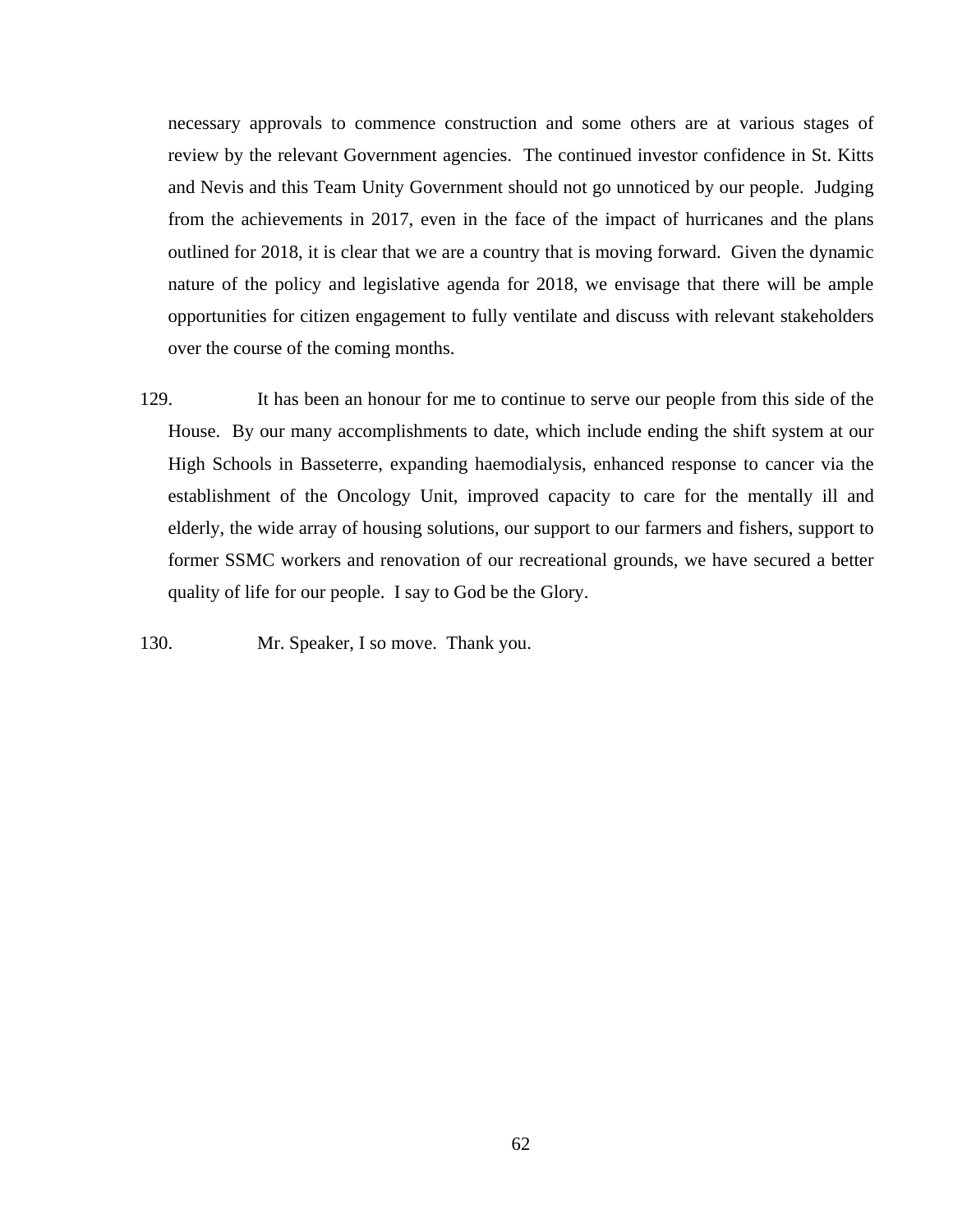necessary approvals to commence construction and some others are at various stages of review by the relevant Government agencies. The continued investor confidence in St. Kitts and Nevis and this Team Unity Government should not go unnoticed by our people. Judging from the achievements in 2017, even in the face of the impact of hurricanes and the plans outlined for 2018, it is clear that we are a country that is moving forward. Given the dynamic nature of the policy and legislative agenda for 2018, we envisage that there will be ample opportunities for citizen engagement to fully ventilate and discuss with relevant stakeholders over the course of the coming months.

129. It has been an honour for me to continue to serve our people from this side of the House. By our many accomplishments to date, which include ending the shift system at our High Schools in Basseterre, expanding haemodialysis, enhanced response to cancer via the establishment of the Oncology Unit, improved capacity to care for the mentally ill and elderly, the wide array of housing solutions, our support to our farmers and fishers, support to former SSMC workers and renovation of our recreational grounds, we have secured a better quality of life for our people. I say to God be the Glory.

130. Mr. Speaker, I so move. Thank you.